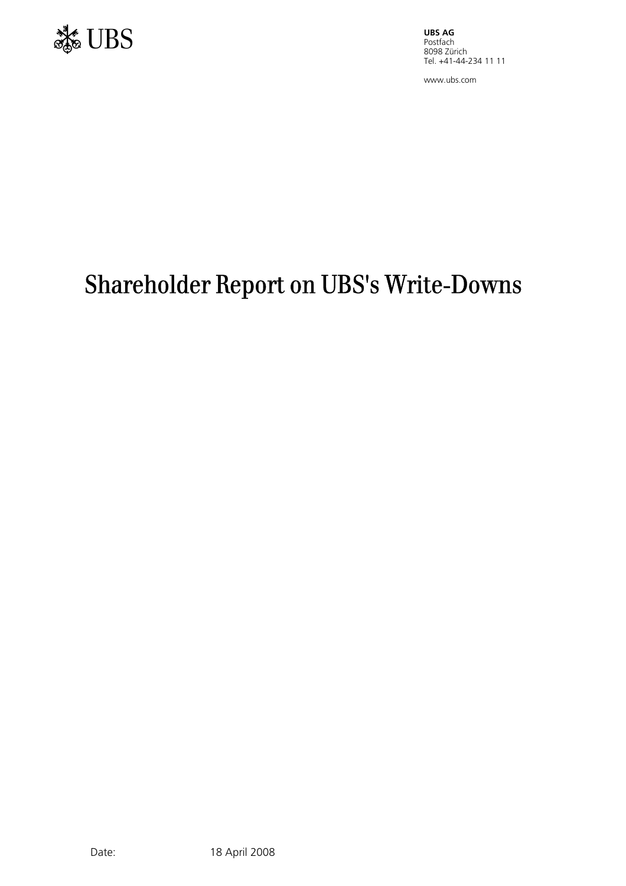UBS

**UBS AG**
Postfach
8098 Zürich
Tel. +41-44-234 11 11

www.ubs.com

# Shareholder Report on UBS's Write-Downs

Date: 18 April 2008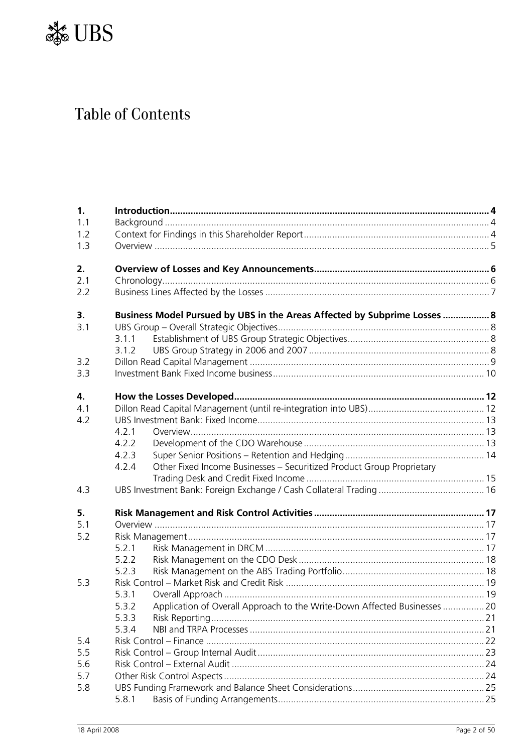# Table of Contents

| | | |
|---|---|---|
| **1.** | **Introduction** | **4** |
| 1.1 | Background | 4 |
| 1.2 | Context for Findings in this Shareholder Report | 4 |
| 1.3 | Overview | 5 |
| **2.** | **Overview of Losses and Key Announcements** | **6** |
| 2.1 | Chronology | 6 |
| 2.2 | Business Lines Affected by the Losses | 7 |
| **3.** | **Business Model Pursued by UBS in the Areas Affected by Subprime Losses** | **8** |
| 3.1 | UBS Group – Overall Strategic Objectives | 8 |
| | 3.1.1 Establishment of UBS Group Strategic Objectives | 8 |
| | 3.1.2 UBS Group Strategy in 2006 and 2007 | 8 |
| 3.2 | Dillon Read Capital Management | 9 |
| 3.3 | Investment Bank Fixed Income business | 10 |
| **4.** | **How the Losses Developed** | **12** |
| 4.1 | Dillon Read Capital Management (until re-integration into UBS) | 12 |
| 4.2 | UBS Investment Bank: Fixed Income | 13 |
| | 4.2.1 Overview | 13 |
| | 4.2.2 Development of the CDO Warehouse | 13 |
| | 4.2.3 Super Senior Positions – Retention and Hedging | 14 |
| | 4.2.4 Other Fixed Income Businesses – Securitized Product Group Proprietary Trading Desk and Credit Fixed Income | 15 |
| 4.3 | UBS Investment Bank: Foreign Exchange / Cash Collateral Trading | 16 |
| **5.** | **Risk Management and Risk Control Activities** | **17** |
| 5.1 | Overview | 17 |
| 5.2 | Risk Management | 17 |
| | 5.2.1 Risk Management in DRCM | 17 |
| | 5.2.2 Risk Management on the CDO Desk | 18 |
| | 5.2.3 Risk Management on the ABS Trading Portfolio | 18 |
| 5.3 | Risk Control – Market Risk and Credit Risk | 19 |
| | 5.3.1 Overall Approach | 19 |
| | 5.3.2 Application of Overall Approach to the Write-Down Affected Businesses | 20 |
| | 5.3.3 Risk Reporting | 21 |
| | 5.3.4 NBI and TRPA Processes | 21 |
| 5.4 | Risk Control – Finance | 22 |
| 5.5 | Risk Control – Group Internal Audit | 23 |
| 5.6 | Risk Control – External Audit | 24 |
| 5.7 | Other Risk Control Aspects | 24 |
| 5.8 | UBS Funding Framework and Balance Sheet Considerations | 25 |
| | 5.8.1 Basis of Funding Arrangements | 25 |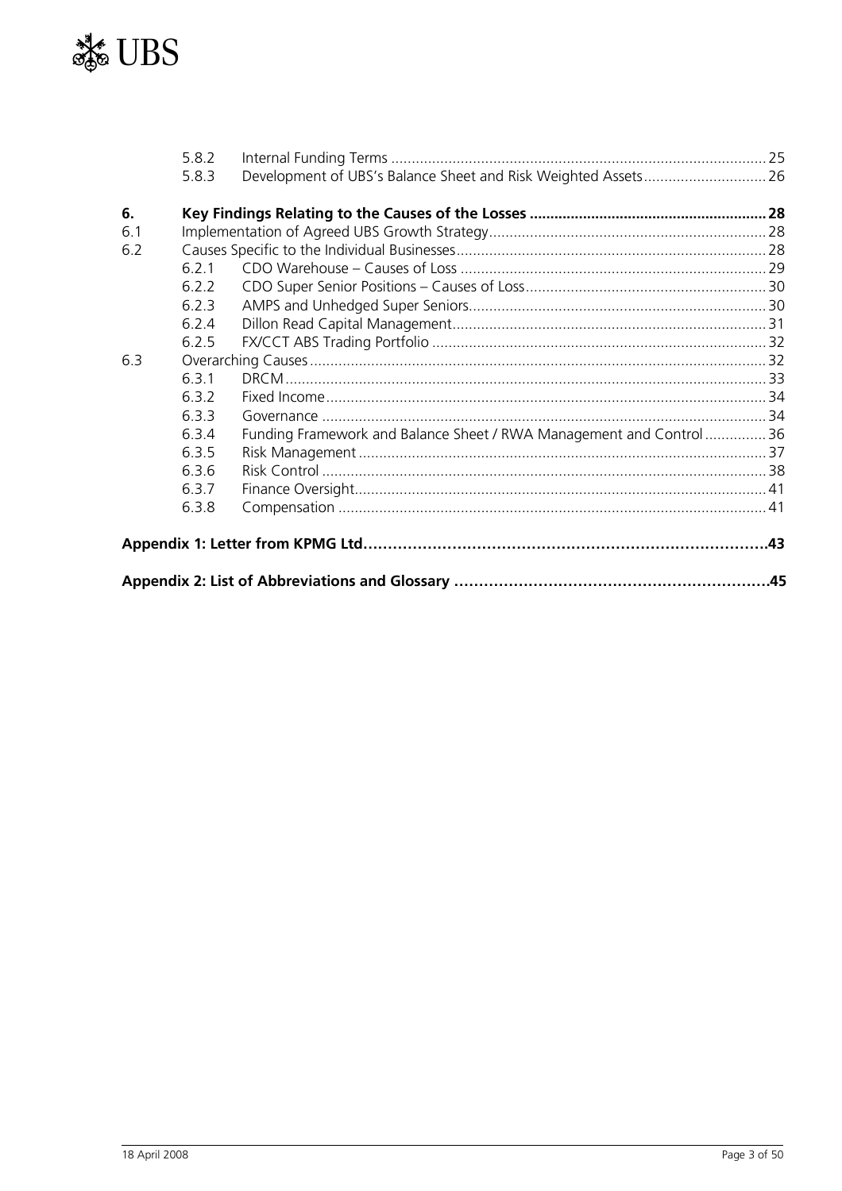| | | | |
|---|---|---|---|
| | 5.8.2 | Internal Funding Terms | 25 |
| | 5.8.3 | Development of UBS's Balance Sheet and Risk Weighted Assets | 26 |
| **6.** | | **Key Findings Relating to the Causes of the Losses** | **28** |
| 6.1 | | Implementation of Agreed UBS Growth Strategy | 28 |
| 6.2 | | Causes Specific to the Individual Businesses | 28 |
| | 6.2.1 | CDO Warehouse – Causes of Loss | 29 |
| | 6.2.2 | CDO Super Senior Positions – Causes of Loss | 30 |
| | 6.2.3 | AMPS and Unhedged Super Seniors | 30 |
| | 6.2.4 | Dillon Read Capital Management | 31 |
| | 6.2.5 | FX/CCT ABS Trading Portfolio | 32 |
| 6.3 | | Overarching Causes | 32 |
| | 6.3.1 | DRCM | 33 |
| | 6.3.2 | Fixed Income | 34 |
| | 6.3.3 | Governance | 34 |
| | 6.3.4 | Funding Framework and Balance Sheet / RWA Management and Control | 36 |
| | 6.3.5 | Risk Management | 37 |
| | 6.3.6 | Risk Control | 38 |
| | 6.3.7 | Finance Oversight | 41 |
| | 6.3.8 | Compensation | 41 |
| **Appendix 1: Letter from KPMG Ltd** | | | **43** |
| **Appendix 2: List of Abbreviations and Glossary** | | | **45** |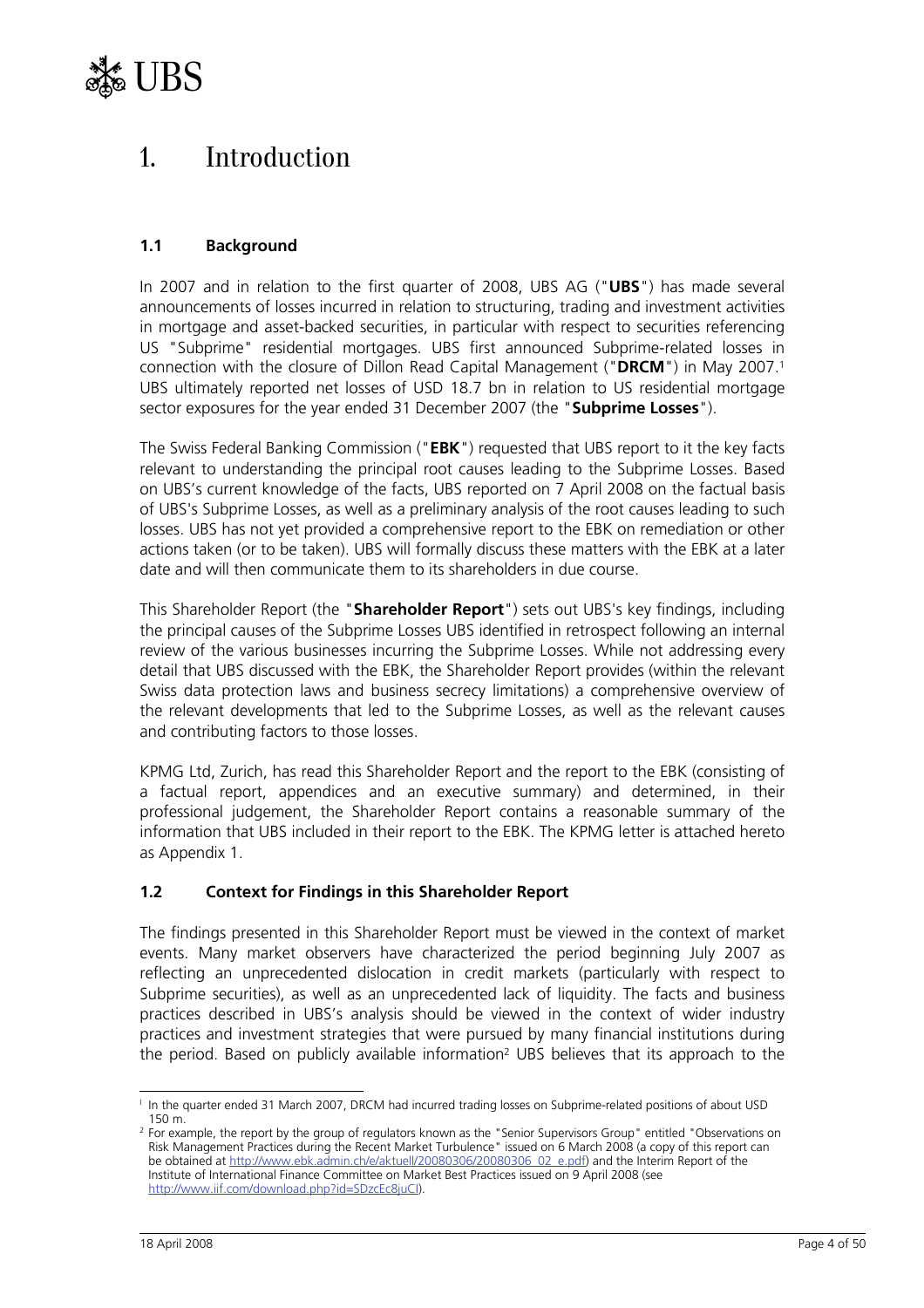# 1. Introduction

## 1.1 Background

In 2007 and in relation to the first quarter of 2008, UBS AG ("**UBS**") has made several announcements of losses incurred in relation to structuring, trading and investment activities in mortgage and asset-backed securities, in particular with respect to securities referencing US "Subprime" residential mortgages. UBS first announced Subprime-related losses in connection with the closure of Dillon Read Capital Management ("**DRCM**") in May 2007.[1] UBS ultimately reported net losses of USD 18.7 bn in relation to US residential mortgage sector exposures for the year ended 31 December 2007 (the "**Subprime Losses**").

The Swiss Federal Banking Commission ("**EBK**") requested that UBS report to it the key facts relevant to understanding the principal root causes leading to the Subprime Losses. Based on UBS's current knowledge of the facts, UBS reported on 7 April 2008 on the factual basis of UBS's Subprime Losses, as well as a preliminary analysis of the root causes leading to such losses. UBS has not yet provided a comprehensive report to the EBK on remediation or other actions taken (or to be taken). UBS will formally discuss these matters with the EBK at a later date and will then communicate them to its shareholders in due course.

This Shareholder Report (the "**Shareholder Report**") sets out UBS's key findings, including the principal causes of the Subprime Losses UBS identified in retrospect following an internal review of the various businesses incurring the Subprime Losses. While not addressing every detail that UBS discussed with the EBK, the Shareholder Report provides (within the relevant Swiss data protection laws and business secrecy limitations) a comprehensive overview of the relevant developments that led to the Subprime Losses, as well as the relevant causes and contributing factors to those losses.

KPMG Ltd, Zurich, has read this Shareholder Report and the report to the EBK (consisting of a factual report, appendices and an executive summary) and determined, in their professional judgement, the Shareholder Report contains a reasonable summary of the information that UBS included in their report to the EBK. The KPMG letter is attached hereto as Appendix 1.

## 1.2 Context for Findings in this Shareholder Report

The findings presented in this Shareholder Report must be viewed in the context of market events. Many market observers have characterized the period beginning July 2007 as reflecting an unprecedented dislocation in credit markets (particularly with respect to Subprime securities), as well as an unprecedented lack of liquidity. The facts and business practices described in UBS's analysis should be viewed in the context of wider industry practices and investment strategies that were pursued by many financial institutions during the period. Based on publicly available information[2] UBS believes that its approach to the

---

[1] In the quarter ended 31 March 2007, DRCM had incurred trading losses on Subprime-related positions of about USD 150 m.

[2] For example, the report by the group of regulators known as the "Senior Supervisors Group" entitled "Observations on Risk Management Practices during the Recent Market Turbulence" issued on 6 March 2008 (a copy of this report can be obtained at http://www.ebk.admin.ch/e/aktuell/20080306/20080306_02_e.pdf) and the Interim Report of the Institute of International Finance Committee on Market Best Practices issued on 9 April 2008 (see http://www.iif.com/download.php?id=SDzcEc8juCI).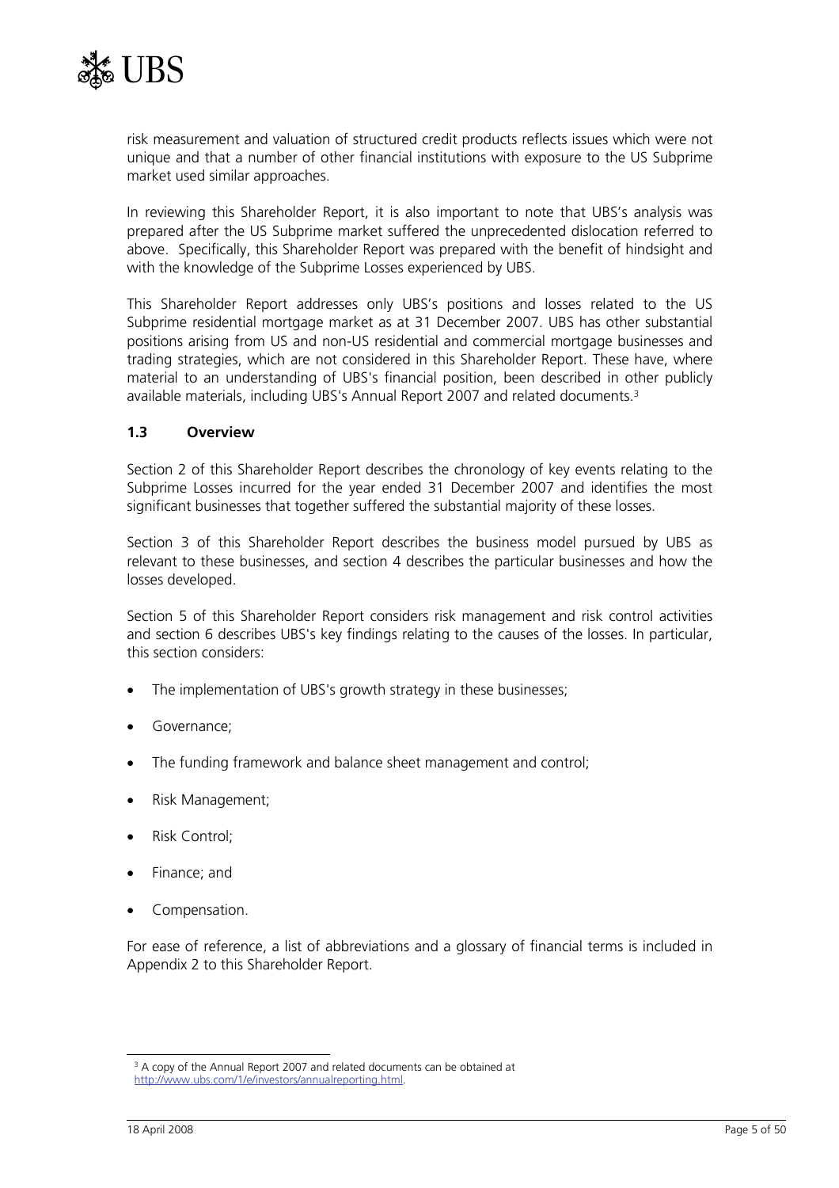risk measurement and valuation of structured credit products reflects issues which were not unique and that a number of other financial institutions with exposure to the US Subprime market used similar approaches.

In reviewing this Shareholder Report, it is also important to note that UBS's analysis was prepared after the US Subprime market suffered the unprecedented dislocation referred to above. Specifically, this Shareholder Report was prepared with the benefit of hindsight and with the knowledge of the Subprime Losses experienced by UBS.

This Shareholder Report addresses only UBS's positions and losses related to the US Subprime residential mortgage market as at 31 December 2007. UBS has other substantial positions arising from US and non-US residential and commercial mortgage businesses and trading strategies, which are not considered in this Shareholder Report. These have, where material to an understanding of UBS's financial position, been described in other publicly available materials, including UBS's Annual Report 2007 and related documents.[3]

### 1.3 Overview

Section 2 of this Shareholder Report describes the chronology of key events relating to the Subprime Losses incurred for the year ended 31 December 2007 and identifies the most significant businesses that together suffered the substantial majority of these losses.

Section 3 of this Shareholder Report describes the business model pursued by UBS as relevant to these businesses, and section 4 describes the particular businesses and how the losses developed.

Section 5 of this Shareholder Report considers risk management and risk control activities and section 6 describes UBS's key findings relating to the causes of the losses. In particular, this section considers:

- The implementation of UBS's growth strategy in these businesses;
- Governance;
- The funding framework and balance sheet management and control;
- Risk Management;
- Risk Control;
- Finance; and
- Compensation.

For ease of reference, a list of abbreviations and a glossary of financial terms is included in Appendix 2 to this Shareholder Report.

[3] A copy of the Annual Report 2007 and related documents can be obtained at http://www.ubs.com/1/e/investors/annualreporting.html.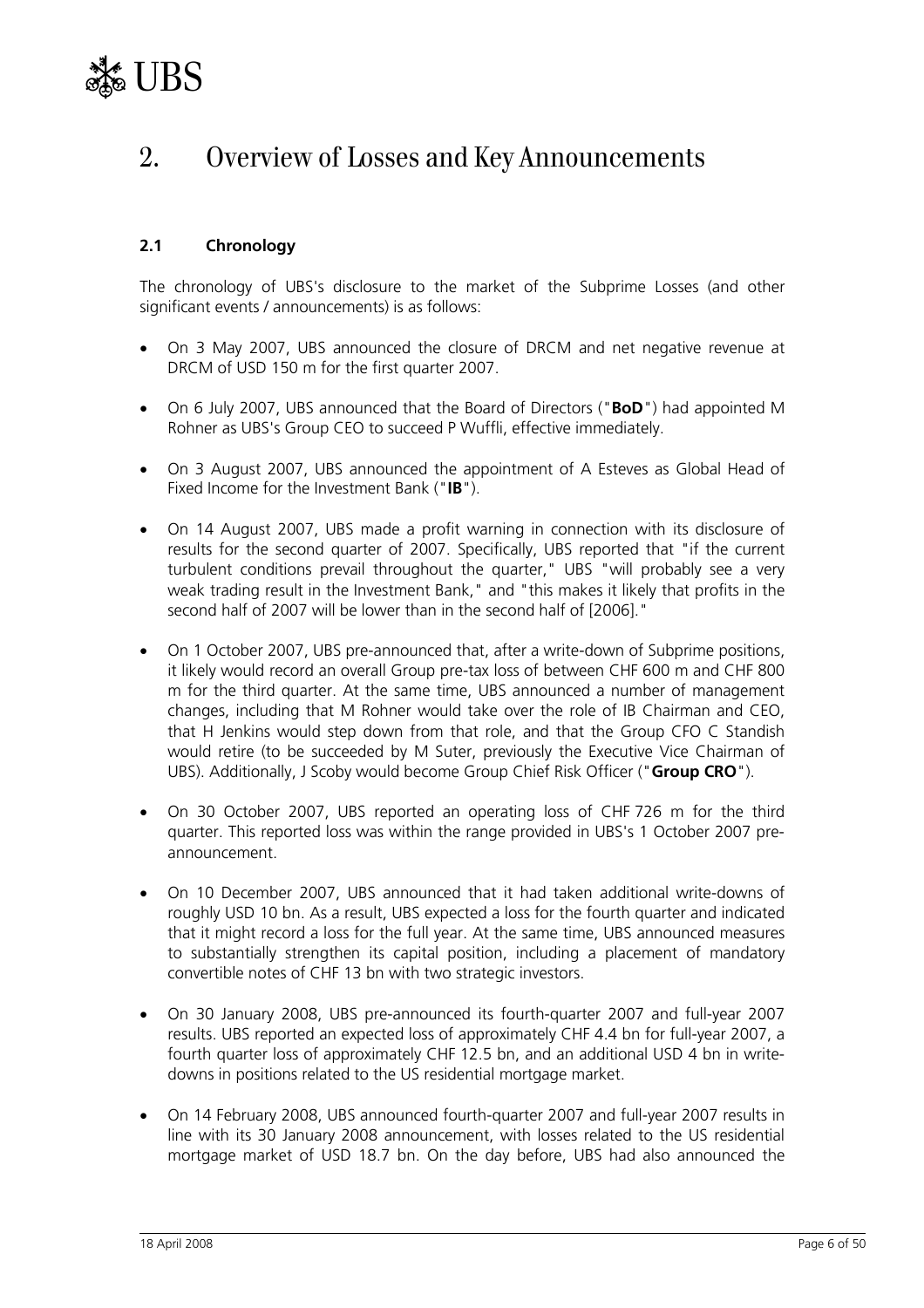# 2. Overview of Losses and Key Announcements

### 2.1 Chronology

The chronology of UBS's disclosure to the market of the Subprime Losses (and other significant events / announcements) is as follows:

- On 3 May 2007, UBS announced the closure of DRCM and net negative revenue at DRCM of USD 150 m for the first quarter 2007.
- On 6 July 2007, UBS announced that the Board of Directors ("**BoD**") had appointed M Rohner as UBS's Group CEO to succeed P Wuffli, effective immediately.
- On 3 August 2007, UBS announced the appointment of A Esteves as Global Head of Fixed Income for the Investment Bank ("**IB**").
- On 14 August 2007, UBS made a profit warning in connection with its disclosure of results for the second quarter of 2007. Specifically, UBS reported that "if the current turbulent conditions prevail throughout the quarter," UBS "will probably see a very weak trading result in the Investment Bank," and "this makes it likely that profits in the second half of 2007 will be lower than in the second half of [2006]."
- On 1 October 2007, UBS pre-announced that, after a write-down of Subprime positions, it likely would record an overall Group pre-tax loss of between CHF 600 m and CHF 800 m for the third quarter. At the same time, UBS announced a number of management changes, including that M Rohner would take over the role of IB Chairman and CEO, that H Jenkins would step down from that role, and that the Group CFO C Standish would retire (to be succeeded by M Suter, previously the Executive Vice Chairman of UBS). Additionally, J Scoby would become Group Chief Risk Officer ("**Group CRO**").
- On 30 October 2007, UBS reported an operating loss of CHF 726 m for the third quarter. This reported loss was within the range provided in UBS's 1 October 2007 pre-announcement.
- On 10 December 2007, UBS announced that it had taken additional write-downs of roughly USD 10 bn. As a result, UBS expected a loss for the fourth quarter and indicated that it might record a loss for the full year. At the same time, UBS announced measures to substantially strengthen its capital position, including a placement of mandatory convertible notes of CHF 13 bn with two strategic investors.
- On 30 January 2008, UBS pre-announced its fourth-quarter 2007 and full-year 2007 results. UBS reported an expected loss of approximately CHF 4.4 bn for full-year 2007, a fourth quarter loss of approximately CHF 12.5 bn, and an additional USD 4 bn in write-downs in positions related to the US residential mortgage market.
- On 14 February 2008, UBS announced fourth-quarter 2007 and full-year 2007 results in line with its 30 January 2008 announcement, with losses related to the US residential mortgage market of USD 18.7 bn. On the day before, UBS had also announced the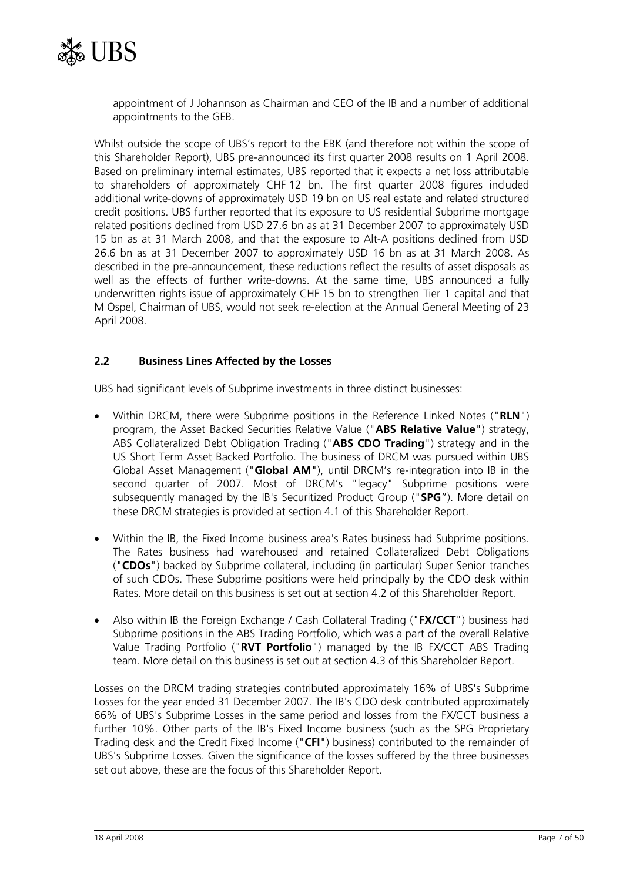appointment of J Johannson as Chairman and CEO of the IB and a number of additional appointments to the GEB.

Whilst outside the scope of UBS's report to the EBK (and therefore not within the scope of this Shareholder Report), UBS pre-announced its first quarter 2008 results on 1 April 2008. Based on preliminary internal estimates, UBS reported that it expects a net loss attributable to shareholders of approximately CHF 12 bn. The first quarter 2008 figures included additional write-downs of approximately USD 19 bn on US real estate and related structured credit positions. UBS further reported that its exposure to US residential Subprime mortgage related positions declined from USD 27.6 bn as at 31 December 2007 to approximately USD 15 bn as at 31 March 2008, and that the exposure to Alt-A positions declined from USD 26.6 bn as at 31 December 2007 to approximately USD 16 bn as at 31 March 2008. As described in the pre-announcement, these reductions reflect the results of asset disposals as well as the effects of further write-downs. At the same time, UBS announced a fully underwritten rights issue of approximately CHF 15 bn to strengthen Tier 1 capital and that M Ospel, Chairman of UBS, would not seek re-election at the Annual General Meeting of 23 April 2008.

## 2.2 Business Lines Affected by the Losses

UBS had significant levels of Subprime investments in three distinct businesses:

- Within DRCM, there were Subprime positions in the Reference Linked Notes ("**RLN**") program, the Asset Backed Securities Relative Value ("**ABS Relative Value**") strategy, ABS Collateralized Debt Obligation Trading ("**ABS CDO Trading**") strategy and in the US Short Term Asset Backed Portfolio. The business of DRCM was pursued within UBS Global Asset Management ("**Global AM**"), until DRCM's re-integration into IB in the second quarter of 2007. Most of DRCM's "legacy" Subprime positions were subsequently managed by the IB's Securitized Product Group ("**SPG**"). More detail on these DRCM strategies is provided at section 4.1 of this Shareholder Report.
- Within the IB, the Fixed Income business area's Rates business had Subprime positions. The Rates business had warehoused and retained Collateralized Debt Obligations ("**CDOs**") backed by Subprime collateral, including (in particular) Super Senior tranches of such CDOs. These Subprime positions were held principally by the CDO desk within Rates. More detail on this business is set out at section 4.2 of this Shareholder Report.
- Also within IB the Foreign Exchange / Cash Collateral Trading ("**FX/CCT**") business had Subprime positions in the ABS Trading Portfolio, which was a part of the overall Relative Value Trading Portfolio ("**RVT Portfolio**") managed by the IB FX/CCT ABS Trading team. More detail on this business is set out at section 4.3 of this Shareholder Report.

Losses on the DRCM trading strategies contributed approximately 16% of UBS's Subprime Losses for the year ended 31 December 2007. The IB's CDO desk contributed approximately 66% of UBS's Subprime Losses in the same period and losses from the FX/CCT business a further 10%. Other parts of the IB's Fixed Income business (such as the SPG Proprietary Trading desk and the Credit Fixed Income ("**CFI**") business) contributed to the remainder of UBS's Subprime Losses. Given the significance of the losses suffered by the three businesses set out above, these are the focus of this Shareholder Report.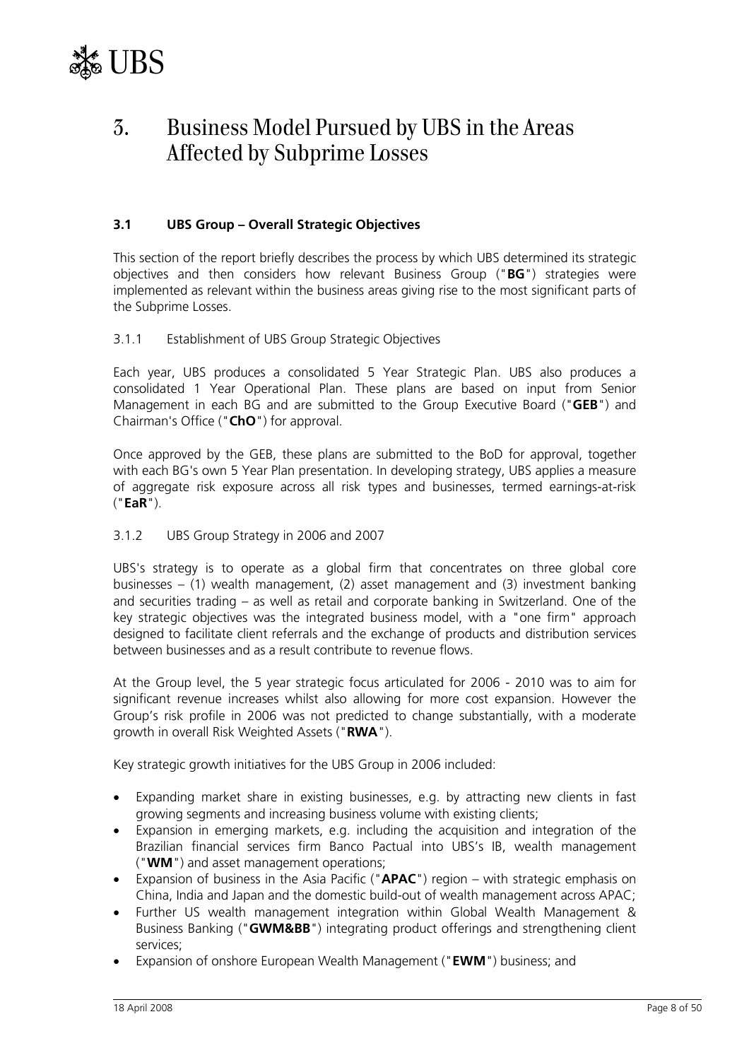# 3. Business Model Pursued by UBS in the Areas Affected by Subprime Losses

## 3.1 UBS Group – Overall Strategic Objectives

This section of the report briefly describes the process by which UBS determined its strategic objectives and then considers how relevant Business Group ("**BG**") strategies were implemented as relevant within the business areas giving rise to the most significant parts of the Subprime Losses.

### 3.1.1 Establishment of UBS Group Strategic Objectives

Each year, UBS produces a consolidated 5 Year Strategic Plan. UBS also produces a consolidated 1 Year Operational Plan. These plans are based on input from Senior Management in each BG and are submitted to the Group Executive Board ("**GEB**") and Chairman's Office ("**ChO**") for approval.

Once approved by the GEB, these plans are submitted to the BoD for approval, together with each BG's own 5 Year Plan presentation. In developing strategy, UBS applies a measure of aggregate risk exposure across all risk types and businesses, termed earnings-at-risk ("**EaR**").

### 3.1.2 UBS Group Strategy in 2006 and 2007

UBS's strategy is to operate as a global firm that concentrates on three global core businesses – (1) wealth management, (2) asset management and (3) investment banking and securities trading – as well as retail and corporate banking in Switzerland. One of the key strategic objectives was the integrated business model, with a "one firm" approach designed to facilitate client referrals and the exchange of products and distribution services between businesses and as a result contribute to revenue flows.

At the Group level, the 5 year strategic focus articulated for 2006 - 2010 was to aim for significant revenue increases whilst also allowing for more cost expansion. However the Group's risk profile in 2006 was not predicted to change substantially, with a moderate growth in overall Risk Weighted Assets ("**RWA**").

Key strategic growth initiatives for the UBS Group in 2006 included:

- Expanding market share in existing businesses, e.g. by attracting new clients in fast growing segments and increasing business volume with existing clients;
- Expansion in emerging markets, e.g. including the acquisition and integration of the Brazilian financial services firm Banco Pactual into UBS's IB, wealth management ("**WM**") and asset management operations;
- Expansion of business in the Asia Pacific ("**APAC**") region – with strategic emphasis on China, India and Japan and the domestic build-out of wealth management across APAC;
- Further US wealth management integration within Global Wealth Management & Business Banking ("**GWM&BB**") integrating product offerings and strengthening client services;
- Expansion of onshore European Wealth Management ("**EWM**") business; and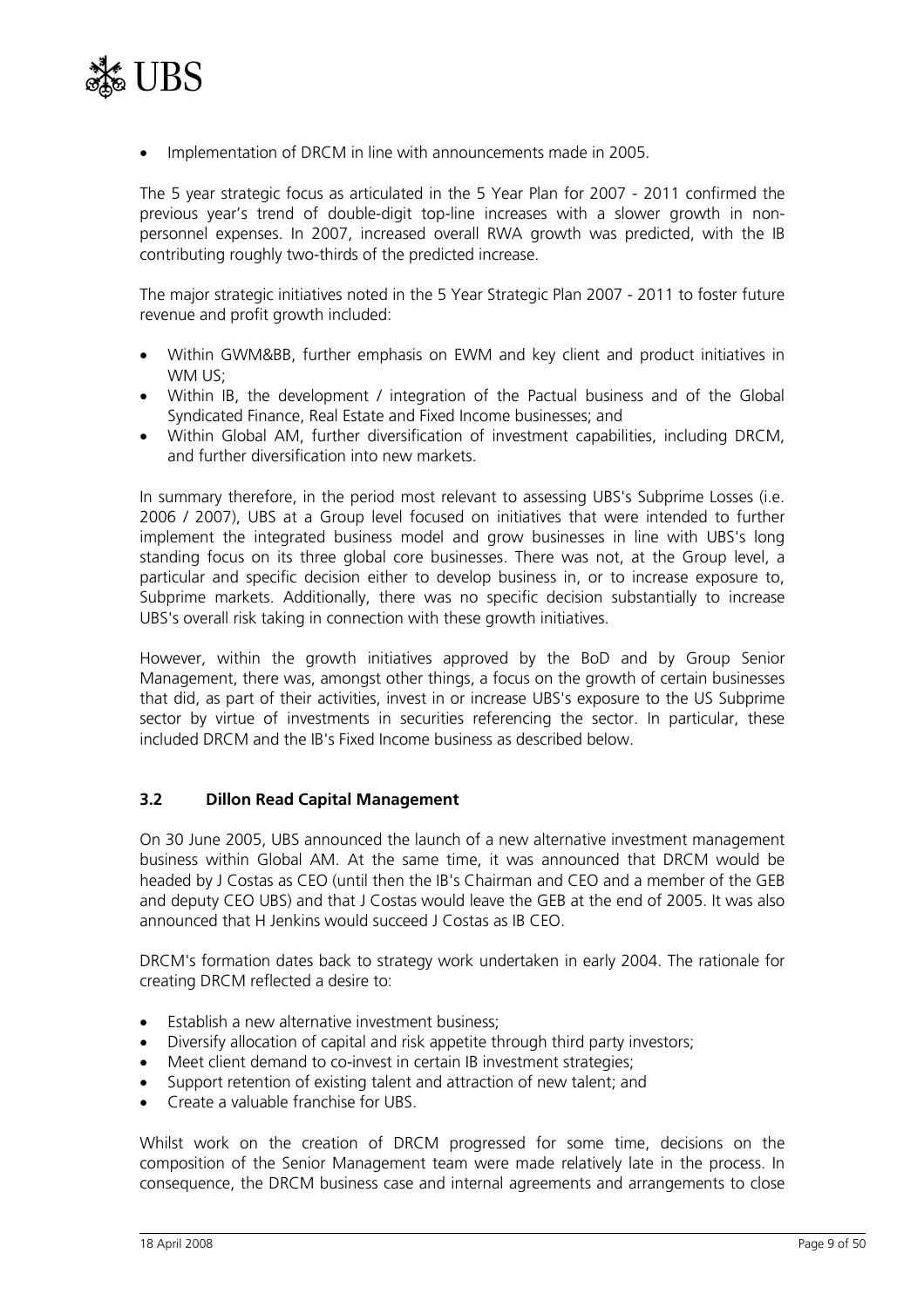- Implementation of DRCM in line with announcements made in 2005.

The 5 year strategic focus as articulated in the 5 Year Plan for 2007 - 2011 confirmed the previous year's trend of double-digit top-line increases with a slower growth in non-personnel expenses. In 2007, increased overall RWA growth was predicted, with the IB contributing roughly two-thirds of the predicted increase.

The major strategic initiatives noted in the 5 Year Strategic Plan 2007 - 2011 to foster future revenue and profit growth included:

- Within GWM&BB, further emphasis on EWM and key client and product initiatives in WM US;
- Within IB, the development / integration of the Pactual business and of the Global Syndicated Finance, Real Estate and Fixed Income businesses; and
- Within Global AM, further diversification of investment capabilities, including DRCM, and further diversification into new markets.

In summary therefore, in the period most relevant to assessing UBS's Subprime Losses (i.e. 2006 / 2007), UBS at a Group level focused on initiatives that were intended to further implement the integrated business model and grow businesses in line with UBS's long standing focus on its three global core businesses. There was not, at the Group level, a particular and specific decision either to develop business in, or to increase exposure to, Subprime markets. Additionally, there was no specific decision substantially to increase UBS's overall risk taking in connection with these growth initiatives.

However, within the growth initiatives approved by the BoD and by Group Senior Management, there was, amongst other things, a focus on the growth of certain businesses that did, as part of their activities, invest in or increase UBS's exposure to the US Subprime sector by virtue of investments in securities referencing the sector. In particular, these included DRCM and the IB's Fixed Income business as described below.

### 3.2 Dillon Read Capital Management

On 30 June 2005, UBS announced the launch of a new alternative investment management business within Global AM. At the same time, it was announced that DRCM would be headed by J Costas as CEO (until then the IB's Chairman and CEO and a member of the GEB and deputy CEO UBS) and that J Costas would leave the GEB at the end of 2005. It was also announced that H Jenkins would succeed J Costas as IB CEO.

DRCM's formation dates back to strategy work undertaken in early 2004. The rationale for creating DRCM reflected a desire to:

- Establish a new alternative investment business;
- Diversify allocation of capital and risk appetite through third party investors;
- Meet client demand to co-invest in certain IB investment strategies;
- Support retention of existing talent and attraction of new talent; and
- Create a valuable franchise for UBS.

Whilst work on the creation of DRCM progressed for some time, decisions on the composition of the Senior Management team were made relatively late in the process. In consequence, the DRCM business case and internal agreements and arrangements to close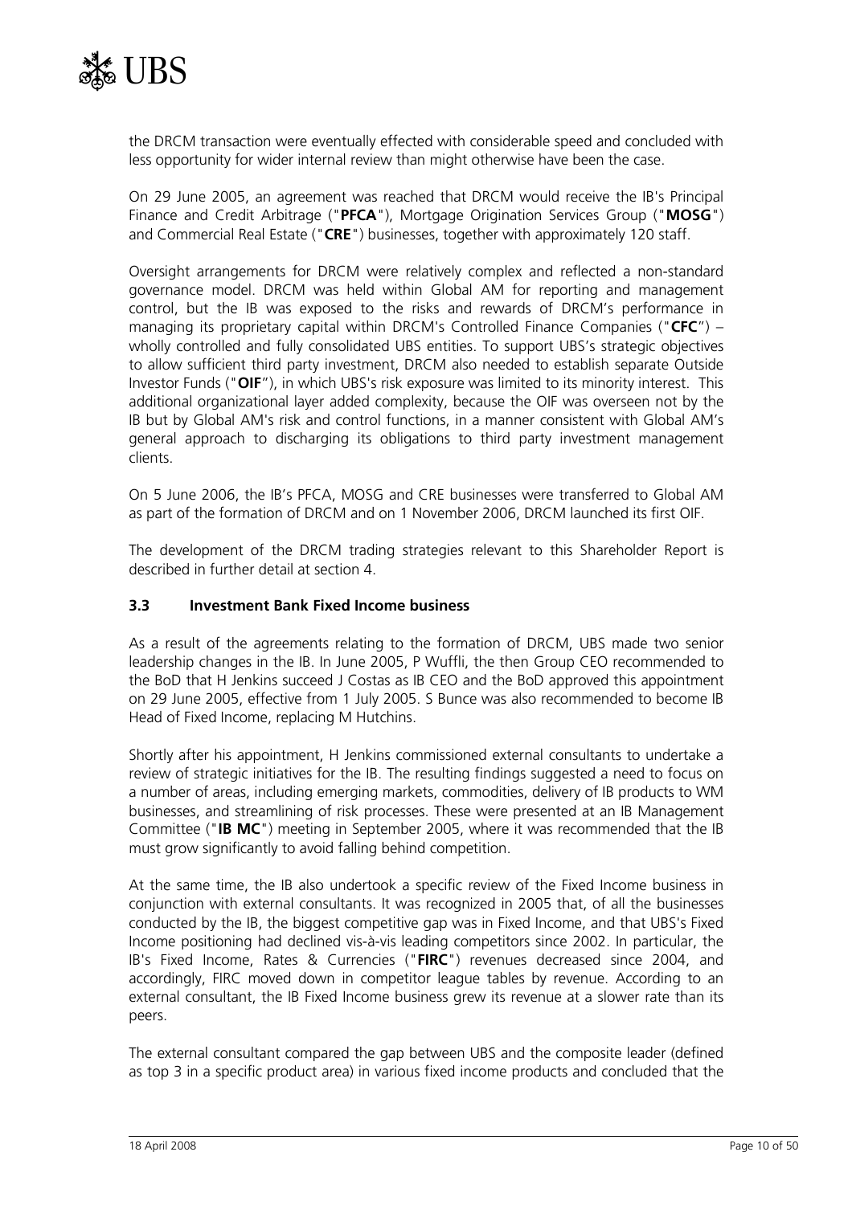the DRCM transaction were eventually effected with considerable speed and concluded with less opportunity for wider internal review than might otherwise have been the case.

On 29 June 2005, an agreement was reached that DRCM would receive the IB's Principal Finance and Credit Arbitrage ("**PFCA**"), Mortgage Origination Services Group ("**MOSG**") and Commercial Real Estate ("**CRE**") businesses, together with approximately 120 staff.

Oversight arrangements for DRCM were relatively complex and reflected a non-standard governance model. DRCM was held within Global AM for reporting and management control, but the IB was exposed to the risks and rewards of DRCM's performance in managing its proprietary capital within DRCM's Controlled Finance Companies ("**CFC**") – wholly controlled and fully consolidated UBS entities. To support UBS's strategic objectives to allow sufficient third party investment, DRCM also needed to establish separate Outside Investor Funds ("**OIF**"), in which UBS's risk exposure was limited to its minority interest. This additional organizational layer added complexity, because the OIF was overseen not by the IB but by Global AM's risk and control functions, in a manner consistent with Global AM's general approach to discharging its obligations to third party investment management clients.

On 5 June 2006, the IB's PFCA, MOSG and CRE businesses were transferred to Global AM as part of the formation of DRCM and on 1 November 2006, DRCM launched its first OIF.

The development of the DRCM trading strategies relevant to this Shareholder Report is described in further detail at section 4.

### 3.3 Investment Bank Fixed Income business

As a result of the agreements relating to the formation of DRCM, UBS made two senior leadership changes in the IB. In June 2005, P Wuffli, the then Group CEO recommended to the BoD that H Jenkins succeed J Costas as IB CEO and the BoD approved this appointment on 29 June 2005, effective from 1 July 2005. S Bunce was also recommended to become IB Head of Fixed Income, replacing M Hutchins.

Shortly after his appointment, H Jenkins commissioned external consultants to undertake a review of strategic initiatives for the IB. The resulting findings suggested a need to focus on a number of areas, including emerging markets, commodities, delivery of IB products to WM businesses, and streamlining of risk processes. These were presented at an IB Management Committee ("**IB MC**") meeting in September 2005, where it was recommended that the IB must grow significantly to avoid falling behind competition.

At the same time, the IB also undertook a specific review of the Fixed Income business in conjunction with external consultants. It was recognized in 2005 that, of all the businesses conducted by the IB, the biggest competitive gap was in Fixed Income, and that UBS's Fixed Income positioning had declined vis-à-vis leading competitors since 2002. In particular, the IB's Fixed Income, Rates & Currencies ("**FIRC**") revenues decreased since 2004, and accordingly, FIRC moved down in competitor league tables by revenue. According to an external consultant, the IB Fixed Income business grew its revenue at a slower rate than its peers.

The external consultant compared the gap between UBS and the composite leader (defined as top 3 in a specific product area) in various fixed income products and concluded that the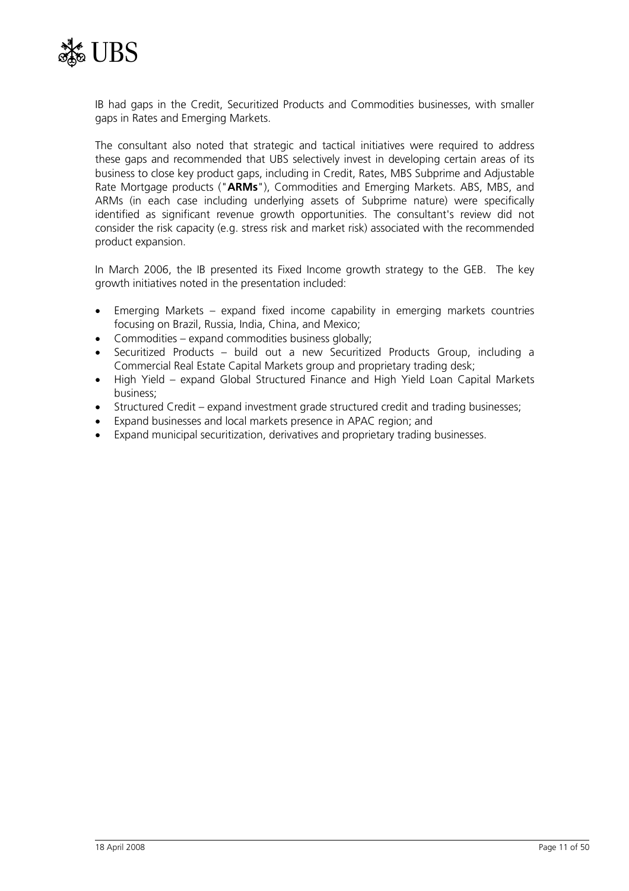IB had gaps in the Credit, Securitized Products and Commodities businesses, with smaller gaps in Rates and Emerging Markets.

The consultant also noted that strategic and tactical initiatives were required to address these gaps and recommended that UBS selectively invest in developing certain areas of its business to close key product gaps, including in Credit, Rates, MBS Subprime and Adjustable Rate Mortgage products ("**ARMs**"), Commodities and Emerging Markets. ABS, MBS, and ARMs (in each case including underlying assets of Subprime nature) were specifically identified as significant revenue growth opportunities. The consultant's review did not consider the risk capacity (e.g. stress risk and market risk) associated with the recommended product expansion.

In March 2006, the IB presented its Fixed Income growth strategy to the GEB. The key growth initiatives noted in the presentation included:

- Emerging Markets – expand fixed income capability in emerging markets countries focusing on Brazil, Russia, India, China, and Mexico;
- Commodities – expand commodities business globally;
- Securitized Products – build out a new Securitized Products Group, including a Commercial Real Estate Capital Markets group and proprietary trading desk;
- High Yield – expand Global Structured Finance and High Yield Loan Capital Markets business;
- Structured Credit – expand investment grade structured credit and trading businesses;
- Expand businesses and local markets presence in APAC region; and
- Expand municipal securitization, derivatives and proprietary trading businesses.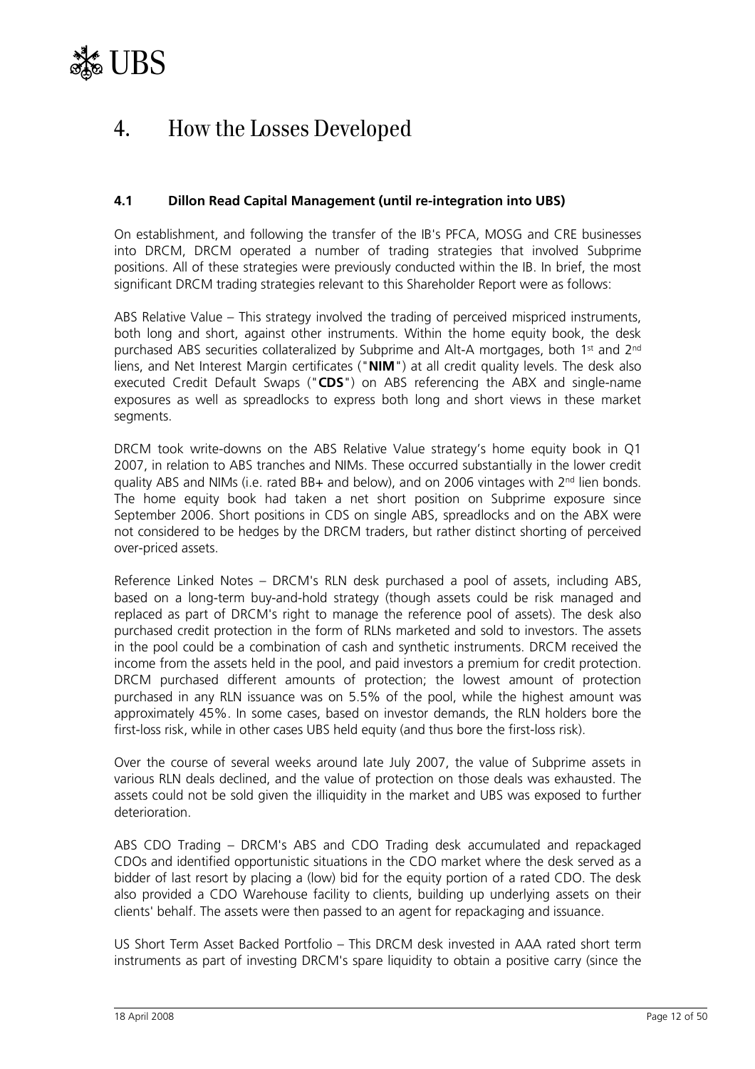# 4. How the Losses Developed

### 4.1 Dillon Read Capital Management (until re-integration into UBS)

On establishment, and following the transfer of the IB's PFCA, MOSG and CRE businesses into DRCM, DRCM operated a number of trading strategies that involved Subprime positions. All of these strategies were previously conducted within the IB. In brief, the most significant DRCM trading strategies relevant to this Shareholder Report were as follows:

ABS Relative Value – This strategy involved the trading of perceived mispriced instruments, both long and short, against other instruments. Within the home equity book, the desk purchased ABS securities collateralized by Subprime and Alt-A mortgages, both 1st and 2nd liens, and Net Interest Margin certificates ("**NIM**") at all credit quality levels. The desk also executed Credit Default Swaps ("**CDS**") on ABS referencing the ABX and single-name exposures as well as spreadlocks to express both long and short views in these market segments.

DRCM took write-downs on the ABS Relative Value strategy's home equity book in Q1 2007, in relation to ABS tranches and NIMs. These occurred substantially in the lower credit quality ABS and NIMs (i.e. rated BB+ and below), and on 2006 vintages with 2nd lien bonds. The home equity book had taken a net short position on Subprime exposure since September 2006. Short positions in CDS on single ABS, spreadlocks and on the ABX were not considered to be hedges by the DRCM traders, but rather distinct shorting of perceived over-priced assets.

Reference Linked Notes – DRCM's RLN desk purchased a pool of assets, including ABS, based on a long-term buy-and-hold strategy (though assets could be risk managed and replaced as part of DRCM's right to manage the reference pool of assets). The desk also purchased credit protection in the form of RLNs marketed and sold to investors. The assets in the pool could be a combination of cash and synthetic instruments. DRCM received the income from the assets held in the pool, and paid investors a premium for credit protection. DRCM purchased different amounts of protection; the lowest amount of protection purchased in any RLN issuance was on 5.5% of the pool, while the highest amount was approximately 45%. In some cases, based on investor demands, the RLN holders bore the first-loss risk, while in other cases UBS held equity (and thus bore the first-loss risk).

Over the course of several weeks around late July 2007, the value of Subprime assets in various RLN deals declined, and the value of protection on those deals was exhausted. The assets could not be sold given the illiquidity in the market and UBS was exposed to further deterioration.

ABS CDO Trading – DRCM's ABS and CDO Trading desk accumulated and repackaged CDOs and identified opportunistic situations in the CDO market where the desk served as a bidder of last resort by placing a (low) bid for the equity portion of a rated CDO. The desk also provided a CDO Warehouse facility to clients, building up underlying assets on their clients' behalf. The assets were then passed to an agent for repackaging and issuance.

US Short Term Asset Backed Portfolio – This DRCM desk invested in AAA rated short term instruments as part of investing DRCM's spare liquidity to obtain a positive carry (since the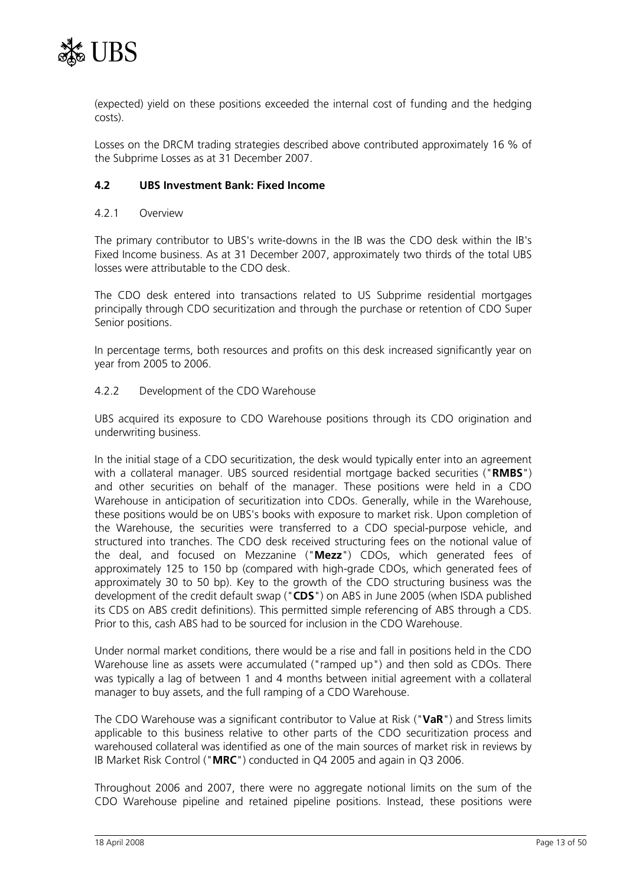(expected) yield on these positions exceeded the internal cost of funding and the hedging costs).

Losses on the DRCM trading strategies described above contributed approximately 16 % of the Subprime Losses as at 31 December 2007.

### 4.2 UBS Investment Bank: Fixed Income

#### 4.2.1 Overview

The primary contributor to UBS's write-downs in the IB was the CDO desk within the IB's Fixed Income business. As at 31 December 2007, approximately two thirds of the total UBS losses were attributable to the CDO desk.

The CDO desk entered into transactions related to US Subprime residential mortgages principally through CDO securitization and through the purchase or retention of CDO Super Senior positions.

In percentage terms, both resources and profits on this desk increased significantly year on year from 2005 to 2006.

#### 4.2.2 Development of the CDO Warehouse

UBS acquired its exposure to CDO Warehouse positions through its CDO origination and underwriting business.

In the initial stage of a CDO securitization, the desk would typically enter into an agreement with a collateral manager. UBS sourced residential mortgage backed securities ("**RMBS**") and other securities on behalf of the manager. These positions were held in a CDO Warehouse in anticipation of securitization into CDOs. Generally, while in the Warehouse, these positions would be on UBS's books with exposure to market risk. Upon completion of the Warehouse, the securities were transferred to a CDO special-purpose vehicle, and structured into tranches. The CDO desk received structuring fees on the notional value of the deal, and focused on Mezzanine ("**Mezz**") CDOs, which generated fees of approximately 125 to 150 bp (compared with high-grade CDOs, which generated fees of approximately 30 to 50 bp). Key to the growth of the CDO structuring business was the development of the credit default swap ("**CDS**") on ABS in June 2005 (when ISDA published its CDS on ABS credit definitions). This permitted simple referencing of ABS through a CDS. Prior to this, cash ABS had to be sourced for inclusion in the CDO Warehouse.

Under normal market conditions, there would be a rise and fall in positions held in the CDO Warehouse line as assets were accumulated ("ramped up") and then sold as CDOs. There was typically a lag of between 1 and 4 months between initial agreement with a collateral manager to buy assets, and the full ramping of a CDO Warehouse.

The CDO Warehouse was a significant contributor to Value at Risk ("**VaR**") and Stress limits applicable to this business relative to other parts of the CDO securitization process and warehoused collateral was identified as one of the main sources of market risk in reviews by IB Market Risk Control ("**MRC**") conducted in Q4 2005 and again in Q3 2006.

Throughout 2006 and 2007, there were no aggregate notional limits on the sum of the CDO Warehouse pipeline and retained pipeline positions. Instead, these positions were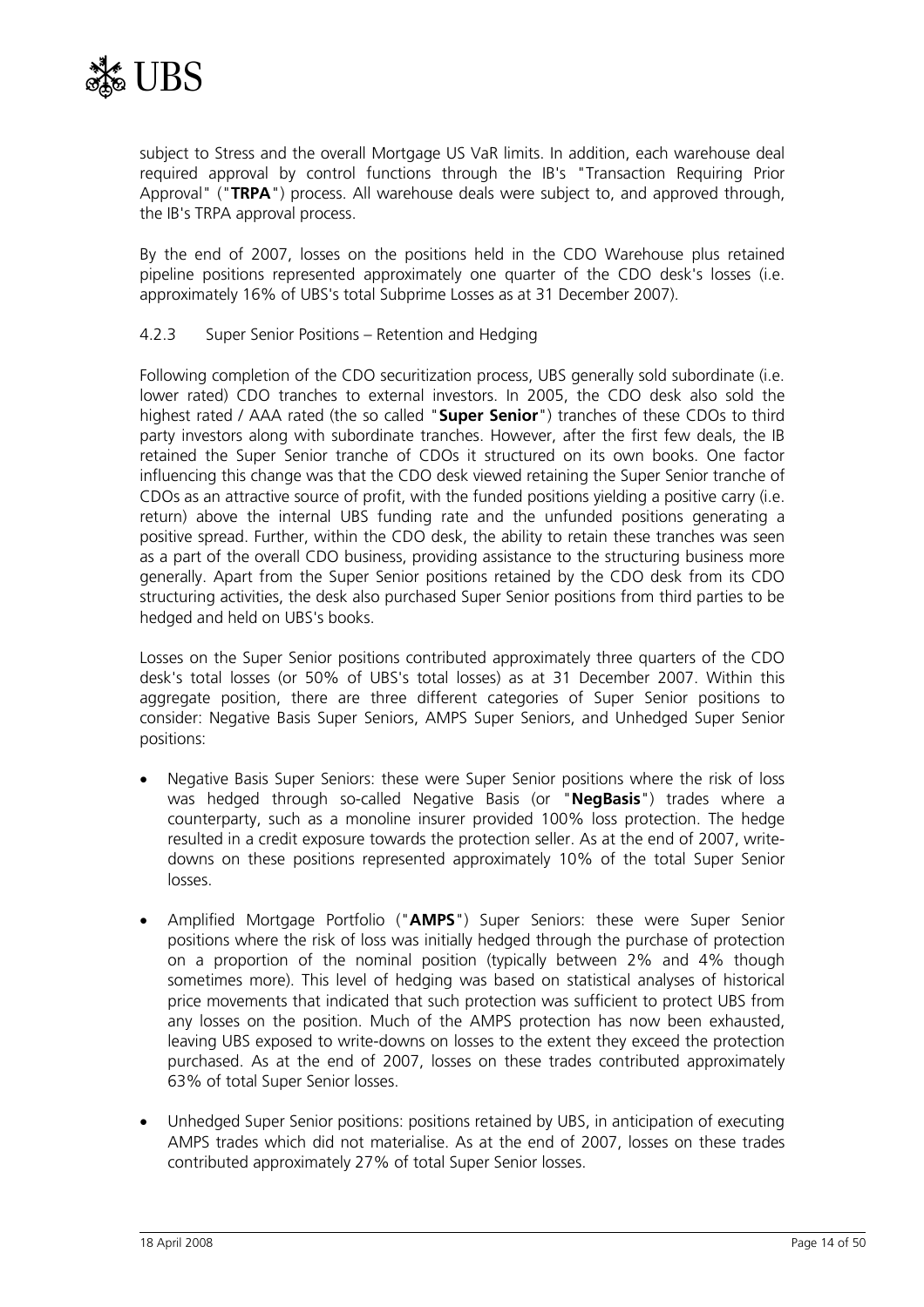subject to Stress and the overall Mortgage US VaR limits. In addition, each warehouse deal required approval by control functions through the IB's "Transaction Requiring Prior Approval" ("**TRPA**") process. All warehouse deals were subject to, and approved through, the IB's TRPA approval process.

By the end of 2007, losses on the positions held in the CDO Warehouse plus retained pipeline positions represented approximately one quarter of the CDO desk's losses (i.e. approximately 16% of UBS's total Subprime Losses as at 31 December 2007).

### 4.2.3 Super Senior Positions – Retention and Hedging

Following completion of the CDO securitization process, UBS generally sold subordinate (i.e. lower rated) CDO tranches to external investors. In 2005, the CDO desk also sold the highest rated / AAA rated (the so called "**Super Senior**") tranches of these CDOs to third party investors along with subordinate tranches. However, after the first few deals, the IB retained the Super Senior tranche of CDOs it structured on its own books. One factor influencing this change was that the CDO desk viewed retaining the Super Senior tranche of CDOs as an attractive source of profit, with the funded positions yielding a positive carry (i.e. return) above the internal UBS funding rate and the unfunded positions generating a positive spread. Further, within the CDO desk, the ability to retain these tranches was seen as a part of the overall CDO business, providing assistance to the structuring business more generally. Apart from the Super Senior positions retained by the CDO desk from its CDO structuring activities, the desk also purchased Super Senior positions from third parties to be hedged and held on UBS's books.

Losses on the Super Senior positions contributed approximately three quarters of the CDO desk's total losses (or 50% of UBS's total losses) as at 31 December 2007. Within this aggregate position, there are three different categories of Super Senior positions to consider: Negative Basis Super Seniors, AMPS Super Seniors, and Unhedged Super Senior positions:

- Negative Basis Super Seniors: these were Super Senior positions where the risk of loss was hedged through so-called Negative Basis (or "**NegBasis**") trades where a counterparty, such as a monoline insurer provided 100% loss protection. The hedge resulted in a credit exposure towards the protection seller. As at the end of 2007, write-downs on these positions represented approximately 10% of the total Super Senior losses.
- Amplified Mortgage Portfolio ("**AMPS**") Super Seniors: these were Super Senior positions where the risk of loss was initially hedged through the purchase of protection on a proportion of the nominal position (typically between 2% and 4% though sometimes more). This level of hedging was based on statistical analyses of historical price movements that indicated that such protection was sufficient to protect UBS from any losses on the position. Much of the AMPS protection has now been exhausted, leaving UBS exposed to write-downs on losses to the extent they exceed the protection purchased. As at the end of 2007, losses on these trades contributed approximately 63% of total Super Senior losses.
- Unhedged Super Senior positions: positions retained by UBS, in anticipation of executing AMPS trades which did not materialise. As at the end of 2007, losses on these trades contributed approximately 27% of total Super Senior losses.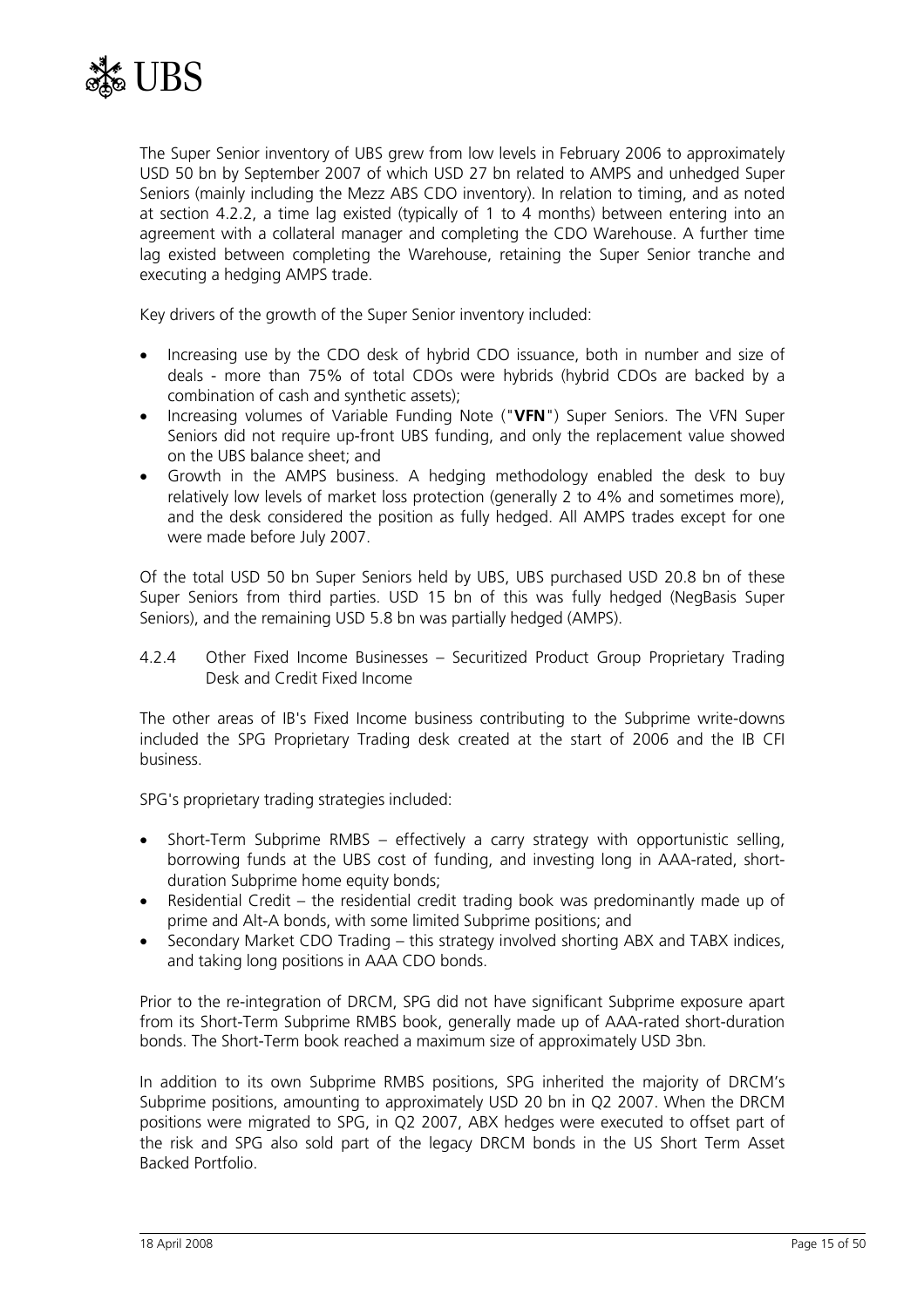The Super Senior inventory of UBS grew from low levels in February 2006 to approximately USD 50 bn by September 2007 of which USD 27 bn related to AMPS and unhedged Super Seniors (mainly including the Mezz ABS CDO inventory). In relation to timing, and as noted at section 4.2.2, a time lag existed (typically of 1 to 4 months) between entering into an agreement with a collateral manager and completing the CDO Warehouse. A further time lag existed between completing the Warehouse, retaining the Super Senior tranche and executing a hedging AMPS trade.

Key drivers of the growth of the Super Senior inventory included:

- Increasing use by the CDO desk of hybrid CDO issuance, both in number and size of deals - more than 75% of total CDOs were hybrids (hybrid CDOs are backed by a combination of cash and synthetic assets);
- Increasing volumes of Variable Funding Note ("**VFN**") Super Seniors. The VFN Super Seniors did not require up-front UBS funding, and only the replacement value showed on the UBS balance sheet; and
- Growth in the AMPS business. A hedging methodology enabled the desk to buy relatively low levels of market loss protection (generally 2 to 4% and sometimes more), and the desk considered the position as fully hedged. All AMPS trades except for one were made before July 2007.

Of the total USD 50 bn Super Seniors held by UBS, UBS purchased USD 20.8 bn of these Super Seniors from third parties. USD 15 bn of this was fully hedged (NegBasis Super Seniors), and the remaining USD 5.8 bn was partially hedged (AMPS).

#### 4.2.4 Other Fixed Income Businesses – Securitized Product Group Proprietary Trading Desk and Credit Fixed Income

The other areas of IB's Fixed Income business contributing to the Subprime write-downs included the SPG Proprietary Trading desk created at the start of 2006 and the IB CFI business.

SPG's proprietary trading strategies included:

- Short-Term Subprime RMBS – effectively a carry strategy with opportunistic selling, borrowing funds at the UBS cost of funding, and investing long in AAA-rated, short-duration Subprime home equity bonds;
- Residential Credit – the residential credit trading book was predominantly made up of prime and Alt-A bonds, with some limited Subprime positions; and
- Secondary Market CDO Trading – this strategy involved shorting ABX and TABX indices, and taking long positions in AAA CDO bonds.

Prior to the re-integration of DRCM, SPG did not have significant Subprime exposure apart from its Short-Term Subprime RMBS book, generally made up of AAA-rated short-duration bonds. The Short-Term book reached a maximum size of approximately USD 3bn.

In addition to its own Subprime RMBS positions, SPG inherited the majority of DRCM's Subprime positions, amounting to approximately USD 20 bn in Q2 2007. When the DRCM positions were migrated to SPG, in Q2 2007, ABX hedges were executed to offset part of the risk and SPG also sold part of the legacy DRCM bonds in the US Short Term Asset Backed Portfolio.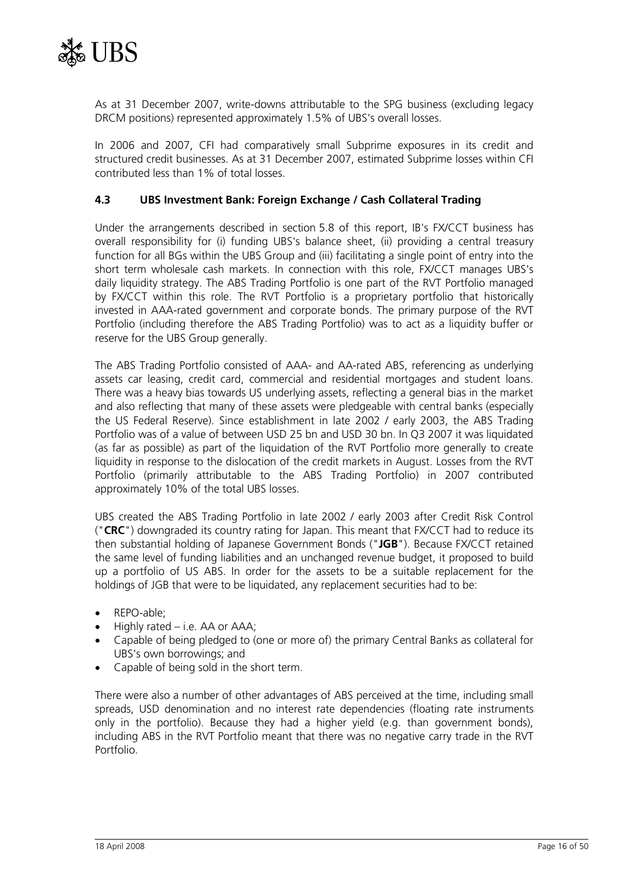As at 31 December 2007, write-downs attributable to the SPG business (excluding legacy DRCM positions) represented approximately 1.5% of UBS's overall losses.

In 2006 and 2007, CFI had comparatively small Subprime exposures in its credit and structured credit businesses. As at 31 December 2007, estimated Subprime losses within CFI contributed less than 1% of total losses.

### 4.3 UBS Investment Bank: Foreign Exchange / Cash Collateral Trading

Under the arrangements described in section 5.8 of this report, IB's FX/CCT business has overall responsibility for (i) funding UBS's balance sheet, (ii) providing a central treasury function for all BGs within the UBS Group and (iii) facilitating a single point of entry into the short term wholesale cash markets. In connection with this role, FX/CCT manages UBS's daily liquidity strategy. The ABS Trading Portfolio is one part of the RVT Portfolio managed by FX/CCT within this role. The RVT Portfolio is a proprietary portfolio that historically invested in AAA-rated government and corporate bonds. The primary purpose of the RVT Portfolio (including therefore the ABS Trading Portfolio) was to act as a liquidity buffer or reserve for the UBS Group generally.

The ABS Trading Portfolio consisted of AAA- and AA-rated ABS, referencing as underlying assets car leasing, credit card, commercial and residential mortgages and student loans. There was a heavy bias towards US underlying assets, reflecting a general bias in the market and also reflecting that many of these assets were pledgeable with central banks (especially the US Federal Reserve). Since establishment in late 2002 / early 2003, the ABS Trading Portfolio was of a value of between USD 25 bn and USD 30 bn. In Q3 2007 it was liquidated (as far as possible) as part of the liquidation of the RVT Portfolio more generally to create liquidity in response to the dislocation of the credit markets in August. Losses from the RVT Portfolio (primarily attributable to the ABS Trading Portfolio) in 2007 contributed approximately 10% of the total UBS losses.

UBS created the ABS Trading Portfolio in late 2002 / early 2003 after Credit Risk Control ("**CRC**") downgraded its country rating for Japan. This meant that FX/CCT had to reduce its then substantial holding of Japanese Government Bonds ("**JGB**"). Because FX/CCT retained the same level of funding liabilities and an unchanged revenue budget, it proposed to build up a portfolio of US ABS. In order for the assets to be a suitable replacement for the holdings of JGB that were to be liquidated, any replacement securities had to be:

- REPO-able;
- Highly rated – i.e. AA or AAA;
- Capable of being pledged to (one or more of) the primary Central Banks as collateral for UBS's own borrowings; and
- Capable of being sold in the short term.

There were also a number of other advantages of ABS perceived at the time, including small spreads, USD denomination and no interest rate dependencies (floating rate instruments only in the portfolio). Because they had a higher yield (e.g. than government bonds), including ABS in the RVT Portfolio meant that there was no negative carry trade in the RVT Portfolio.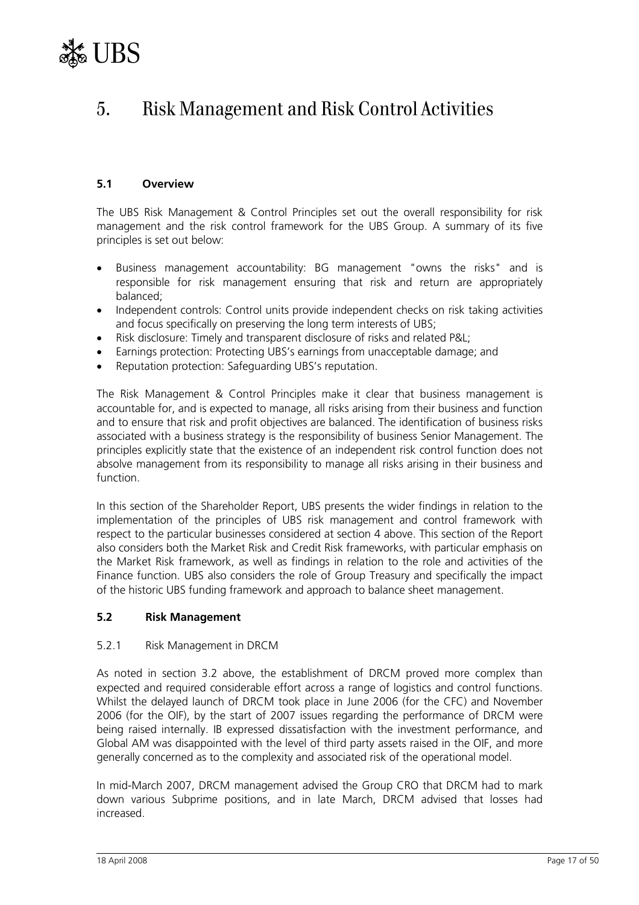# 5. Risk Management and Risk Control Activities

### 5.1 Overview

The UBS Risk Management & Control Principles set out the overall responsibility for risk management and the risk control framework for the UBS Group. A summary of its five principles is set out below:

- Business management accountability: BG management "owns the risks" and is responsible for risk management ensuring that risk and return are appropriately balanced;
- Independent controls: Control units provide independent checks on risk taking activities and focus specifically on preserving the long term interests of UBS;
- Risk disclosure: Timely and transparent disclosure of risks and related P&L;
- Earnings protection: Protecting UBS's earnings from unacceptable damage; and
- Reputation protection: Safeguarding UBS's reputation.

The Risk Management & Control Principles make it clear that business management is accountable for, and is expected to manage, all risks arising from their business and function and to ensure that risk and profit objectives are balanced. The identification of business risks associated with a business strategy is the responsibility of business Senior Management. The principles explicitly state that the existence of an independent risk control function does not absolve management from its responsibility to manage all risks arising in their business and function.

In this section of the Shareholder Report, UBS presents the wider findings in relation to the implementation of the principles of UBS risk management and control framework with respect to the particular businesses considered at section 4 above. This section of the Report also considers both the Market Risk and Credit Risk frameworks, with particular emphasis on the Market Risk framework, as well as findings in relation to the role and activities of the Finance function. UBS also considers the role of Group Treasury and specifically the impact of the historic UBS funding framework and approach to balance sheet management.

### 5.2 Risk Management

#### 5.2.1 Risk Management in DRCM

As noted in section 3.2 above, the establishment of DRCM proved more complex than expected and required considerable effort across a range of logistics and control functions. Whilst the delayed launch of DRCM took place in June 2006 (for the CFC) and November 2006 (for the OIF), by the start of 2007 issues regarding the performance of DRCM were being raised internally. IB expressed dissatisfaction with the investment performance, and Global AM was disappointed with the level of third party assets raised in the OIF, and more generally concerned as to the complexity and associated risk of the operational model.

In mid-March 2007, DRCM management advised the Group CRO that DRCM had to mark down various Subprime positions, and in late March, DRCM advised that losses had increased.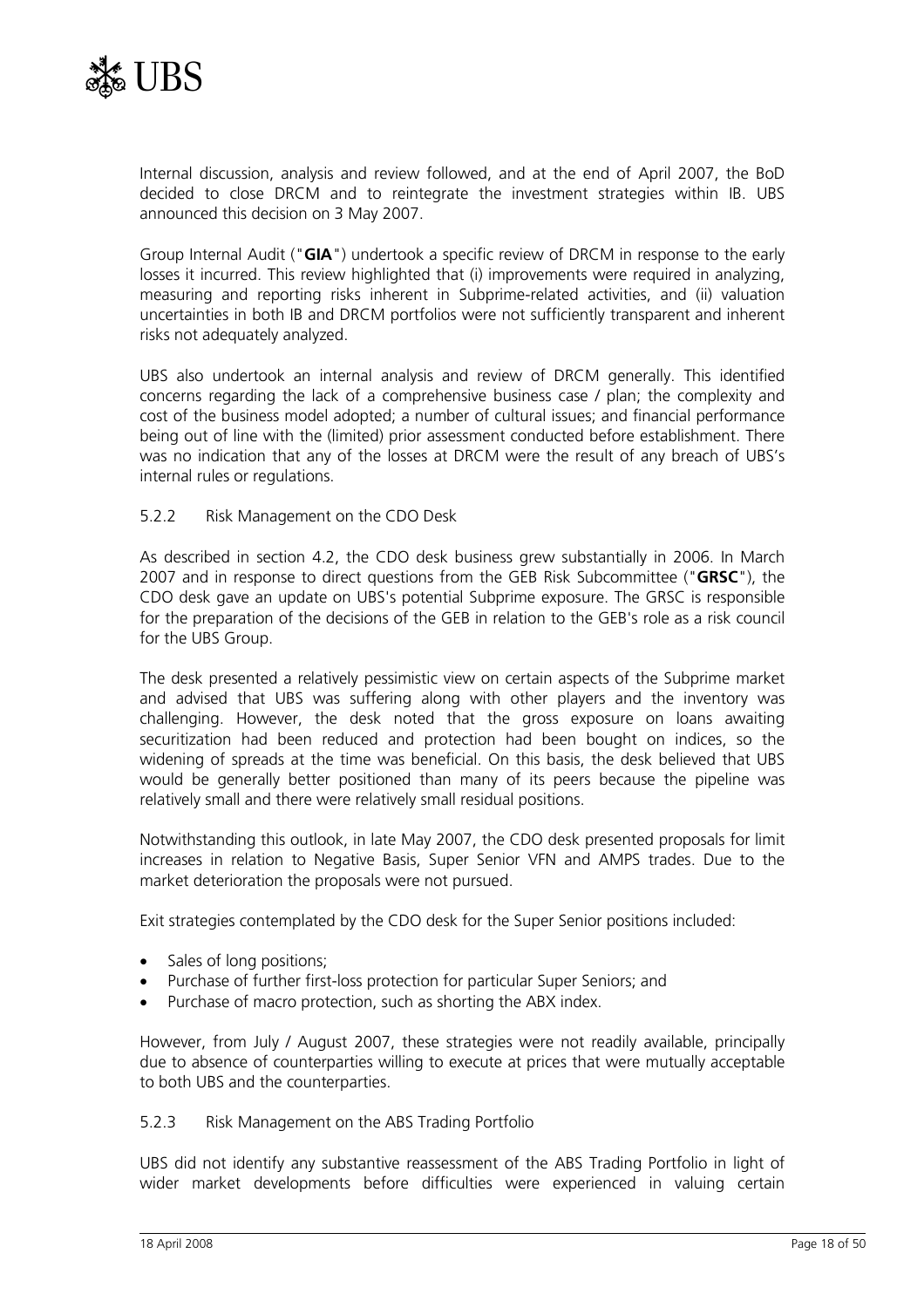Internal discussion, analysis and review followed, and at the end of April 2007, the BoD decided to close DRCM and to reintegrate the investment strategies within IB. UBS announced this decision on 3 May 2007.

Group Internal Audit ("**GIA**") undertook a specific review of DRCM in response to the early losses it incurred. This review highlighted that (i) improvements were required in analyzing, measuring and reporting risks inherent in Subprime-related activities, and (ii) valuation uncertainties in both IB and DRCM portfolios were not sufficiently transparent and inherent risks not adequately analyzed.

UBS also undertook an internal analysis and review of DRCM generally. This identified concerns regarding the lack of a comprehensive business case / plan; the complexity and cost of the business model adopted; a number of cultural issues; and financial performance being out of line with the (limited) prior assessment conducted before establishment. There was no indication that any of the losses at DRCM were the result of any breach of UBS's internal rules or regulations.

#### 5.2.2 Risk Management on the CDO Desk

As described in section 4.2, the CDO desk business grew substantially in 2006. In March 2007 and in response to direct questions from the GEB Risk Subcommittee ("**GRSC**"), the CDO desk gave an update on UBS's potential Subprime exposure. The GRSC is responsible for the preparation of the decisions of the GEB in relation to the GEB's role as a risk council for the UBS Group.

The desk presented a relatively pessimistic view on certain aspects of the Subprime market and advised that UBS was suffering along with other players and the inventory was challenging. However, the desk noted that the gross exposure on loans awaiting securitization had been reduced and protection had been bought on indices, so the widening of spreads at the time was beneficial. On this basis, the desk believed that UBS would be generally better positioned than many of its peers because the pipeline was relatively small and there were relatively small residual positions.

Notwithstanding this outlook, in late May 2007, the CDO desk presented proposals for limit increases in relation to Negative Basis, Super Senior VFN and AMPS trades. Due to the market deterioration the proposals were not pursued.

Exit strategies contemplated by the CDO desk for the Super Senior positions included:

- Sales of long positions;
- Purchase of further first-loss protection for particular Super Seniors; and
- Purchase of macro protection, such as shorting the ABX index.

However, from July / August 2007, these strategies were not readily available, principally due to absence of counterparties willing to execute at prices that were mutually acceptable to both UBS and the counterparties.

#### 5.2.3 Risk Management on the ABS Trading Portfolio

UBS did not identify any substantive reassessment of the ABS Trading Portfolio in light of wider market developments before difficulties were experienced in valuing certain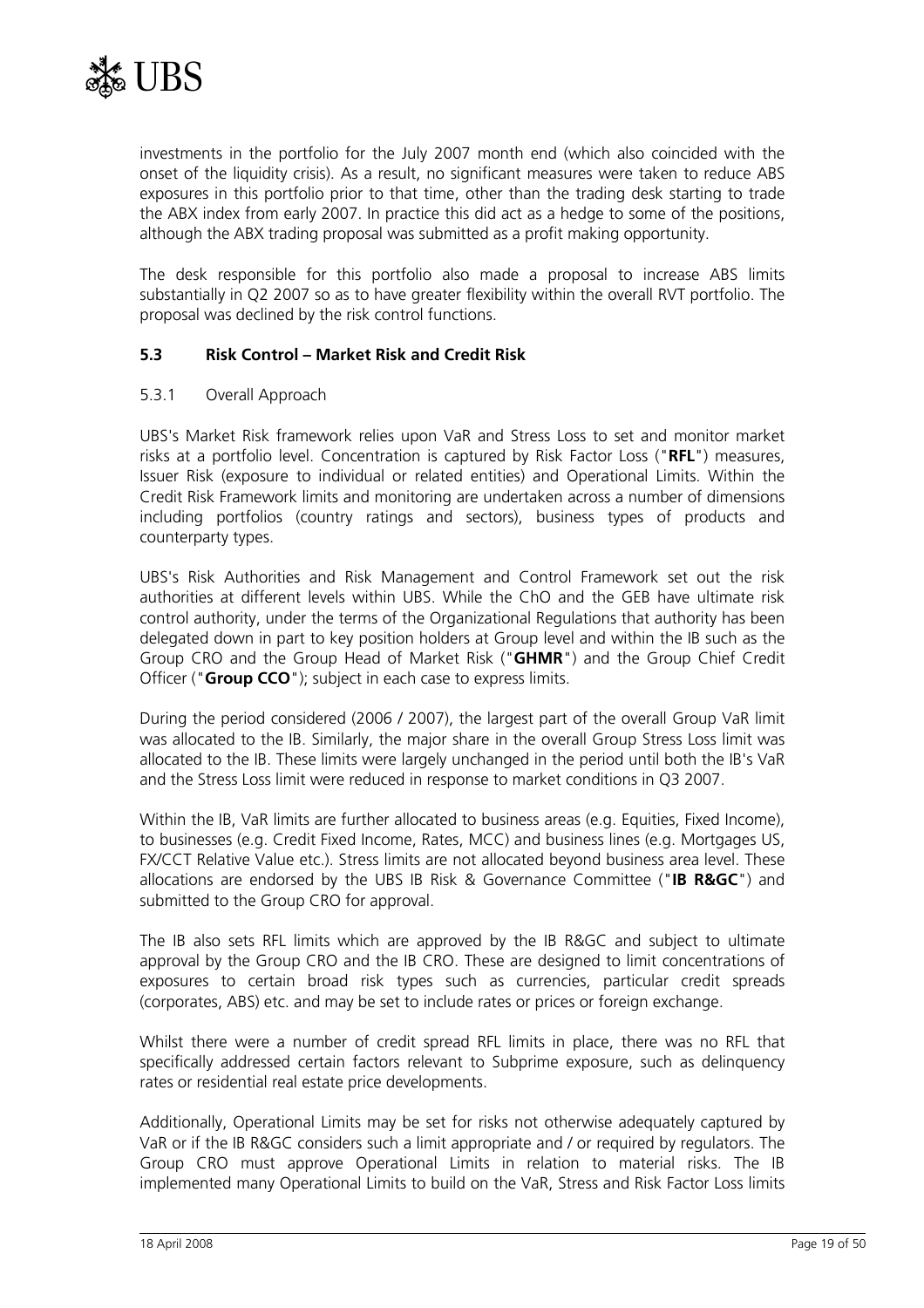investments in the portfolio for the July 2007 month end (which also coincided with the onset of the liquidity crisis). As a result, no significant measures were taken to reduce ABS exposures in this portfolio prior to that time, other than the trading desk starting to trade the ABX index from early 2007. In practice this did act as a hedge to some of the positions, although the ABX trading proposal was submitted as a profit making opportunity.

The desk responsible for this portfolio also made a proposal to increase ABS limits substantially in Q2 2007 so as to have greater flexibility within the overall RVT portfolio. The proposal was declined by the risk control functions.

### 5.3 Risk Control – Market Risk and Credit Risk

#### 5.3.1 Overall Approach

UBS's Market Risk framework relies upon VaR and Stress Loss to set and monitor market risks at a portfolio level. Concentration is captured by Risk Factor Loss ("**RFL**") measures, Issuer Risk (exposure to individual or related entities) and Operational Limits. Within the Credit Risk Framework limits and monitoring are undertaken across a number of dimensions including portfolios (country ratings and sectors), business types of products and counterparty types.

UBS's Risk Authorities and Risk Management and Control Framework set out the risk authorities at different levels within UBS. While the ChO and the GEB have ultimate risk control authority, under the terms of the Organizational Regulations that authority has been delegated down in part to key position holders at Group level and within the IB such as the Group CRO and the Group Head of Market Risk ("**GHMR**") and the Group Chief Credit Officer ("**Group CCO**"); subject in each case to express limits.

During the period considered (2006 / 2007), the largest part of the overall Group VaR limit was allocated to the IB. Similarly, the major share in the overall Group Stress Loss limit was allocated to the IB. These limits were largely unchanged in the period until both the IB's VaR and the Stress Loss limit were reduced in response to market conditions in Q3 2007.

Within the IB, VaR limits are further allocated to business areas (e.g. Equities, Fixed Income), to businesses (e.g. Credit Fixed Income, Rates, MCC) and business lines (e.g. Mortgages US, FX/CCT Relative Value etc.). Stress limits are not allocated beyond business area level. These allocations are endorsed by the UBS IB Risk & Governance Committee ("**IB R&GC**") and submitted to the Group CRO for approval.

The IB also sets RFL limits which are approved by the IB R&GC and subject to ultimate approval by the Group CRO and the IB CRO. These are designed to limit concentrations of exposures to certain broad risk types such as currencies, particular credit spreads (corporates, ABS) etc. and may be set to include rates or prices or foreign exchange.

Whilst there were a number of credit spread RFL limits in place, there was no RFL that specifically addressed certain factors relevant to Subprime exposure, such as delinquency rates or residential real estate price developments.

Additionally, Operational Limits may be set for risks not otherwise adequately captured by VaR or if the IB R&GC considers such a limit appropriate and / or required by regulators. The Group CRO must approve Operational Limits in relation to material risks. The IB implemented many Operational Limits to build on the VaR, Stress and Risk Factor Loss limits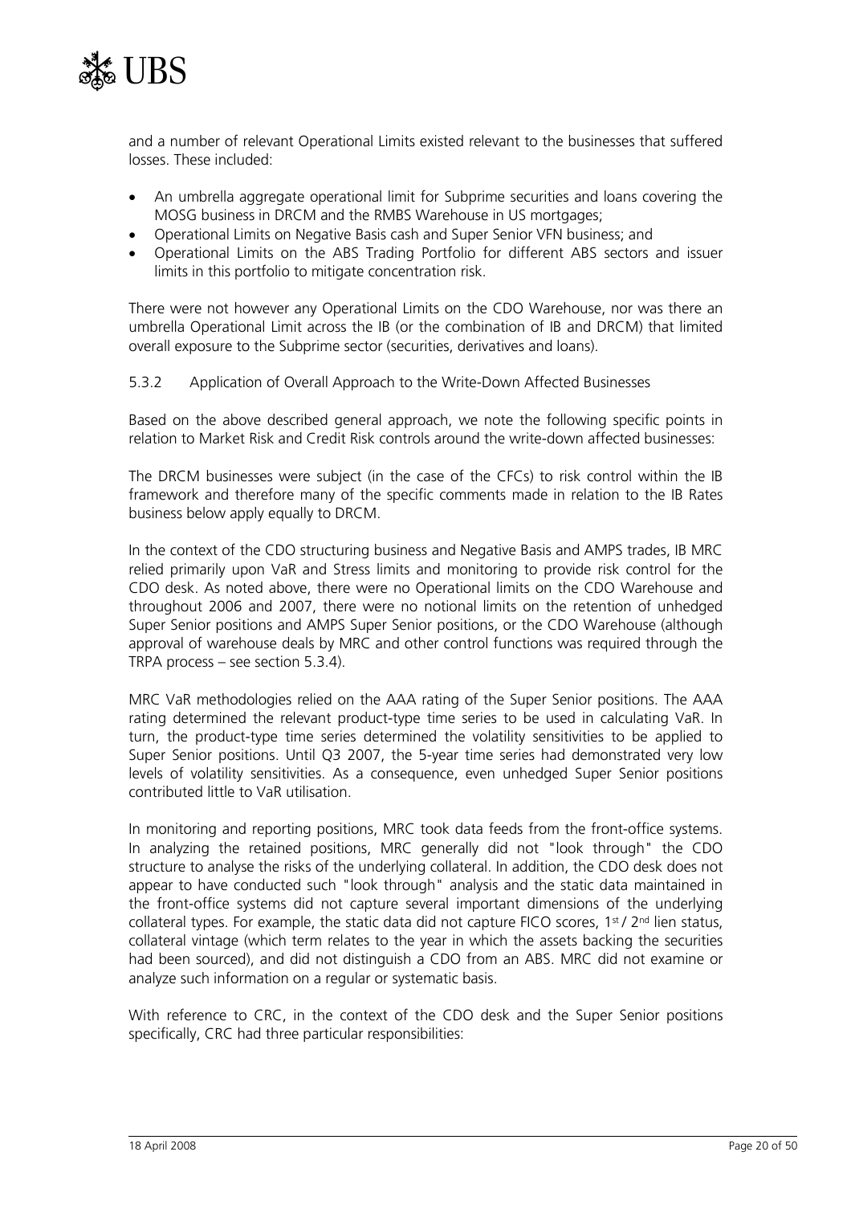and a number of relevant Operational Limits existed relevant to the businesses that suffered losses. These included:

- An umbrella aggregate operational limit for Subprime securities and loans covering the MOSG business in DRCM and the RMBS Warehouse in US mortgages;
- Operational Limits on Negative Basis cash and Super Senior VFN business; and
- Operational Limits on the ABS Trading Portfolio for different ABS sectors and issuer limits in this portfolio to mitigate concentration risk.

There were not however any Operational Limits on the CDO Warehouse, nor was there an umbrella Operational Limit across the IB (or the combination of IB and DRCM) that limited overall exposure to the Subprime sector (securities, derivatives and loans).

### 5.3.2 Application of Overall Approach to the Write-Down Affected Businesses

Based on the above described general approach, we note the following specific points in relation to Market Risk and Credit Risk controls around the write-down affected businesses:

The DRCM businesses were subject (in the case of the CFCs) to risk control within the IB framework and therefore many of the specific comments made in relation to the IB Rates business below apply equally to DRCM.

In the context of the CDO structuring business and Negative Basis and AMPS trades, IB MRC relied primarily upon VaR and Stress limits and monitoring to provide risk control for the CDO desk. As noted above, there were no Operational limits on the CDO Warehouse and throughout 2006 and 2007, there were no notional limits on the retention of unhedged Super Senior positions and AMPS Super Senior positions, or the CDO Warehouse (although approval of warehouse deals by MRC and other control functions was required through the TRPA process – see section 5.3.4).

MRC VaR methodologies relied on the AAA rating of the Super Senior positions. The AAA rating determined the relevant product-type time series to be used in calculating VaR. In turn, the product-type time series determined the volatility sensitivities to be applied to Super Senior positions. Until Q3 2007, the 5-year time series had demonstrated very low levels of volatility sensitivities. As a consequence, even unhedged Super Senior positions contributed little to VaR utilisation.

In monitoring and reporting positions, MRC took data feeds from the front-office systems. In analyzing the retained positions, MRC generally did not "look through" the CDO structure to analyse the risks of the underlying collateral. In addition, the CDO desk does not appear to have conducted such "look through" analysis and the static data maintained in the front-office systems did not capture several important dimensions of the underlying collateral types. For example, the static data did not capture FICO scores, 1st / 2nd lien status, collateral vintage (which term relates to the year in which the assets backing the securities had been sourced), and did not distinguish a CDO from an ABS. MRC did not examine or analyze such information on a regular or systematic basis.

With reference to CRC, in the context of the CDO desk and the Super Senior positions specifically, CRC had three particular responsibilities: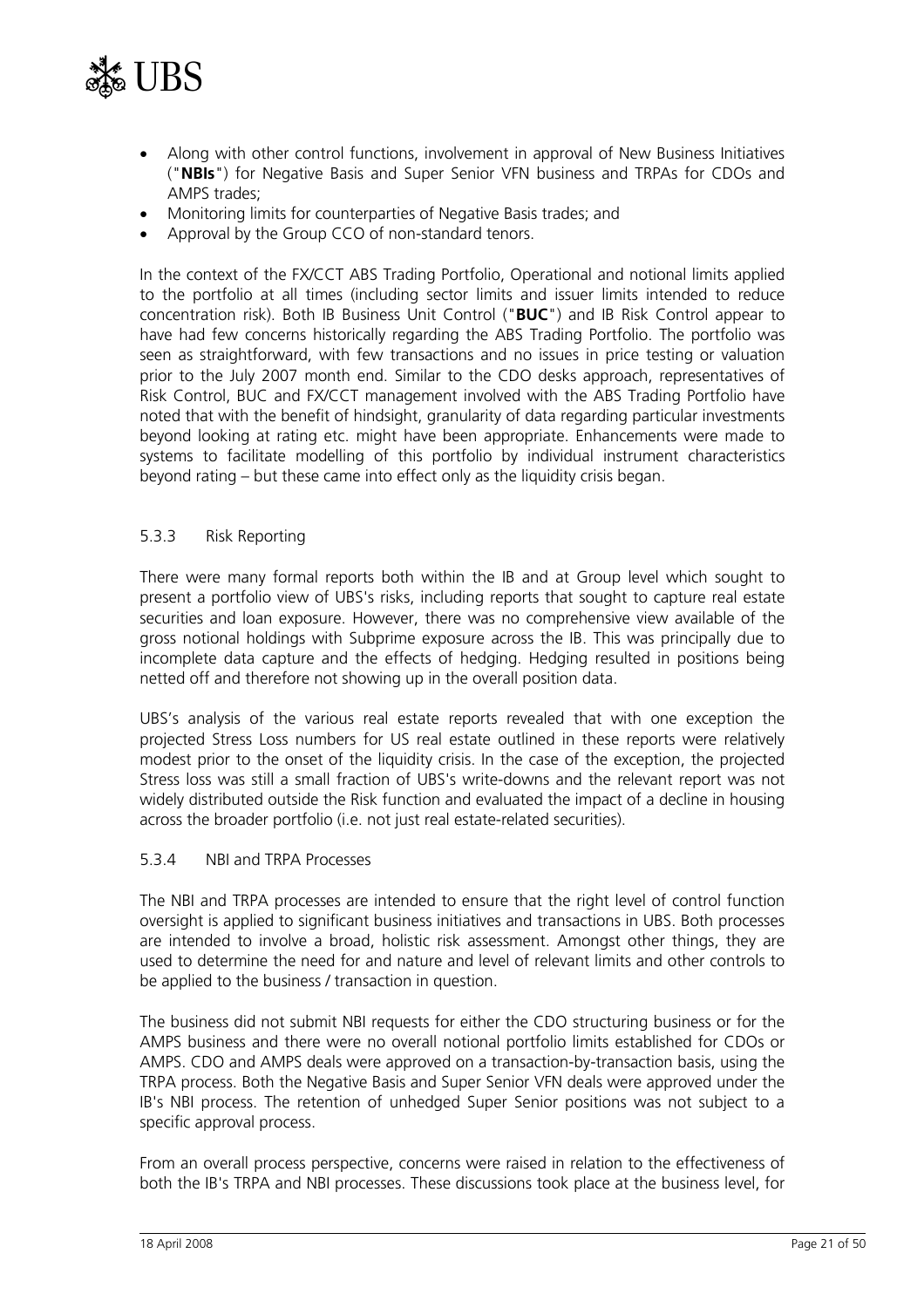- Along with other control functions, involvement in approval of New Business Initiatives ("**NBIs**") for Negative Basis and Super Senior VFN business and TRPAs for CDOs and AMPS trades;
- Monitoring limits for counterparties of Negative Basis trades; and
- Approval by the Group CCO of non-standard tenors.

In the context of the FX/CCT ABS Trading Portfolio, Operational and notional limits applied to the portfolio at all times (including sector limits and issuer limits intended to reduce concentration risk). Both IB Business Unit Control ("**BUC**") and IB Risk Control appear to have had few concerns historically regarding the ABS Trading Portfolio. The portfolio was seen as straightforward, with few transactions and no issues in price testing or valuation prior to the July 2007 month end. Similar to the CDO desks approach, representatives of Risk Control, BUC and FX/CCT management involved with the ABS Trading Portfolio have noted that with the benefit of hindsight, granularity of data regarding particular investments beyond looking at rating etc. might have been appropriate. Enhancements were made to systems to facilitate modelling of this portfolio by individual instrument characteristics beyond rating – but these came into effect only as the liquidity crisis began.

### 5.3.3 Risk Reporting

There were many formal reports both within the IB and at Group level which sought to present a portfolio view of UBS's risks, including reports that sought to capture real estate securities and loan exposure. However, there was no comprehensive view available of the gross notional holdings with Subprime exposure across the IB. This was principally due to incomplete data capture and the effects of hedging. Hedging resulted in positions being netted off and therefore not showing up in the overall position data.

UBS's analysis of the various real estate reports revealed that with one exception the projected Stress Loss numbers for US real estate outlined in these reports were relatively modest prior to the onset of the liquidity crisis. In the case of the exception, the projected Stress loss was still a small fraction of UBS's write-downs and the relevant report was not widely distributed outside the Risk function and evaluated the impact of a decline in housing across the broader portfolio (i.e. not just real estate-related securities).

### 5.3.4 NBI and TRPA Processes

The NBI and TRPA processes are intended to ensure that the right level of control function oversight is applied to significant business initiatives and transactions in UBS. Both processes are intended to involve a broad, holistic risk assessment. Amongst other things, they are used to determine the need for and nature and level of relevant limits and other controls to be applied to the business / transaction in question.

The business did not submit NBI requests for either the CDO structuring business or for the AMPS business and there were no overall notional portfolio limits established for CDOs or AMPS. CDO and AMPS deals were approved on a transaction-by-transaction basis, using the TRPA process. Both the Negative Basis and Super Senior VFN deals were approved under the IB's NBI process. The retention of unhedged Super Senior positions was not subject to a specific approval process.

From an overall process perspective, concerns were raised in relation to the effectiveness of both the IB's TRPA and NBI processes. These discussions took place at the business level, for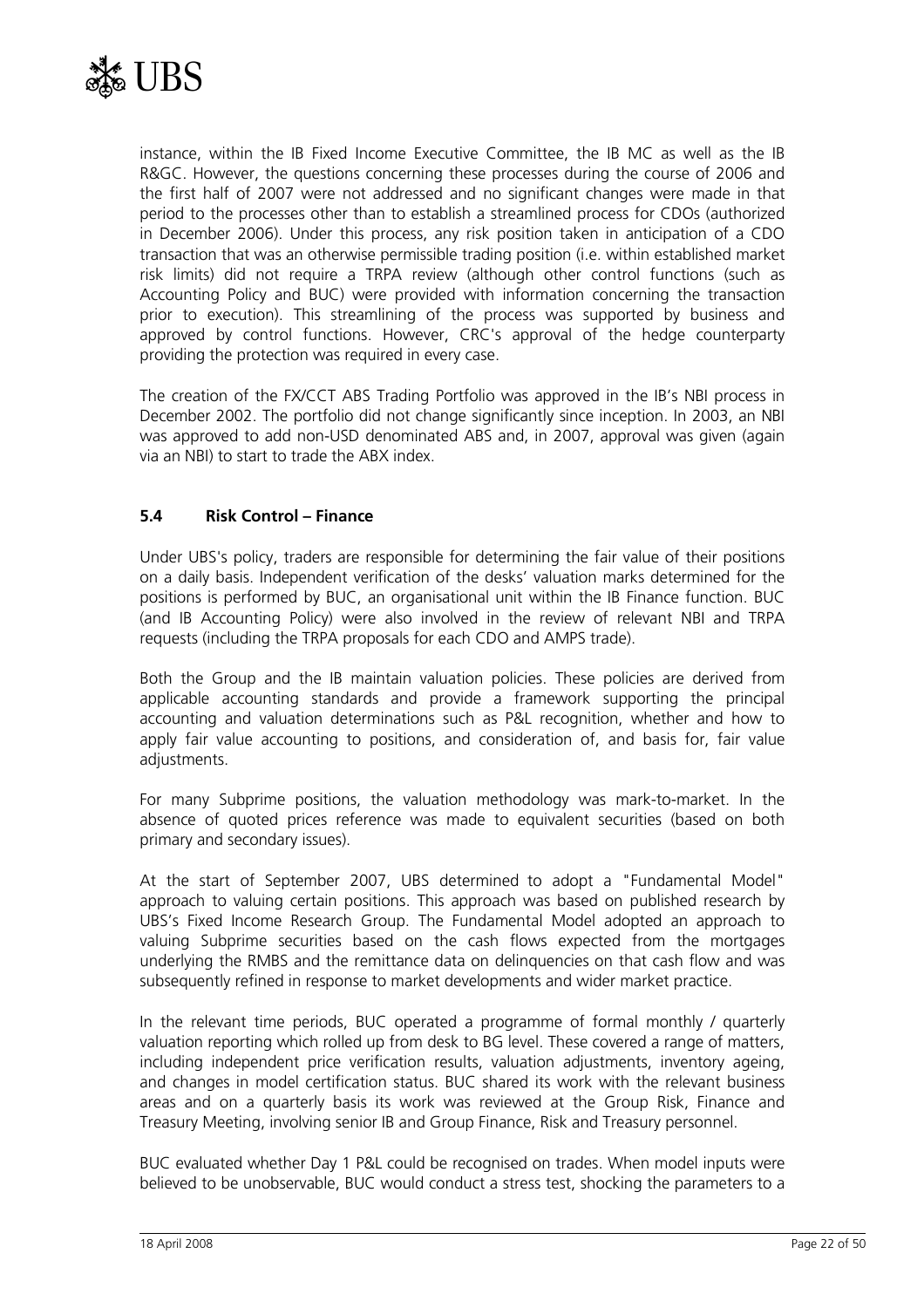instance, within the IB Fixed Income Executive Committee, the IB MC as well as the IB R&GC. However, the questions concerning these processes during the course of 2006 and the first half of 2007 were not addressed and no significant changes were made in that period to the processes other than to establish a streamlined process for CDOs (authorized in December 2006). Under this process, any risk position taken in anticipation of a CDO transaction that was an otherwise permissible trading position (i.e. within established market risk limits) did not require a TRPA review (although other control functions (such as Accounting Policy and BUC) were provided with information concerning the transaction prior to execution). This streamlining of the process was supported by business and approved by control functions. However, CRC's approval of the hedge counterparty providing the protection was required in every case.

The creation of the FX/CCT ABS Trading Portfolio was approved in the IB's NBI process in December 2002. The portfolio did not change significantly since inception. In 2003, an NBI was approved to add non-USD denominated ABS and, in 2007, approval was given (again via an NBI) to start to trade the ABX index.

### 5.4 Risk Control – Finance

Under UBS's policy, traders are responsible for determining the fair value of their positions on a daily basis. Independent verification of the desks' valuation marks determined for the positions is performed by BUC, an organisational unit within the IB Finance function. BUC (and IB Accounting Policy) were also involved in the review of relevant NBI and TRPA requests (including the TRPA proposals for each CDO and AMPS trade).

Both the Group and the IB maintain valuation policies. These policies are derived from applicable accounting standards and provide a framework supporting the principal accounting and valuation determinations such as P&L recognition, whether and how to apply fair value accounting to positions, and consideration of, and basis for, fair value adjustments.

For many Subprime positions, the valuation methodology was mark-to-market. In the absence of quoted prices reference was made to equivalent securities (based on both primary and secondary issues).

At the start of September 2007, UBS determined to adopt a "Fundamental Model" approach to valuing certain positions. This approach was based on published research by UBS's Fixed Income Research Group. The Fundamental Model adopted an approach to valuing Subprime securities based on the cash flows expected from the mortgages underlying the RMBS and the remittance data on delinquencies on that cash flow and was subsequently refined in response to market developments and wider market practice.

In the relevant time periods, BUC operated a programme of formal monthly / quarterly valuation reporting which rolled up from desk to BG level. These covered a range of matters, including independent price verification results, valuation adjustments, inventory ageing, and changes in model certification status. BUC shared its work with the relevant business areas and on a quarterly basis its work was reviewed at the Group Risk, Finance and Treasury Meeting, involving senior IB and Group Finance, Risk and Treasury personnel.

BUC evaluated whether Day 1 P&L could be recognised on trades. When model inputs were believed to be unobservable, BUC would conduct a stress test, shocking the parameters to a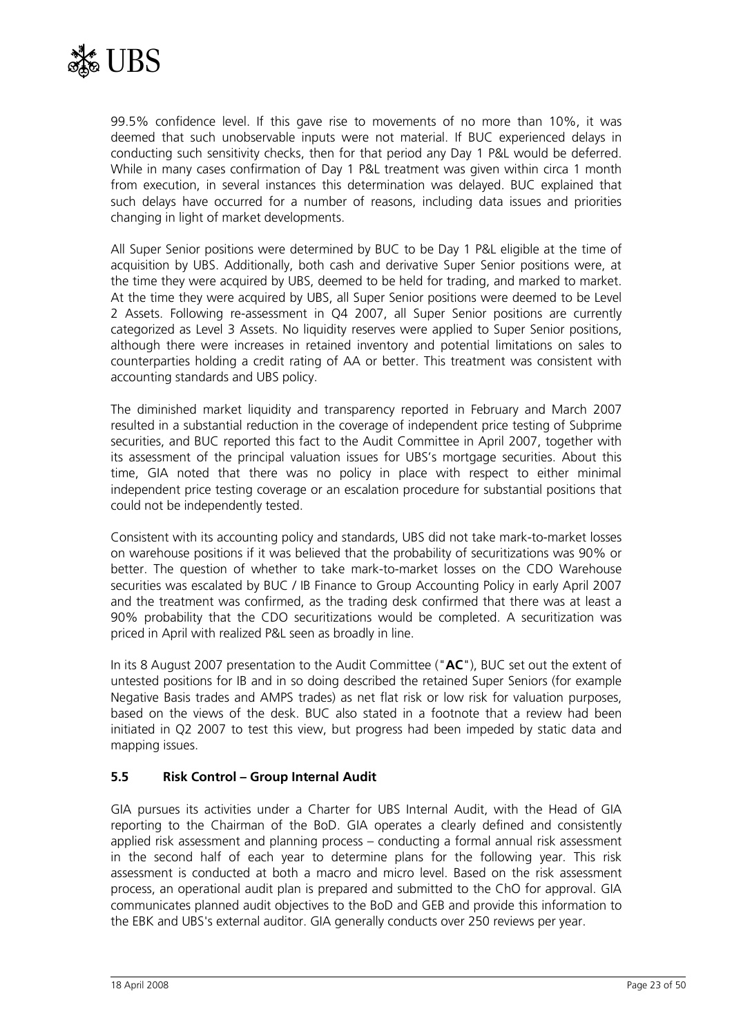99.5% confidence level. If this gave rise to movements of no more than 10%, it was deemed that such unobservable inputs were not material. If BUC experienced delays in conducting such sensitivity checks, then for that period any Day 1 P&L would be deferred. While in many cases confirmation of Day 1 P&L treatment was given within circa 1 month from execution, in several instances this determination was delayed. BUC explained that such delays have occurred for a number of reasons, including data issues and priorities changing in light of market developments.

All Super Senior positions were determined by BUC to be Day 1 P&L eligible at the time of acquisition by UBS. Additionally, both cash and derivative Super Senior positions were, at the time they were acquired by UBS, deemed to be held for trading, and marked to market. At the time they were acquired by UBS, all Super Senior positions were deemed to be Level 2 Assets. Following re-assessment in Q4 2007, all Super Senior positions are currently categorized as Level 3 Assets. No liquidity reserves were applied to Super Senior positions, although there were increases in retained inventory and potential limitations on sales to counterparties holding a credit rating of AA or better. This treatment was consistent with accounting standards and UBS policy.

The diminished market liquidity and transparency reported in February and March 2007 resulted in a substantial reduction in the coverage of independent price testing of Subprime securities, and BUC reported this fact to the Audit Committee in April 2007, together with its assessment of the principal valuation issues for UBS's mortgage securities. About this time, GIA noted that there was no policy in place with respect to either minimal independent price testing coverage or an escalation procedure for substantial positions that could not be independently tested.

Consistent with its accounting policy and standards, UBS did not take mark-to-market losses on warehouse positions if it was believed that the probability of securitizations was 90% or better. The question of whether to take mark-to-market losses on the CDO Warehouse securities was escalated by BUC / IB Finance to Group Accounting Policy in early April 2007 and the treatment was confirmed, as the trading desk confirmed that there was at least a 90% probability that the CDO securitizations would be completed. A securitization was priced in April with realized P&L seen as broadly in line.

In its 8 August 2007 presentation to the Audit Committee ("**AC**"), BUC set out the extent of untested positions for IB and in so doing described the retained Super Seniors (for example Negative Basis trades and AMPS trades) as net flat risk or low risk for valuation purposes, based on the views of the desk. BUC also stated in a footnote that a review had been initiated in Q2 2007 to test this view, but progress had been impeded by static data and mapping issues.

### 5.5 Risk Control – Group Internal Audit

GIA pursues its activities under a Charter for UBS Internal Audit, with the Head of GIA reporting to the Chairman of the BoD. GIA operates a clearly defined and consistently applied risk assessment and planning process – conducting a formal annual risk assessment in the second half of each year to determine plans for the following year. This risk assessment is conducted at both a macro and micro level. Based on the risk assessment process, an operational audit plan is prepared and submitted to the ChO for approval. GIA communicates planned audit objectives to the BoD and GEB and provide this information to the EBK and UBS's external auditor. GIA generally conducts over 250 reviews per year.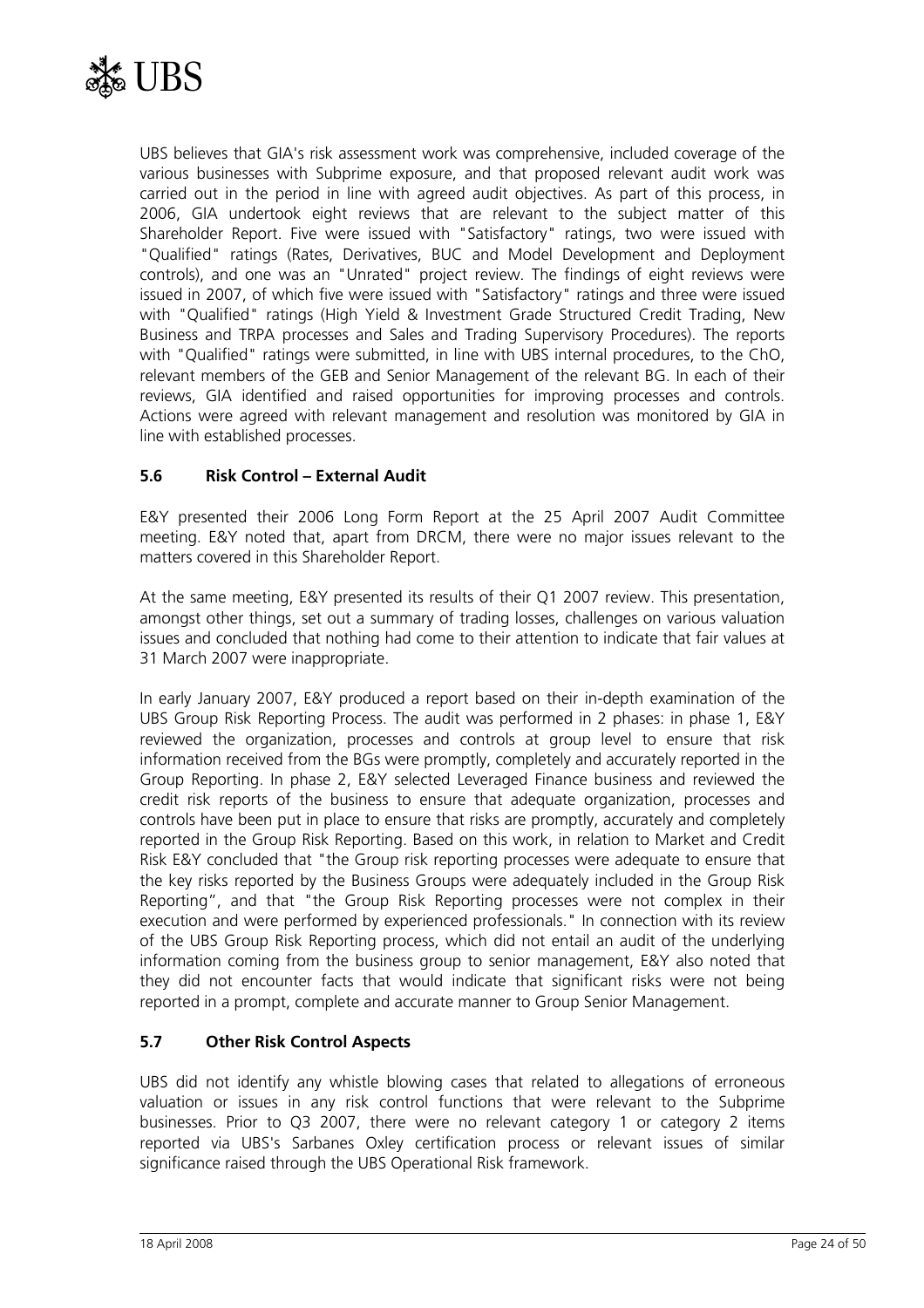UBS believes that GIA's risk assessment work was comprehensive, included coverage of the various businesses with Subprime exposure, and that proposed relevant audit work was carried out in the period in line with agreed audit objectives. As part of this process, in 2006, GIA undertook eight reviews that are relevant to the subject matter of this Shareholder Report. Five were issued with "Satisfactory" ratings, two were issued with "Qualified" ratings (Rates, Derivatives, BUC and Model Development and Deployment controls), and one was an "Unrated" project review. The findings of eight reviews were issued in 2007, of which five were issued with "Satisfactory" ratings and three were issued with "Qualified" ratings (High Yield & Investment Grade Structured Credit Trading, New Business and TRPA processes and Sales and Trading Supervisory Procedures). The reports with "Qualified" ratings were submitted, in line with UBS internal procedures, to the ChO, relevant members of the GEB and Senior Management of the relevant BG. In each of their reviews, GIA identified and raised opportunities for improving processes and controls. Actions were agreed with relevant management and resolution was monitored by GIA in line with established processes.

### 5.6 Risk Control – External Audit

E&Y presented their 2006 Long Form Report at the 25 April 2007 Audit Committee meeting. E&Y noted that, apart from DRCM, there were no major issues relevant to the matters covered in this Shareholder Report.

At the same meeting, E&Y presented its results of their Q1 2007 review. This presentation, amongst other things, set out a summary of trading losses, challenges on various valuation issues and concluded that nothing had come to their attention to indicate that fair values at 31 March 2007 were inappropriate.

In early January 2007, E&Y produced a report based on their in-depth examination of the UBS Group Risk Reporting Process. The audit was performed in 2 phases: in phase 1, E&Y reviewed the organization, processes and controls at group level to ensure that risk information received from the BGs were promptly, completely and accurately reported in the Group Reporting. In phase 2, E&Y selected Leveraged Finance business and reviewed the credit risk reports of the business to ensure that adequate organization, processes and controls have been put in place to ensure that risks are promptly, accurately and completely reported in the Group Risk Reporting. Based on this work, in relation to Market and Credit Risk E&Y concluded that "the Group risk reporting processes were adequate to ensure that the key risks reported by the Business Groups were adequately included in the Group Risk Reporting", and that "the Group Risk Reporting processes were not complex in their execution and were performed by experienced professionals." In connection with its review of the UBS Group Risk Reporting process, which did not entail an audit of the underlying information coming from the business group to senior management, E&Y also noted that they did not encounter facts that would indicate that significant risks were not being reported in a prompt, complete and accurate manner to Group Senior Management.

### 5.7 Other Risk Control Aspects

UBS did not identify any whistle blowing cases that related to allegations of erroneous valuation or issues in any risk control functions that were relevant to the Subprime businesses. Prior to Q3 2007, there were no relevant category 1 or category 2 items reported via UBS's Sarbanes Oxley certification process or relevant issues of similar significance raised through the UBS Operational Risk framework.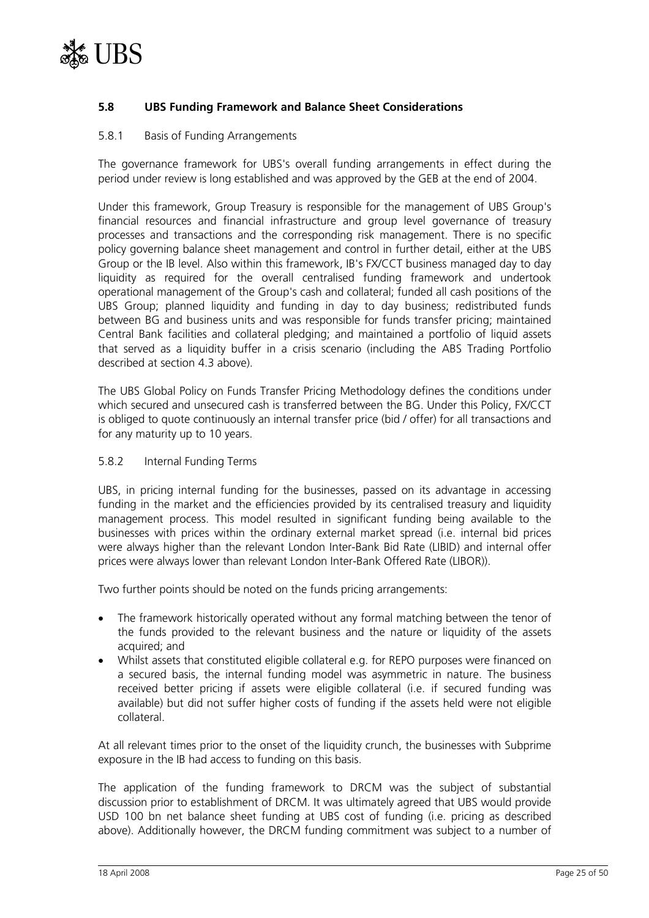### 5.8 UBS Funding Framework and Balance Sheet Considerations

5.8.1 Basis of Funding Arrangements

The governance framework for UBS's overall funding arrangements in effect during the period under review is long established and was approved by the GEB at the end of 2004.

Under this framework, Group Treasury is responsible for the management of UBS Group's financial resources and financial infrastructure and group level governance of treasury processes and transactions and the corresponding risk management. There is no specific policy governing balance sheet management and control in further detail, either at the UBS Group or the IB level. Also within this framework, IB's FX/CCT business managed day to day liquidity as required for the overall centralised funding framework and undertook operational management of the Group's cash and collateral; funded all cash positions of the UBS Group; planned liquidity and funding in day to day business; redistributed funds between BG and business units and was responsible for funds transfer pricing; maintained Central Bank facilities and collateral pledging; and maintained a portfolio of liquid assets that served as a liquidity buffer in a crisis scenario (including the ABS Trading Portfolio described at section 4.3 above).

The UBS Global Policy on Funds Transfer Pricing Methodology defines the conditions under which secured and unsecured cash is transferred between the BG. Under this Policy, FX/CCT is obliged to quote continuously an internal transfer price (bid / offer) for all transactions and for any maturity up to 10 years.

5.8.2 Internal Funding Terms

UBS, in pricing internal funding for the businesses, passed on its advantage in accessing funding in the market and the efficiencies provided by its centralised treasury and liquidity management process. This model resulted in significant funding being available to the businesses with prices within the ordinary external market spread (i.e. internal bid prices were always higher than the relevant London Inter-Bank Bid Rate (LIBID) and internal offer prices were always lower than relevant London Inter-Bank Offered Rate (LIBOR)).

Two further points should be noted on the funds pricing arrangements:

- The framework historically operated without any formal matching between the tenor of the funds provided to the relevant business and the nature or liquidity of the assets acquired; and
- Whilst assets that constituted eligible collateral e.g. for REPO purposes were financed on a secured basis, the internal funding model was asymmetric in nature. The business received better pricing if assets were eligible collateral (i.e. if secured funding was available) but did not suffer higher costs of funding if the assets held were not eligible collateral.

At all relevant times prior to the onset of the liquidity crunch, the businesses with Subprime exposure in the IB had access to funding on this basis.

The application of the funding framework to DRCM was the subject of substantial discussion prior to establishment of DRCM. It was ultimately agreed that UBS would provide USD 100 bn net balance sheet funding at UBS cost of funding (i.e. pricing as described above). Additionally however, the DRCM funding commitment was subject to a number of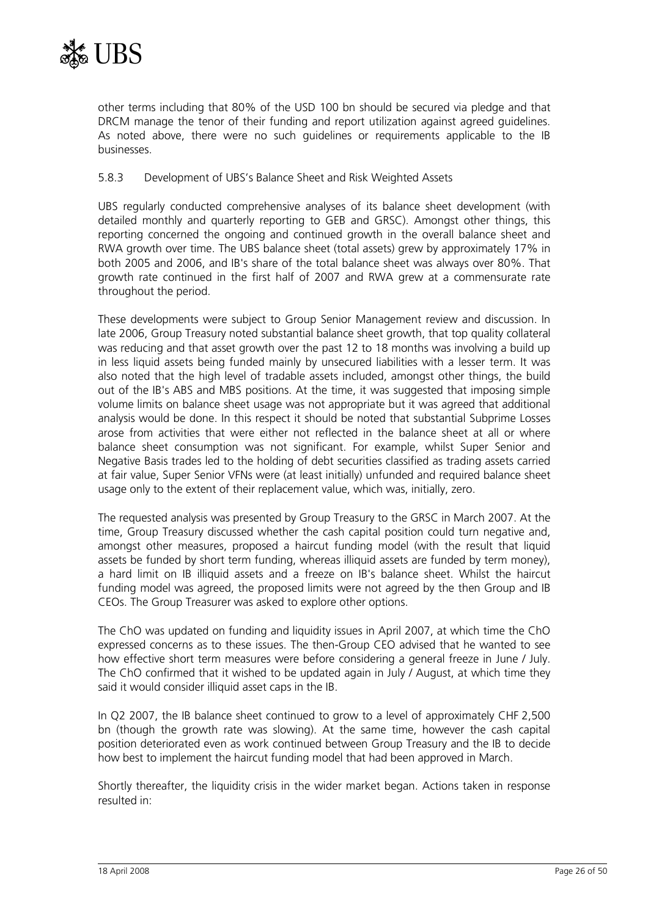other terms including that 80% of the USD 100 bn should be secured via pledge and that DRCM manage the tenor of their funding and report utilization against agreed guidelines. As noted above, there were no such guidelines or requirements applicable to the IB businesses.

### 5.8.3 Development of UBS's Balance Sheet and Risk Weighted Assets

UBS regularly conducted comprehensive analyses of its balance sheet development (with detailed monthly and quarterly reporting to GEB and GRSC). Amongst other things, this reporting concerned the ongoing and continued growth in the overall balance sheet and RWA growth over time. The UBS balance sheet (total assets) grew by approximately 17% in both 2005 and 2006, and IB's share of the total balance sheet was always over 80%. That growth rate continued in the first half of 2007 and RWA grew at a commensurate rate throughout the period.

These developments were subject to Group Senior Management review and discussion. In late 2006, Group Treasury noted substantial balance sheet growth, that top quality collateral was reducing and that asset growth over the past 12 to 18 months was involving a build up in less liquid assets being funded mainly by unsecured liabilities with a lesser term. It was also noted that the high level of tradable assets included, amongst other things, the build out of the IB's ABS and MBS positions. At the time, it was suggested that imposing simple volume limits on balance sheet usage was not appropriate but it was agreed that additional analysis would be done. In this respect it should be noted that substantial Subprime Losses arose from activities that were either not reflected in the balance sheet at all or where balance sheet consumption was not significant. For example, whilst Super Senior and Negative Basis trades led to the holding of debt securities classified as trading assets carried at fair value, Super Senior VFNs were (at least initially) unfunded and required balance sheet usage only to the extent of their replacement value, which was, initially, zero.

The requested analysis was presented by Group Treasury to the GRSC in March 2007. At the time, Group Treasury discussed whether the cash capital position could turn negative and, amongst other measures, proposed a haircut funding model (with the result that liquid assets be funded by short term funding, whereas illiquid assets are funded by term money), a hard limit on IB illiquid assets and a freeze on IB's balance sheet. Whilst the haircut funding model was agreed, the proposed limits were not agreed by the then Group and IB CEOs. The Group Treasurer was asked to explore other options.

The ChO was updated on funding and liquidity issues in April 2007, at which time the ChO expressed concerns as to these issues. The then-Group CEO advised that he wanted to see how effective short term measures were before considering a general freeze in June / July. The ChO confirmed that it wished to be updated again in July / August, at which time they said it would consider illiquid asset caps in the IB.

In Q2 2007, the IB balance sheet continued to grow to a level of approximately CHF 2,500 bn (though the growth rate was slowing). At the same time, however the cash capital position deteriorated even as work continued between Group Treasury and the IB to decide how best to implement the haircut funding model that had been approved in March.

Shortly thereafter, the liquidity crisis in the wider market began. Actions taken in response resulted in: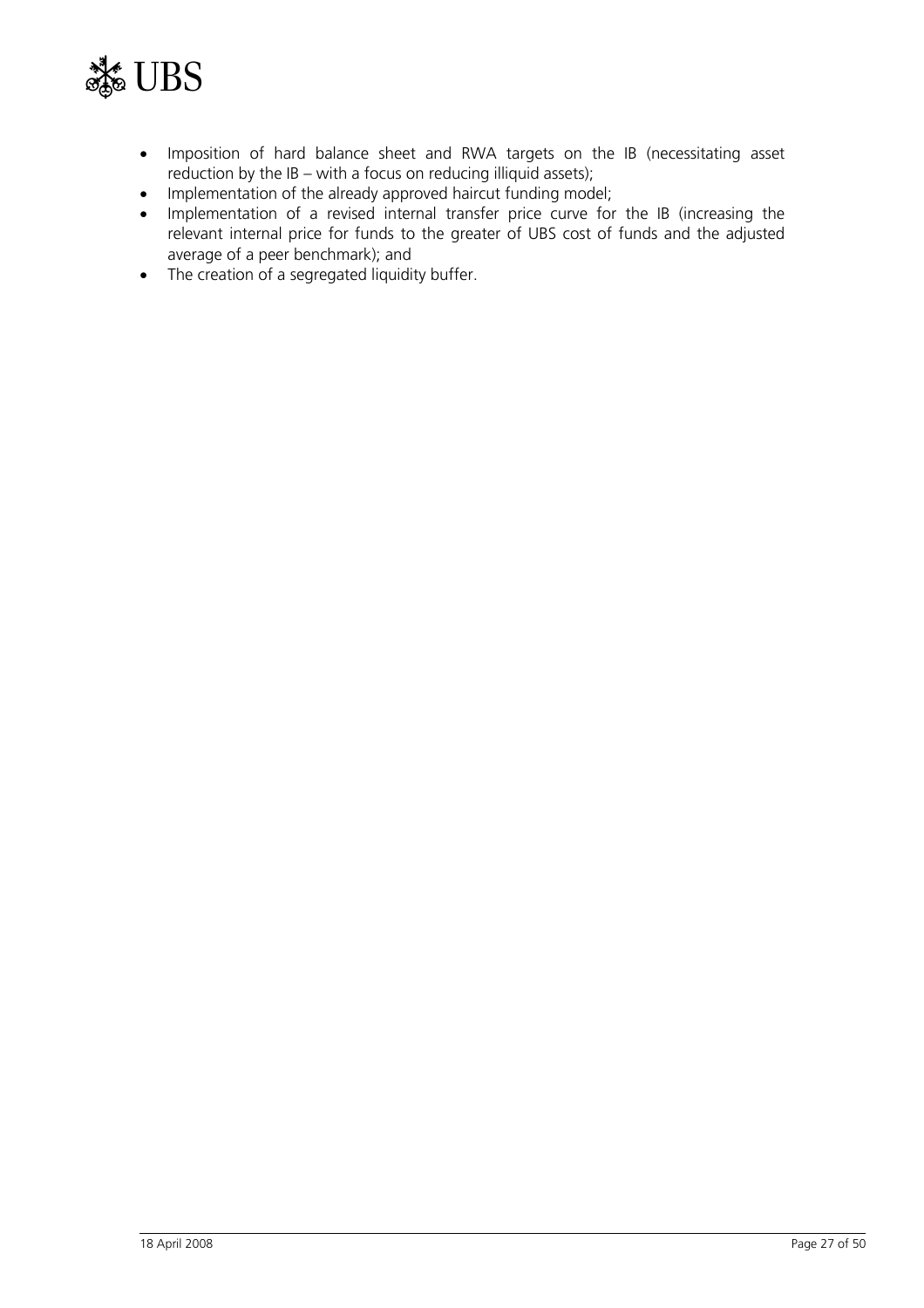- Imposition of hard balance sheet and RWA targets on the IB (necessitating asset reduction by the IB – with a focus on reducing illiquid assets);
- Implementation of the already approved haircut funding model;
- Implementation of a revised internal transfer price curve for the IB (increasing the relevant internal price for funds to the greater of UBS cost of funds and the adjusted average of a peer benchmark); and
- The creation of a segregated liquidity buffer.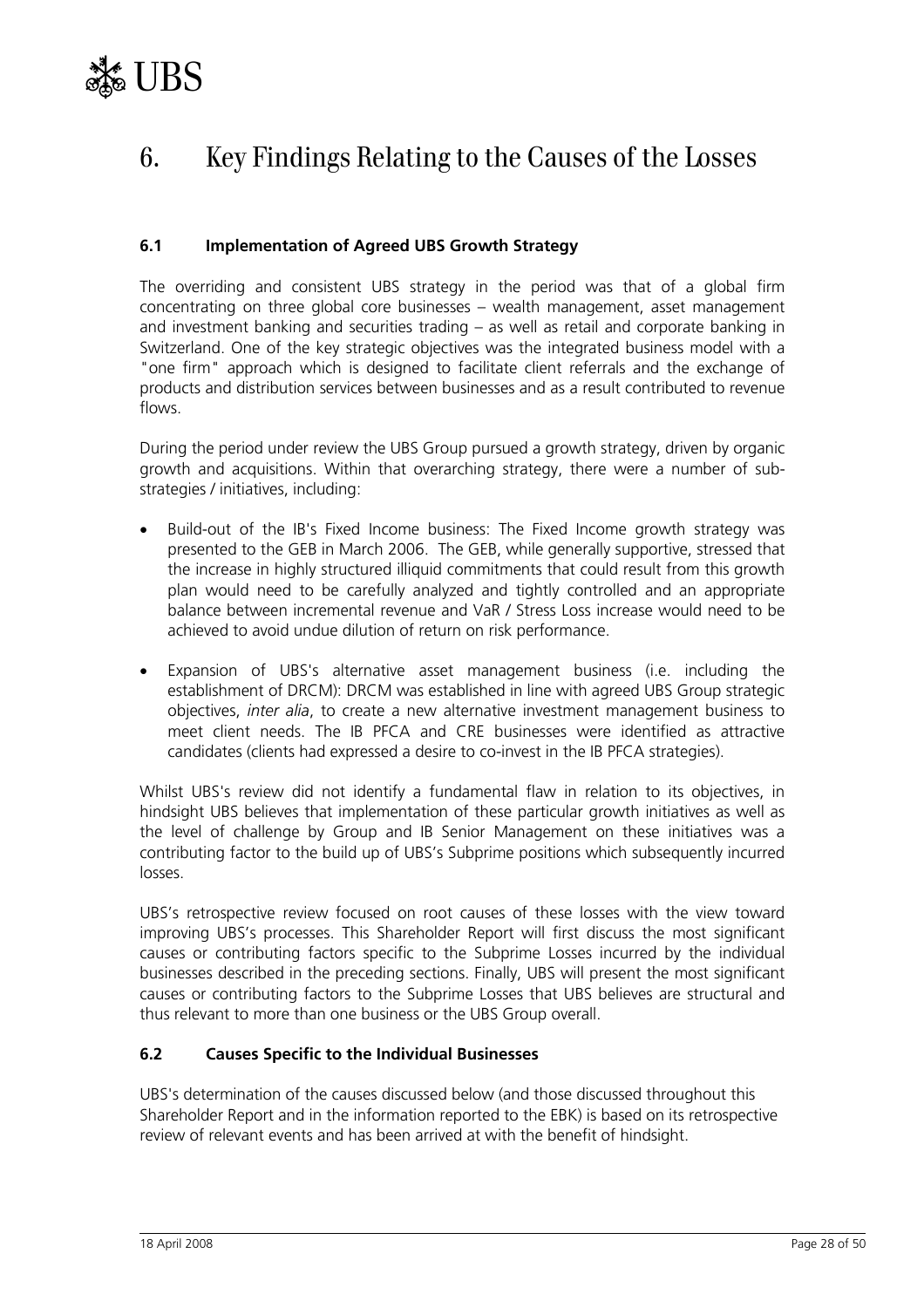# 6. Key Findings Relating to the Causes of the Losses

### 6.1 Implementation of Agreed UBS Growth Strategy

The overriding and consistent UBS strategy in the period was that of a global firm concentrating on three global core businesses – wealth management, asset management and investment banking and securities trading – as well as retail and corporate banking in Switzerland. One of the key strategic objectives was the integrated business model with a "one firm" approach which is designed to facilitate client referrals and the exchange of products and distribution services between businesses and as a result contributed to revenue flows.

During the period under review the UBS Group pursued a growth strategy, driven by organic growth and acquisitions. Within that overarching strategy, there were a number of sub-strategies / initiatives, including:

- Build-out of the IB's Fixed Income business: The Fixed Income growth strategy was presented to the GEB in March 2006. The GEB, while generally supportive, stressed that the increase in highly structured illiquid commitments that could result from this growth plan would need to be carefully analyzed and tightly controlled and an appropriate balance between incremental revenue and VaR / Stress Loss increase would need to be achieved to avoid undue dilution of return on risk performance.
- Expansion of UBS's alternative asset management business (i.e. including the establishment of DRCM): DRCM was established in line with agreed UBS Group strategic objectives, *inter alia*, to create a new alternative investment management business to meet client needs. The IB PFCA and CRE businesses were identified as attractive candidates (clients had expressed a desire to co-invest in the IB PFCA strategies).

Whilst UBS's review did not identify a fundamental flaw in relation to its objectives, in hindsight UBS believes that implementation of these particular growth initiatives as well as the level of challenge by Group and IB Senior Management on these initiatives was a contributing factor to the build up of UBS's Subprime positions which subsequently incurred losses.

UBS's retrospective review focused on root causes of these losses with the view toward improving UBS's processes. This Shareholder Report will first discuss the most significant causes or contributing factors specific to the Subprime Losses incurred by the individual businesses described in the preceding sections. Finally, UBS will present the most significant causes or contributing factors to the Subprime Losses that UBS believes are structural and thus relevant to more than one business or the UBS Group overall.

### 6.2 Causes Specific to the Individual Businesses

UBS's determination of the causes discussed below (and those discussed throughout this Shareholder Report and in the information reported to the EBK) is based on its retrospective review of relevant events and has been arrived at with the benefit of hindsight.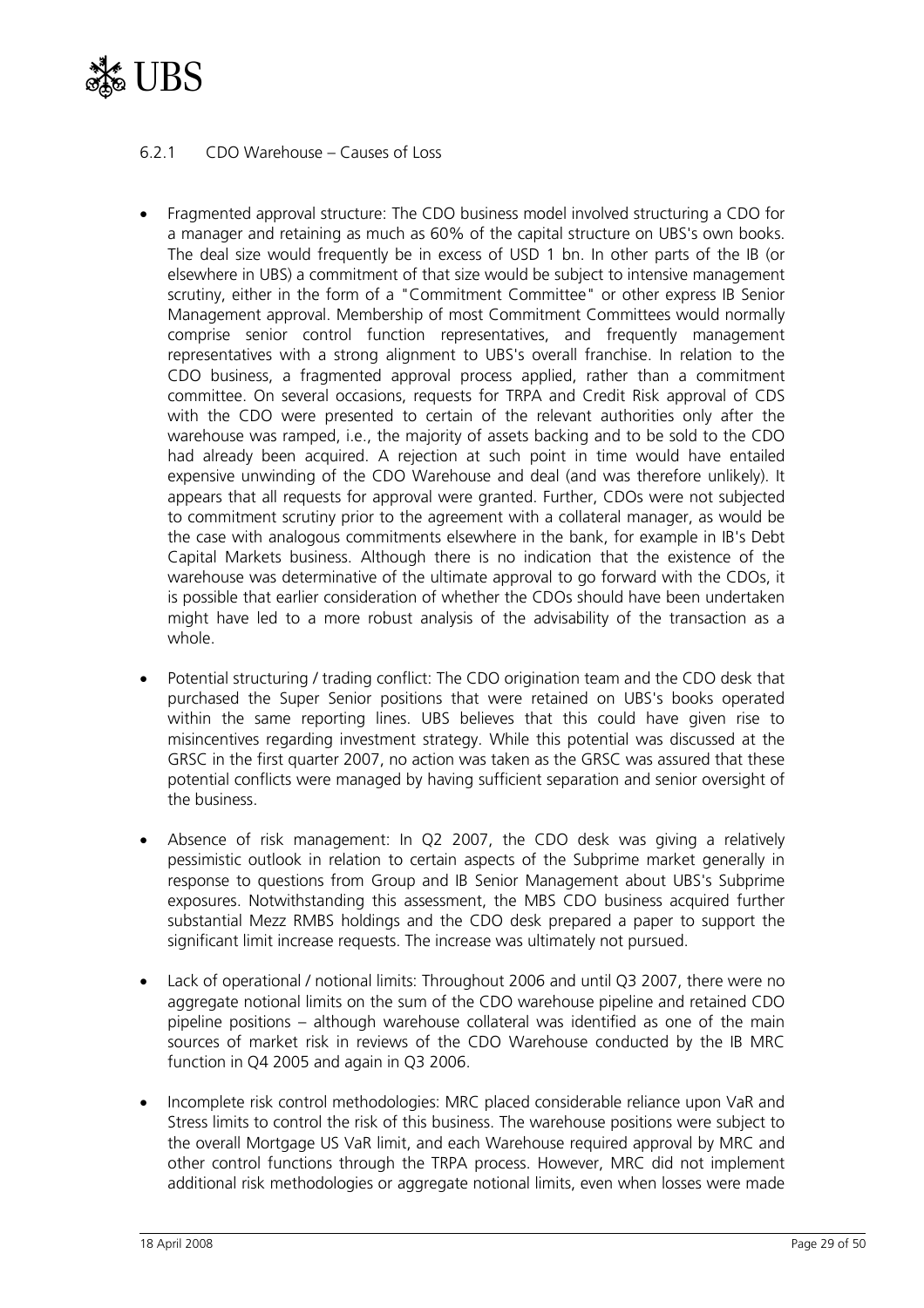### 6.2.1 CDO Warehouse – Causes of Loss

- Fragmented approval structure: The CDO business model involved structuring a CDO for a manager and retaining as much as 60% of the capital structure on UBS's own books. The deal size would frequently be in excess of USD 1 bn. In other parts of the IB (or elsewhere in UBS) a commitment of that size would be subject to intensive management scrutiny, either in the form of a "Commitment Committee" or other express IB Senior Management approval. Membership of most Commitment Committees would normally comprise senior control function representatives, and frequently management representatives with a strong alignment to UBS's overall franchise. In relation to the CDO business, a fragmented approval process applied, rather than a commitment committee. On several occasions, requests for TRPA and Credit Risk approval of CDS with the CDO were presented to certain of the relevant authorities only after the warehouse was ramped, i.e., the majority of assets backing and to be sold to the CDO had already been acquired. A rejection at such point in time would have entailed expensive unwinding of the CDO Warehouse and deal (and was therefore unlikely). It appears that all requests for approval were granted. Further, CDOs were not subjected to commitment scrutiny prior to the agreement with a collateral manager, as would be the case with analogous commitments elsewhere in the bank, for example in IB's Debt Capital Markets business. Although there is no indication that the existence of the warehouse was determinative of the ultimate approval to go forward with the CDOs, it is possible that earlier consideration of whether the CDOs should have been undertaken might have led to a more robust analysis of the advisability of the transaction as a whole.

- Potential structuring / trading conflict: The CDO origination team and the CDO desk that purchased the Super Senior positions that were retained on UBS's books operated within the same reporting lines. UBS believes that this could have given rise to misincentives regarding investment strategy. While this potential was discussed at the GRSC in the first quarter 2007, no action was taken as the GRSC was assured that these potential conflicts were managed by having sufficient separation and senior oversight of the business.

- Absence of risk management: In Q2 2007, the CDO desk was giving a relatively pessimistic outlook in relation to certain aspects of the Subprime market generally in response to questions from Group and IB Senior Management about UBS's Subprime exposures. Notwithstanding this assessment, the MBS CDO business acquired further substantial Mezz RMBS holdings and the CDO desk prepared a paper to support the significant limit increase requests. The increase was ultimately not pursued.

- Lack of operational / notional limits: Throughout 2006 and until Q3 2007, there were no aggregate notional limits on the sum of the CDO warehouse pipeline and retained CDO pipeline positions – although warehouse collateral was identified as one of the main sources of market risk in reviews of the CDO Warehouse conducted by the IB MRC function in Q4 2005 and again in Q3 2006.

- Incomplete risk control methodologies: MRC placed considerable reliance upon VaR and Stress limits to control the risk of this business. The warehouse positions were subject to the overall Mortgage US VaR limit, and each Warehouse required approval by MRC and other control functions through the TRPA process. However, MRC did not implement additional risk methodologies or aggregate notional limits, even when losses were made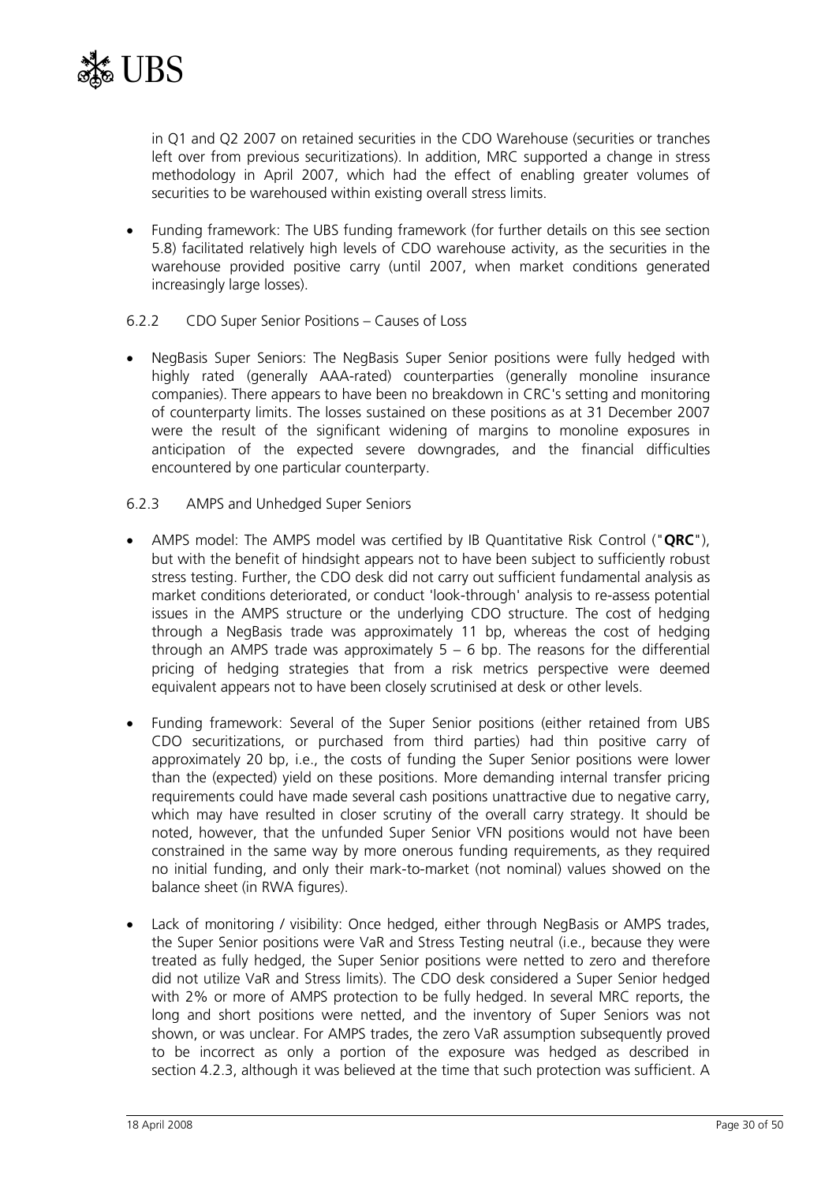in Q1 and Q2 2007 on retained securities in the CDO Warehouse (securities or tranches left over from previous securitizations). In addition, MRC supported a change in stress methodology in April 2007, which had the effect of enabling greater volumes of securities to be warehoused within existing overall stress limits.

- Funding framework: The UBS funding framework (for further details on this see section 5.8) facilitated relatively high levels of CDO warehouse activity, as the securities in the warehouse provided positive carry (until 2007, when market conditions generated increasingly large losses).

### 6.2.2 CDO Super Senior Positions – Causes of Loss

- NegBasis Super Seniors: The NegBasis Super Senior positions were fully hedged with highly rated (generally AAA-rated) counterparties (generally monoline insurance companies). There appears to have been no breakdown in CRC's setting and monitoring of counterparty limits. The losses sustained on these positions as at 31 December 2007 were the result of the significant widening of margins to monoline exposures in anticipation of the expected severe downgrades, and the financial difficulties encountered by one particular counterparty.

### 6.2.3 AMPS and Unhedged Super Seniors

- AMPS model: The AMPS model was certified by IB Quantitative Risk Control ("**QRC**"), but with the benefit of hindsight appears not to have been subject to sufficiently robust stress testing. Further, the CDO desk did not carry out sufficient fundamental analysis as market conditions deteriorated, or conduct 'look-through' analysis to re-assess potential issues in the AMPS structure or the underlying CDO structure. The cost of hedging through a NegBasis trade was approximately 11 bp, whereas the cost of hedging through an AMPS trade was approximately 5 – 6 bp. The reasons for the differential pricing of hedging strategies that from a risk metrics perspective were deemed equivalent appears not to have been closely scrutinised at desk or other levels.

- Funding framework: Several of the Super Senior positions (either retained from UBS CDO securitizations, or purchased from third parties) had thin positive carry of approximately 20 bp, i.e., the costs of funding the Super Senior positions were lower than the (expected) yield on these positions. More demanding internal transfer pricing requirements could have made several cash positions unattractive due to negative carry, which may have resulted in closer scrutiny of the overall carry strategy. It should be noted, however, that the unfunded Super Senior VFN positions would not have been constrained in the same way by more onerous funding requirements, as they required no initial funding, and only their mark-to-market (not nominal) values showed on the balance sheet (in RWA figures).

- Lack of monitoring / visibility: Once hedged, either through NegBasis or AMPS trades, the Super Senior positions were VaR and Stress Testing neutral (i.e., because they were treated as fully hedged, the Super Senior positions were netted to zero and therefore did not utilize VaR and Stress limits). The CDO desk considered a Super Senior hedged with 2% or more of AMPS protection to be fully hedged. In several MRC reports, the long and short positions were netted, and the inventory of Super Seniors was not shown, or was unclear. For AMPS trades, the zero VaR assumption subsequently proved to be incorrect as only a portion of the exposure was hedged as described in section 4.2.3, although it was believed at the time that such protection was sufficient. A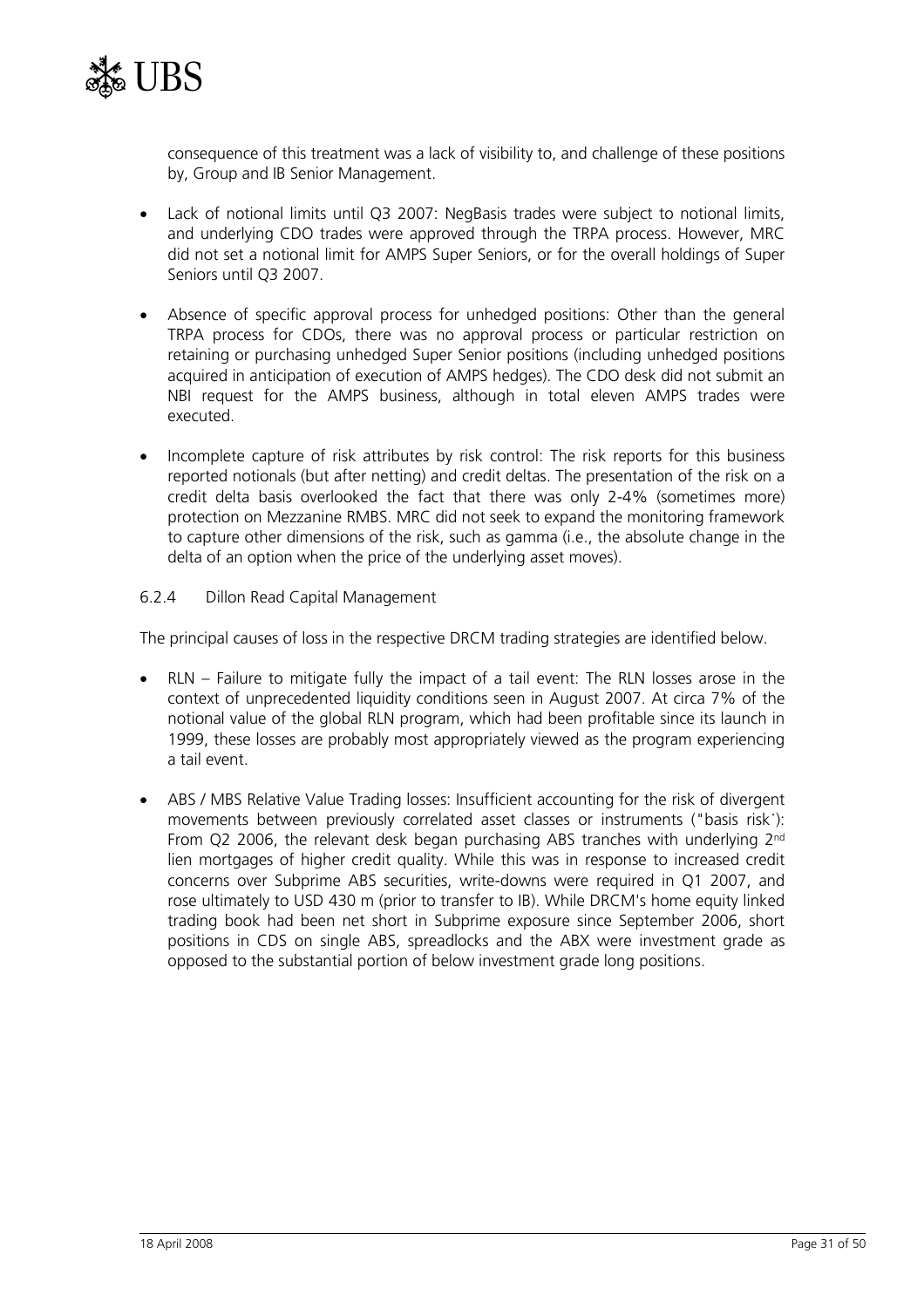consequence of this treatment was a lack of visibility to, and challenge of these positions by, Group and IB Senior Management.

- Lack of notional limits until Q3 2007: NegBasis trades were subject to notional limits, and underlying CDO trades were approved through the TRPA process. However, MRC did not set a notional limit for AMPS Super Seniors, or for the overall holdings of Super Seniors until Q3 2007.
- Absence of specific approval process for unhedged positions: Other than the general TRPA process for CDOs, there was no approval process or particular restriction on retaining or purchasing unhedged Super Senior positions (including unhedged positions acquired in anticipation of execution of AMPS hedges). The CDO desk did not submit an NBI request for the AMPS business, although in total eleven AMPS trades were executed.
- Incomplete capture of risk attributes by risk control: The risk reports for this business reported notionals (but after netting) and credit deltas. The presentation of the risk on a credit delta basis overlooked the fact that there was only 2-4% (sometimes more) protection on Mezzanine RMBS. MRC did not seek to expand the monitoring framework to capture other dimensions of the risk, such as gamma (i.e., the absolute change in the delta of an option when the price of the underlying asset moves).

### 6.2.4 Dillon Read Capital Management

The principal causes of loss in the respective DRCM trading strategies are identified below.

- RLN – Failure to mitigate fully the impact of a tail event: The RLN losses arose in the context of unprecedented liquidity conditions seen in August 2007. At circa 7% of the notional value of the global RLN program, which had been profitable since its launch in 1999, these losses are probably most appropriately viewed as the program experiencing a tail event.
- ABS / MBS Relative Value Trading losses: Insufficient accounting for the risk of divergent movements between previously correlated asset classes or instruments ("basis risk"): From Q2 2006, the relevant desk began purchasing ABS tranches with underlying 2nd lien mortgages of higher credit quality. While this was in response to increased credit concerns over Subprime ABS securities, write-downs were required in Q1 2007, and rose ultimately to USD 430 m (prior to transfer to IB). While DRCM's home equity linked trading book had been net short in Subprime exposure since September 2006, short positions in CDS on single ABS, spreadlocks and the ABX were investment grade as opposed to the substantial portion of below investment grade long positions.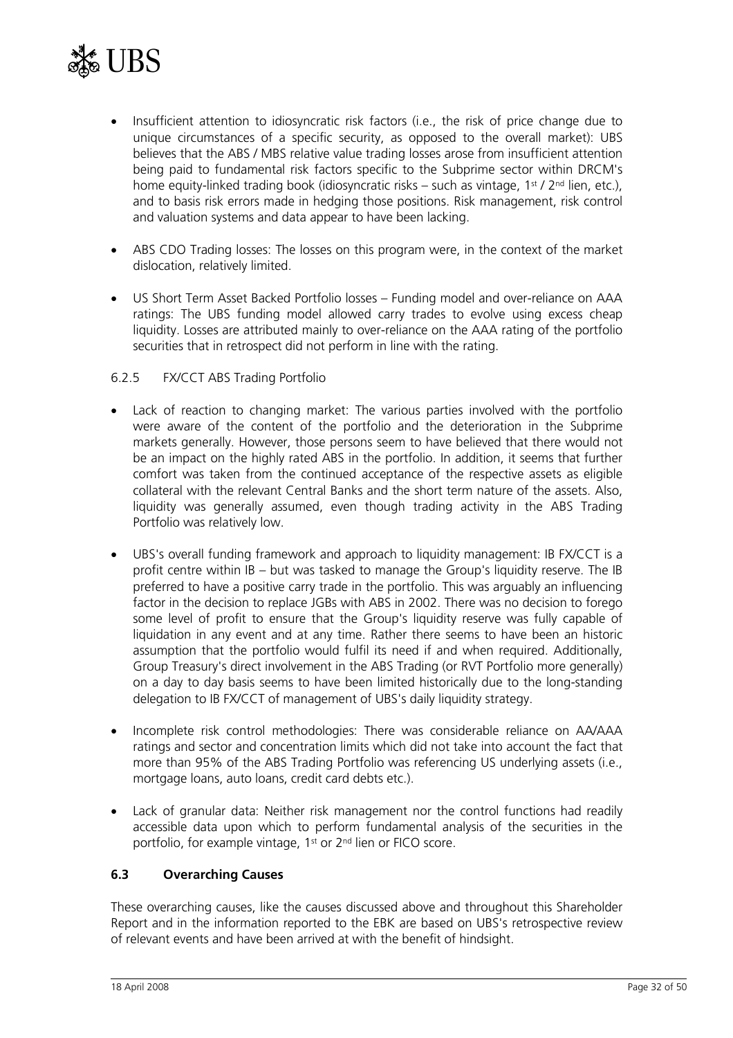- Insufficient attention to idiosyncratic risk factors (i.e., the risk of price change due to unique circumstances of a specific security, as opposed to the overall market): UBS believes that the ABS / MBS relative value trading losses arose from insufficient attention being paid to fundamental risk factors specific to the Subprime sector within DRCM's home equity-linked trading book (idiosyncratic risks – such as vintage, 1st / 2nd lien, etc.), and to basis risk errors made in hedging those positions. Risk management, risk control and valuation systems and data appear to have been lacking.

- ABS CDO Trading losses: The losses on this program were, in the context of the market dislocation, relatively limited.

- US Short Term Asset Backed Portfolio losses – Funding model and over-reliance on AAA ratings: The UBS funding model allowed carry trades to evolve using excess cheap liquidity. Losses are attributed mainly to over-reliance on the AAA rating of the portfolio securities that in retrospect did not perform in line with the rating.

### 6.2.5 FX/CCT ABS Trading Portfolio

- Lack of reaction to changing market: The various parties involved with the portfolio were aware of the content of the portfolio and the deterioration in the Subprime markets generally. However, those persons seem to have believed that there would not be an impact on the highly rated ABS in the portfolio. In addition, it seems that further comfort was taken from the continued acceptance of the respective assets as eligible collateral with the relevant Central Banks and the short term nature of the assets. Also, liquidity was generally assumed, even though trading activity in the ABS Trading Portfolio was relatively low.

- UBS's overall funding framework and approach to liquidity management: IB FX/CCT is a profit centre within IB – but was tasked to manage the Group's liquidity reserve. The IB preferred to have a positive carry trade in the portfolio. This was arguably an influencing factor in the decision to replace JGBs with ABS in 2002. There was no decision to forego some level of profit to ensure that the Group's liquidity reserve was fully capable of liquidation in any event and at any time. Rather there seems to have been an historic assumption that the portfolio would fulfil its need if and when required. Additionally, Group Treasury's direct involvement in the ABS Trading (or RVT Portfolio more generally) on a day to day basis seems to have been limited historically due to the long-standing delegation to IB FX/CCT of management of UBS's daily liquidity strategy.

- Incomplete risk control methodologies: There was considerable reliance on AA/AAA ratings and sector and concentration limits which did not take into account the fact that more than 95% of the ABS Trading Portfolio was referencing US underlying assets (i.e., mortgage loans, auto loans, credit card debts etc.).

- Lack of granular data: Neither risk management nor the control functions had readily accessible data upon which to perform fundamental analysis of the securities in the portfolio, for example vintage, 1st or 2nd lien or FICO score.

## 6.3 Overarching Causes

These overarching causes, like the causes discussed above and throughout this Shareholder Report and in the information reported to the EBK are based on UBS's retrospective review of relevant events and have been arrived at with the benefit of hindsight.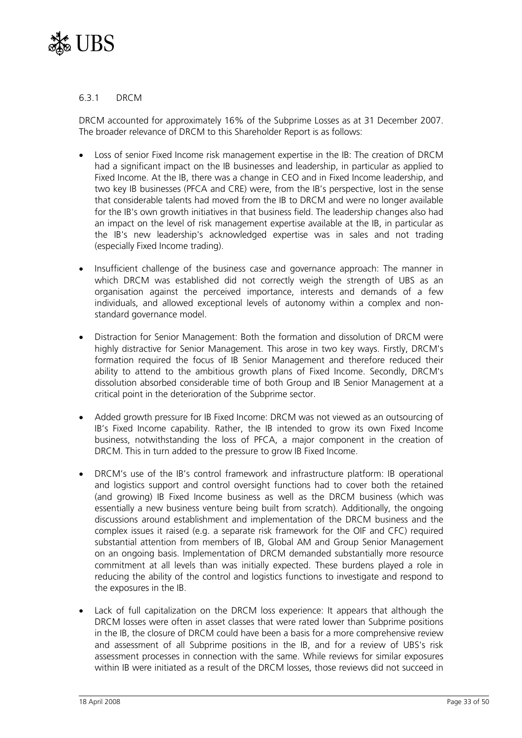### 6.3.1 DRCM

DRCM accounted for approximately 16% of the Subprime Losses as at 31 December 2007. The broader relevance of DRCM to this Shareholder Report is as follows:

- Loss of senior Fixed Income risk management expertise in the IB: The creation of DRCM had a significant impact on the IB businesses and leadership, in particular as applied to Fixed Income. At the IB, there was a change in CEO and in Fixed Income leadership, and two key IB businesses (PFCA and CRE) were, from the IB's perspective, lost in the sense that considerable talents had moved from the IB to DRCM and were no longer available for the IB's own growth initiatives in that business field. The leadership changes also had an impact on the level of risk management expertise available at the IB, in particular as the IB's new leadership's acknowledged expertise was in sales and not trading (especially Fixed Income trading).

- Insufficient challenge of the business case and governance approach: The manner in which DRCM was established did not correctly weigh the strength of UBS as an organisation against the perceived importance, interests and demands of a few individuals, and allowed exceptional levels of autonomy within a complex and non-standard governance model.

- Distraction for Senior Management: Both the formation and dissolution of DRCM were highly distractive for Senior Management. This arose in two key ways. Firstly, DRCM's formation required the focus of IB Senior Management and therefore reduced their ability to attend to the ambitious growth plans of Fixed Income. Secondly, DRCM's dissolution absorbed considerable time of both Group and IB Senior Management at a critical point in the deterioration of the Subprime sector.

- Added growth pressure for IB Fixed Income: DRCM was not viewed as an outsourcing of IB's Fixed Income capability. Rather, the IB intended to grow its own Fixed Income business, notwithstanding the loss of PFCA, a major component in the creation of DRCM. This in turn added to the pressure to grow IB Fixed Income.

- DRCM's use of the IB's control framework and infrastructure platform: IB operational and logistics support and control oversight functions had to cover both the retained (and growing) IB Fixed Income business as well as the DRCM business (which was essentially a new business venture being built from scratch). Additionally, the ongoing discussions around establishment and implementation of the DRCM business and the complex issues it raised (e.g. a separate risk framework for the OIF and CFC) required substantial attention from members of IB, Global AM and Group Senior Management on an ongoing basis. Implementation of DRCM demanded substantially more resource commitment at all levels than was initially expected. These burdens played a role in reducing the ability of the control and logistics functions to investigate and respond to the exposures in the IB.

- Lack of full capitalization on the DRCM loss experience: It appears that although the DRCM losses were often in asset classes that were rated lower than Subprime positions in the IB, the closure of DRCM could have been a basis for a more comprehensive review and assessment of all Subprime positions in the IB, and for a review of UBS's risk assessment processes in connection with the same. While reviews for similar exposures within IB were initiated as a result of the DRCM losses, those reviews did not succeed in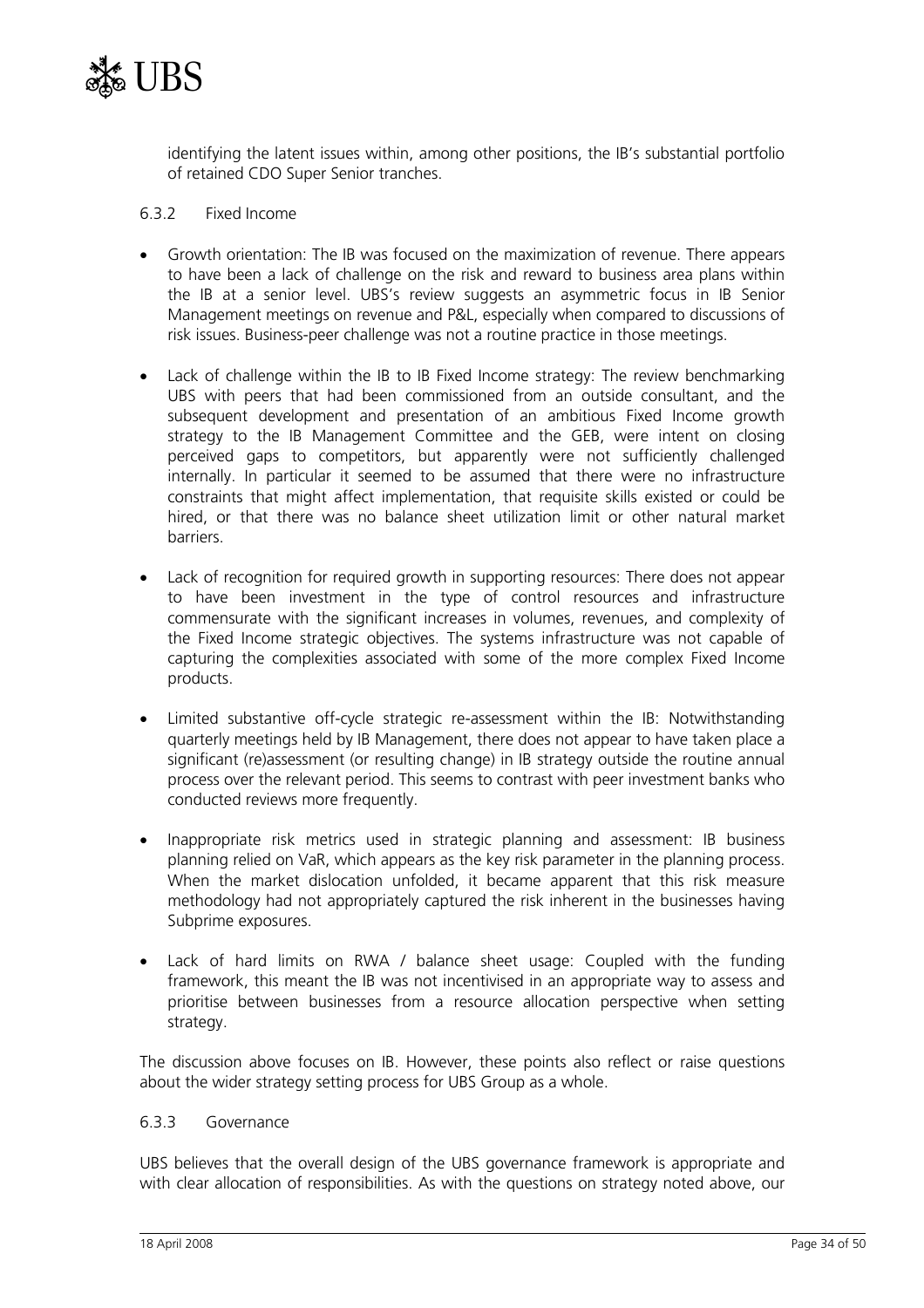identifying the latent issues within, among other positions, the IB's substantial portfolio of retained CDO Super Senior tranches.

### 6.3.2 Fixed Income

- Growth orientation: The IB was focused on the maximization of revenue. There appears to have been a lack of challenge on the risk and reward to business area plans within the IB at a senior level. UBS's review suggests an asymmetric focus in IB Senior Management meetings on revenue and P&L, especially when compared to discussions of risk issues. Business-peer challenge was not a routine practice in those meetings.

- Lack of challenge within the IB to IB Fixed Income strategy: The review benchmarking UBS with peers that had been commissioned from an outside consultant, and the subsequent development and presentation of an ambitious Fixed Income growth strategy to the IB Management Committee and the GEB, were intent on closing perceived gaps to competitors, but apparently were not sufficiently challenged internally. In particular it seemed to be assumed that there were no infrastructure constraints that might affect implementation, that requisite skills existed or could be hired, or that there was no balance sheet utilization limit or other natural market barriers.

- Lack of recognition for required growth in supporting resources: There does not appear to have been investment in the type of control resources and infrastructure commensurate with the significant increases in volumes, revenues, and complexity of the Fixed Income strategic objectives. The systems infrastructure was not capable of capturing the complexities associated with some of the more complex Fixed Income products.

- Limited substantive off-cycle strategic re-assessment within the IB: Notwithstanding quarterly meetings held by IB Management, there does not appear to have taken place a significant (re)assessment (or resulting change) in IB strategy outside the routine annual process over the relevant period. This seems to contrast with peer investment banks who conducted reviews more frequently.

- Inappropriate risk metrics used in strategic planning and assessment: IB business planning relied on VaR, which appears as the key risk parameter in the planning process. When the market dislocation unfolded, it became apparent that this risk measure methodology had not appropriately captured the risk inherent in the businesses having Subprime exposures.

- Lack of hard limits on RWA / balance sheet usage: Coupled with the funding framework, this meant the IB was not incentivised in an appropriate way to assess and prioritise between businesses from a resource allocation perspective when setting strategy.

The discussion above focuses on IB. However, these points also reflect or raise questions about the wider strategy setting process for UBS Group as a whole.

### 6.3.3 Governance

UBS believes that the overall design of the UBS governance framework is appropriate and with clear allocation of responsibilities. As with the questions on strategy noted above, our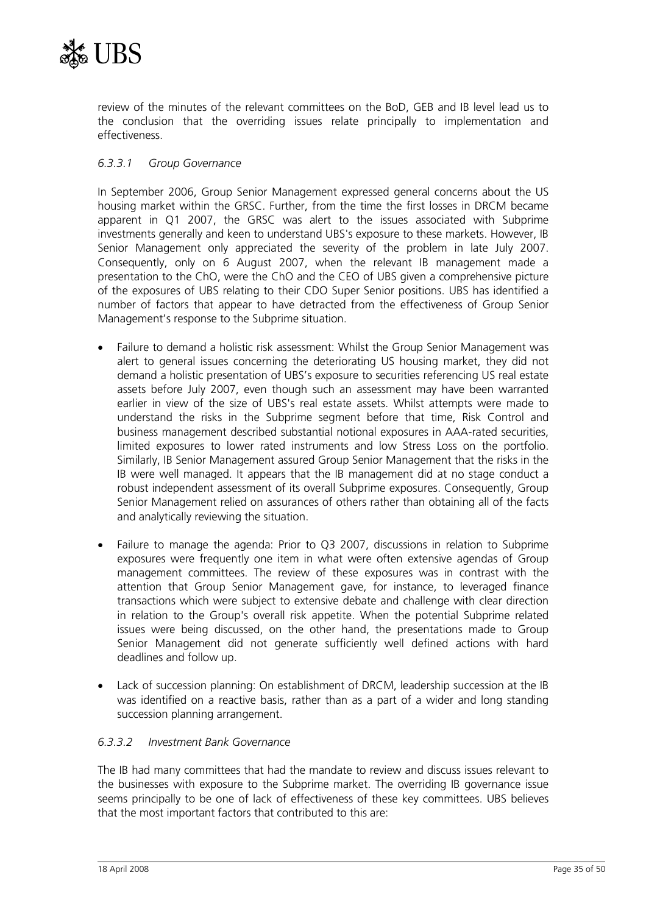review of the minutes of the relevant committees on the BoD, GEB and IB level lead us to the conclusion that the overriding issues relate principally to implementation and effectiveness.

### *6.3.3.1 Group Governance*

In September 2006, Group Senior Management expressed general concerns about the US housing market within the GRSC. Further, from the time the first losses in DRCM became apparent in Q1 2007, the GRSC was alert to the issues associated with Subprime investments generally and keen to understand UBS's exposure to these markets. However, IB Senior Management only appreciated the severity of the problem in late July 2007. Consequently, only on 6 August 2007, when the relevant IB management made a presentation to the ChO, were the ChO and the CEO of UBS given a comprehensive picture of the exposures of UBS relating to their CDO Super Senior positions. UBS has identified a number of factors that appear to have detracted from the effectiveness of Group Senior Management's response to the Subprime situation.

- Failure to demand a holistic risk assessment: Whilst the Group Senior Management was alert to general issues concerning the deteriorating US housing market, they did not demand a holistic presentation of UBS's exposure to securities referencing US real estate assets before July 2007, even though such an assessment may have been warranted earlier in view of the size of UBS's real estate assets. Whilst attempts were made to understand the risks in the Subprime segment before that time, Risk Control and business management described substantial notional exposures in AAA-rated securities, limited exposures to lower rated instruments and low Stress Loss on the portfolio. Similarly, IB Senior Management assured Group Senior Management that the risks in the IB were well managed. It appears that the IB management did at no stage conduct a robust independent assessment of its overall Subprime exposures. Consequently, Group Senior Management relied on assurances of others rather than obtaining all of the facts and analytically reviewing the situation.

- Failure to manage the agenda: Prior to Q3 2007, discussions in relation to Subprime exposures were frequently one item in what were often extensive agendas of Group management committees. The review of these exposures was in contrast with the attention that Group Senior Management gave, for instance, to leveraged finance transactions which were subject to extensive debate and challenge with clear direction in relation to the Group's overall risk appetite. When the potential Subprime related issues were being discussed, on the other hand, the presentations made to Group Senior Management did not generate sufficiently well defined actions with hard deadlines and follow up.

- Lack of succession planning: On establishment of DRCM, leadership succession at the IB was identified on a reactive basis, rather than as a part of a wider and long standing succession planning arrangement.

### *6.3.3.2 Investment Bank Governance*

The IB had many committees that had the mandate to review and discuss issues relevant to the businesses with exposure to the Subprime market. The overriding IB governance issue seems principally to be one of lack of effectiveness of these key committees. UBS believes that the most important factors that contributed to this are: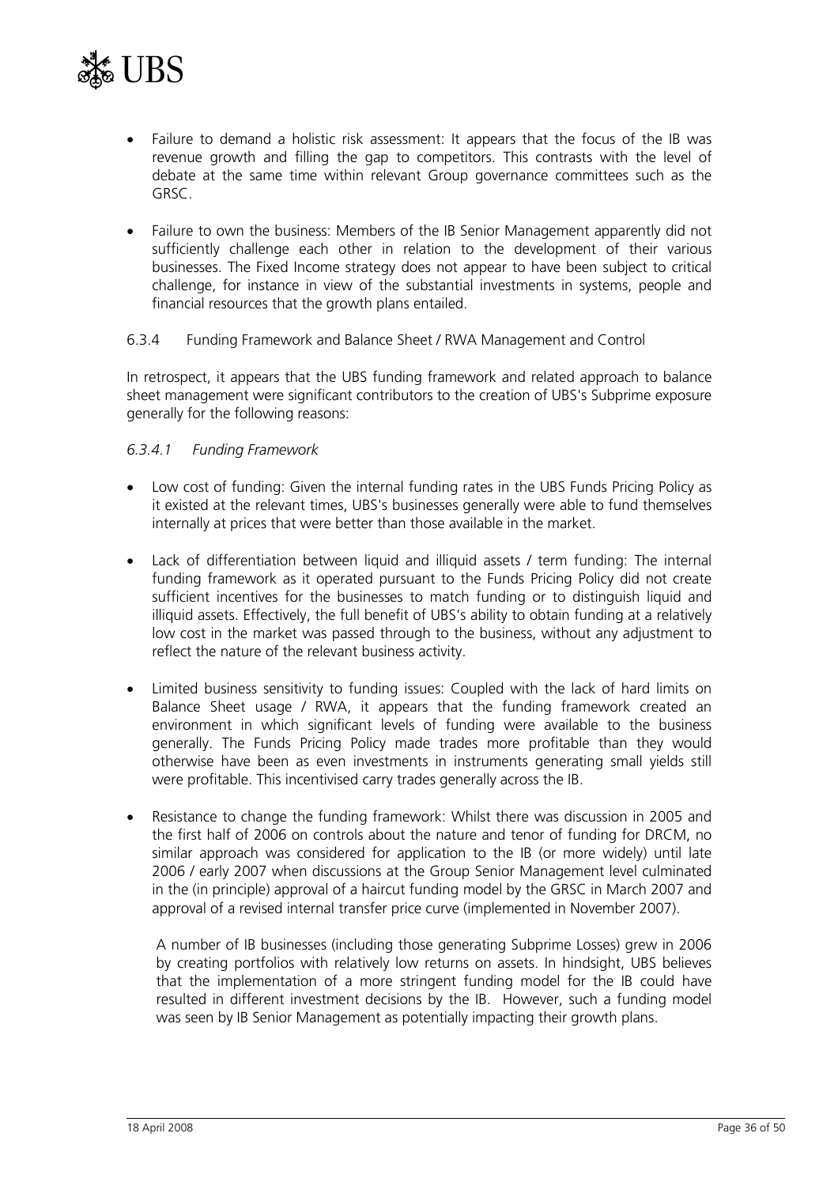- Failure to demand a holistic risk assessment: It appears that the focus of the IB was revenue growth and filling the gap to competitors. This contrasts with the level of debate at the same time within relevant Group governance committees such as the GRSC.

- Failure to own the business: Members of the IB Senior Management apparently did not sufficiently challenge each other in relation to the development of their various businesses. The Fixed Income strategy does not appear to have been subject to critical challenge, for instance in view of the substantial investments in systems, people and financial resources that the growth plans entailed.

### 6.3.4 Funding Framework and Balance Sheet / RWA Management and Control

In retrospect, it appears that the UBS funding framework and related approach to balance sheet management were significant contributors to the creation of UBS's Subprime exposure generally for the following reasons:

#### *6.3.4.1 Funding Framework*

- Low cost of funding: Given the internal funding rates in the UBS Funds Pricing Policy as it existed at the relevant times, UBS's businesses generally were able to fund themselves internally at prices that were better than those available in the market.

- Lack of differentiation between liquid and illiquid assets / term funding: The internal funding framework as it operated pursuant to the Funds Pricing Policy did not create sufficient incentives for the businesses to match funding or to distinguish liquid and illiquid assets. Effectively, the full benefit of UBS's ability to obtain funding at a relatively low cost in the market was passed through to the business, without any adjustment to reflect the nature of the relevant business activity.

- Limited business sensitivity to funding issues: Coupled with the lack of hard limits on Balance Sheet usage / RWA, it appears that the funding framework created an environment in which significant levels of funding were available to the business generally. The Funds Pricing Policy made trades more profitable than they would otherwise have been as even investments in instruments generating small yields still were profitable. This incentivised carry trades generally across the IB.

- Resistance to change the funding framework: Whilst there was discussion in 2005 and the first half of 2006 on controls about the nature and tenor of funding for DRCM, no similar approach was considered for application to the IB (or more widely) until late 2006 / early 2007 when discussions at the Group Senior Management level culminated in the (in principle) approval of a haircut funding model by the GRSC in March 2007 and approval of a revised internal transfer price curve (implemented in November 2007).

  A number of IB businesses (including those generating Subprime Losses) grew in 2006 by creating portfolios with relatively low returns on assets. In hindsight, UBS believes that the implementation of a more stringent funding model for the IB could have resulted in different investment decisions by the IB. However, such a funding model was seen by IB Senior Management as potentially impacting their growth plans.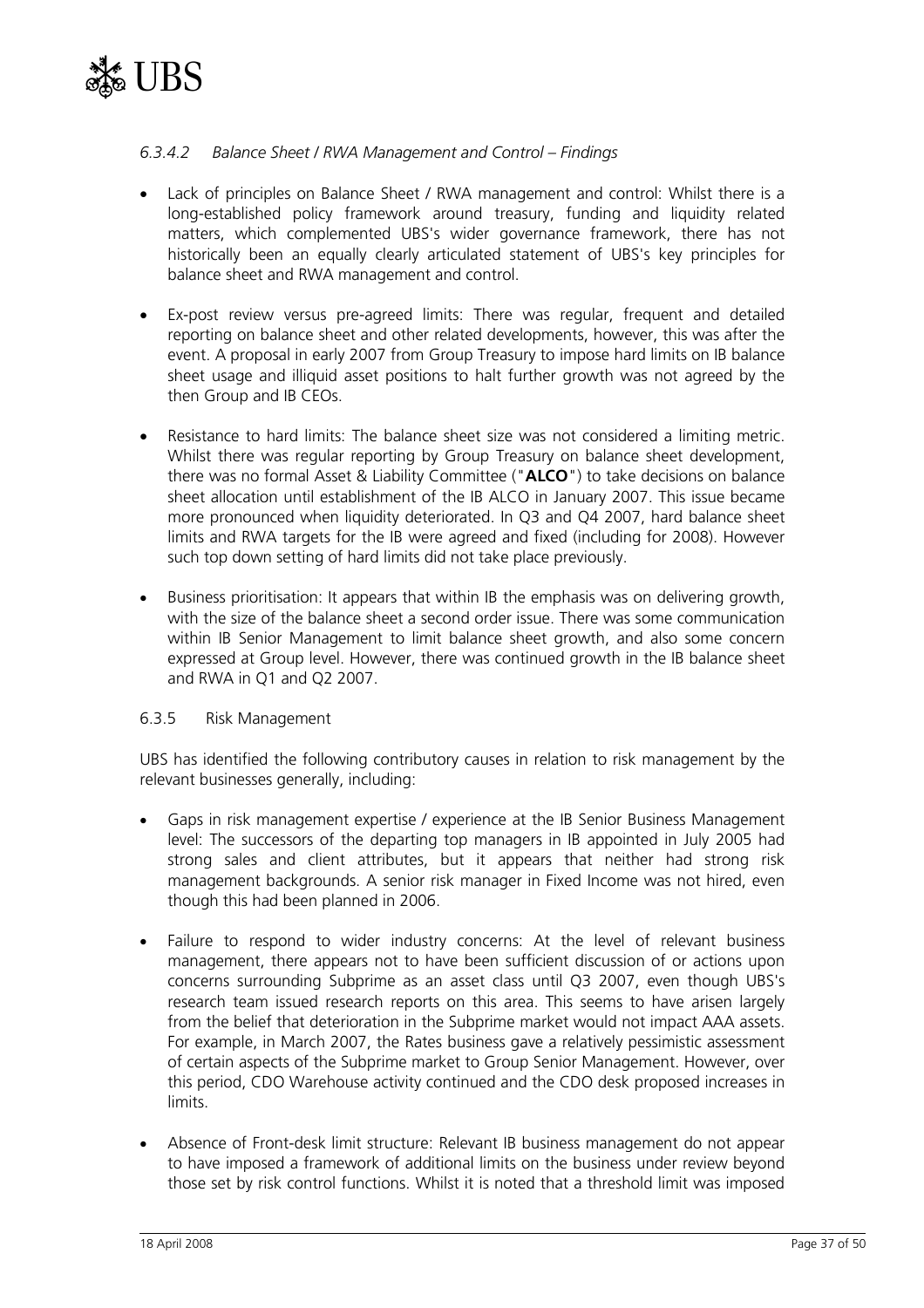#### *6.3.4.2 Balance Sheet / RWA Management and Control – Findings*

- Lack of principles on Balance Sheet / RWA management and control: Whilst there is a long-established policy framework around treasury, funding and liquidity related matters, which complemented UBS's wider governance framework, there has not historically been an equally clearly articulated statement of UBS's key principles for balance sheet and RWA management and control.

- Ex-post review versus pre-agreed limits: There was regular, frequent and detailed reporting on balance sheet and other related developments, however, this was after the event. A proposal in early 2007 from Group Treasury to impose hard limits on IB balance sheet usage and illiquid asset positions to halt further growth was not agreed by the then Group and IB CEOs.

- Resistance to hard limits: The balance sheet size was not considered a limiting metric. Whilst there was regular reporting by Group Treasury on balance sheet development, there was no formal Asset & Liability Committee ("**ALCO**") to take decisions on balance sheet allocation until establishment of the IB ALCO in January 2007. This issue became more pronounced when liquidity deteriorated. In Q3 and Q4 2007, hard balance sheet limits and RWA targets for the IB were agreed and fixed (including for 2008). However such top down setting of hard limits did not take place previously.

- Business prioritisation: It appears that within IB the emphasis was on delivering growth, with the size of the balance sheet a second order issue. There was some communication within IB Senior Management to limit balance sheet growth, and also some concern expressed at Group level. However, there was continued growth in the IB balance sheet and RWA in Q1 and Q2 2007.

### 6.3.5 Risk Management

UBS has identified the following contributory causes in relation to risk management by the relevant businesses generally, including:

- Gaps in risk management expertise / experience at the IB Senior Business Management level: The successors of the departing top managers in IB appointed in July 2005 had strong sales and client attributes, but it appears that neither had strong risk management backgrounds. A senior risk manager in Fixed Income was not hired, even though this had been planned in 2006.

- Failure to respond to wider industry concerns: At the level of relevant business management, there appears not to have been sufficient discussion of or actions upon concerns surrounding Subprime as an asset class until Q3 2007, even though UBS's research team issued research reports on this area. This seems to have arisen largely from the belief that deterioration in the Subprime market would not impact AAA assets. For example, in March 2007, the Rates business gave a relatively pessimistic assessment of certain aspects of the Subprime market to Group Senior Management. However, over this period, CDO Warehouse activity continued and the CDO desk proposed increases in limits.

- Absence of Front-desk limit structure: Relevant IB business management do not appear to have imposed a framework of additional limits on the business under review beyond those set by risk control functions. Whilst it is noted that a threshold limit was imposed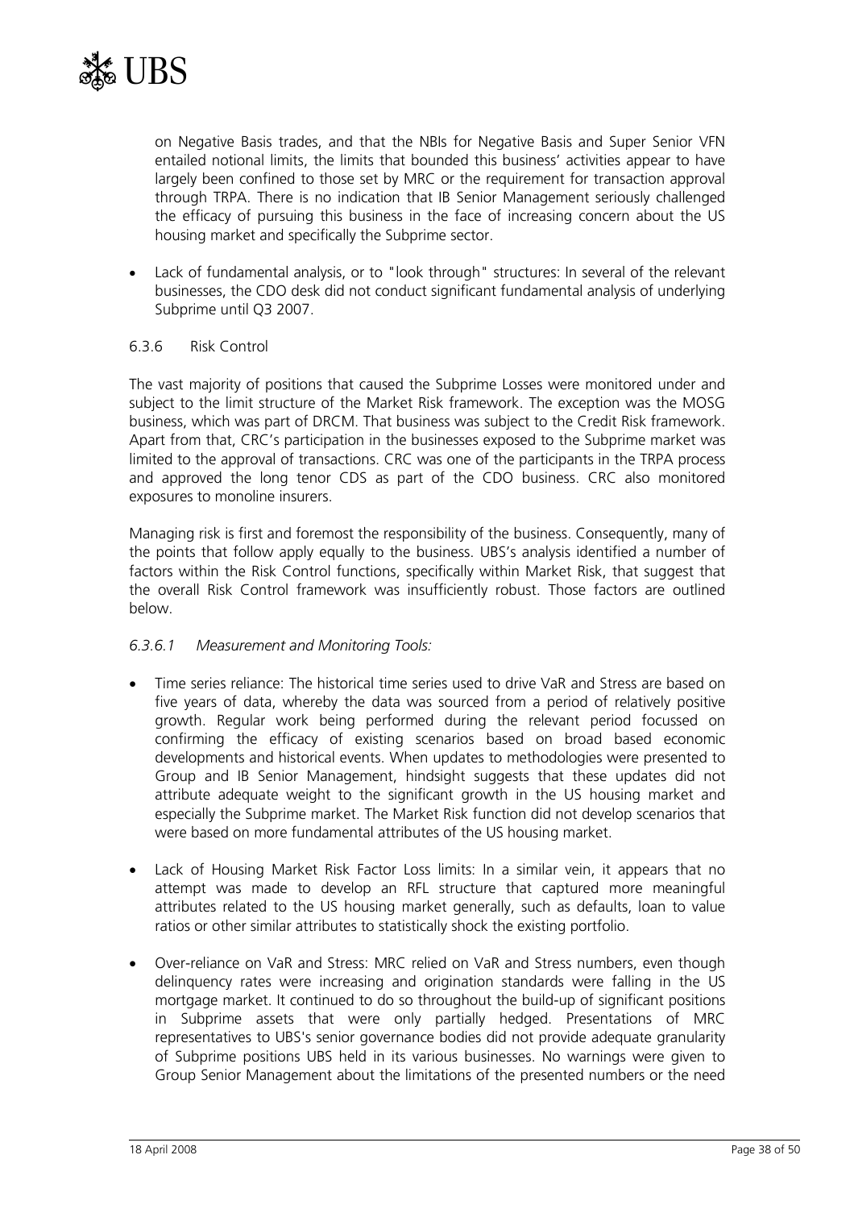on Negative Basis trades, and that the NBIs for Negative Basis and Super Senior VFN entailed notional limits, the limits that bounded this business' activities appear to have largely been confined to those set by MRC or the requirement for transaction approval through TRPA. There is no indication that IB Senior Management seriously challenged the efficacy of pursuing this business in the face of increasing concern about the US housing market and specifically the Subprime sector.

- Lack of fundamental analysis, or to "look through" structures: In several of the relevant businesses, the CDO desk did not conduct significant fundamental analysis of underlying Subprime until Q3 2007.

### 6.3.6 Risk Control

The vast majority of positions that caused the Subprime Losses were monitored under and subject to the limit structure of the Market Risk framework. The exception was the MOSG business, which was part of DRCM. That business was subject to the Credit Risk framework. Apart from that, CRC's participation in the businesses exposed to the Subprime market was limited to the approval of transactions. CRC was one of the participants in the TRPA process and approved the long tenor CDS as part of the CDO business. CRC also monitored exposures to monoline insurers.

Managing risk is first and foremost the responsibility of the business. Consequently, many of the points that follow apply equally to the business. UBS's analysis identified a number of factors within the Risk Control functions, specifically within Market Risk, that suggest that the overall Risk Control framework was insufficiently robust. Those factors are outlined below.

#### *6.3.6.1 Measurement and Monitoring Tools:*

- Time series reliance: The historical time series used to drive VaR and Stress are based on five years of data, whereby the data was sourced from a period of relatively positive growth. Regular work being performed during the relevant period focussed on confirming the efficacy of existing scenarios based on broad based economic developments and historical events. When updates to methodologies were presented to Group and IB Senior Management, hindsight suggests that these updates did not attribute adequate weight to the significant growth in the US housing market and especially the Subprime market. The Market Risk function did not develop scenarios that were based on more fundamental attributes of the US housing market.

- Lack of Housing Market Risk Factor Loss limits: In a similar vein, it appears that no attempt was made to develop an RFL structure that captured more meaningful attributes related to the US housing market generally, such as defaults, loan to value ratios or other similar attributes to statistically shock the existing portfolio.

- Over-reliance on VaR and Stress: MRC relied on VaR and Stress numbers, even though delinquency rates were increasing and origination standards were falling in the US mortgage market. It continued to do so throughout the build-up of significant positions in Subprime assets that were only partially hedged. Presentations of MRC representatives to UBS's senior governance bodies did not provide adequate granularity of Subprime positions UBS held in its various businesses. No warnings were given to Group Senior Management about the limitations of the presented numbers or the need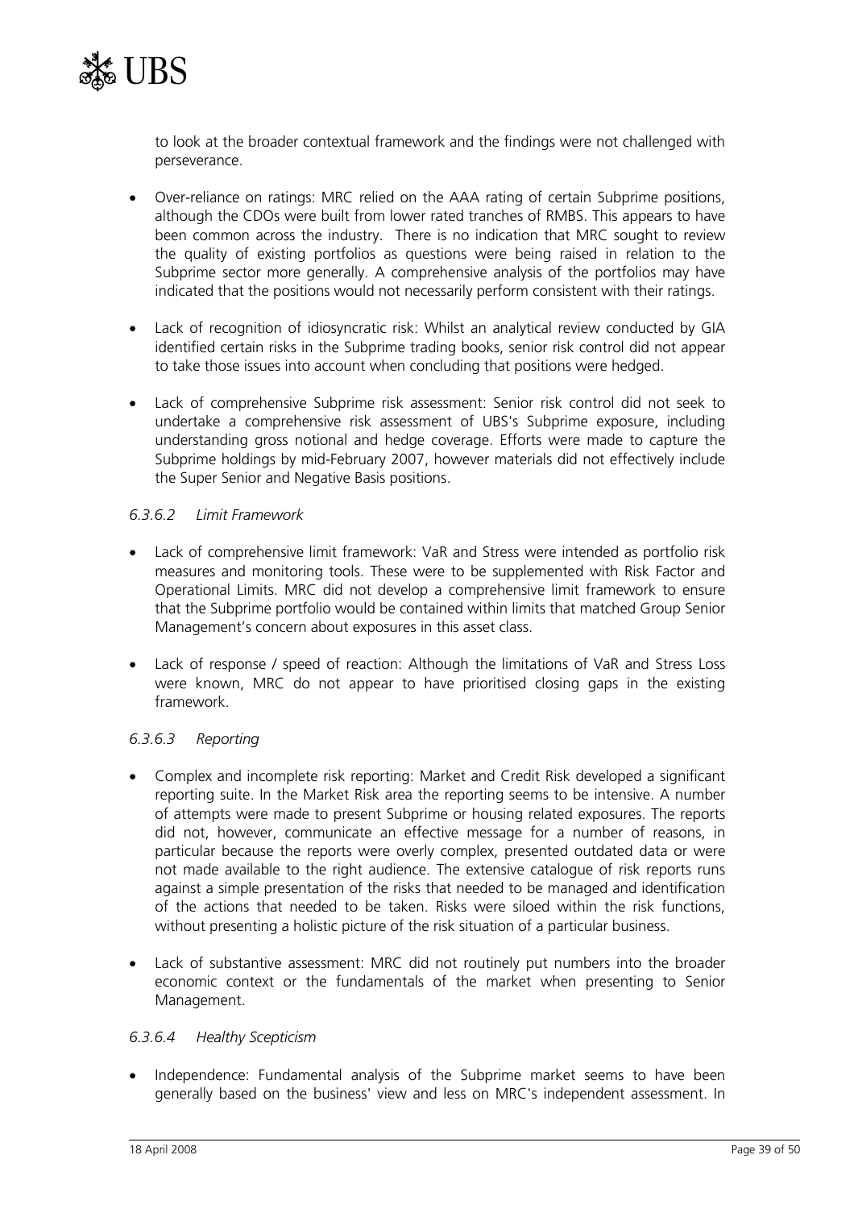to look at the broader contextual framework and the findings were not challenged with perseverance.

- Over-reliance on ratings: MRC relied on the AAA rating of certain Subprime positions, although the CDOs were built from lower rated tranches of RMBS. This appears to have been common across the industry. There is no indication that MRC sought to review the quality of existing portfolios as questions were being raised in relation to the Subprime sector more generally. A comprehensive analysis of the portfolios may have indicated that the positions would not necessarily perform consistent with their ratings.

- Lack of recognition of idiosyncratic risk: Whilst an analytical review conducted by GIA identified certain risks in the Subprime trading books, senior risk control did not appear to take those issues into account when concluding that positions were hedged.

- Lack of comprehensive Subprime risk assessment: Senior risk control did not seek to undertake a comprehensive risk assessment of UBS's Subprime exposure, including understanding gross notional and hedge coverage. Efforts were made to capture the Subprime holdings by mid-February 2007, however materials did not effectively include the Super Senior and Negative Basis positions.

#### *6.3.6.2 Limit Framework*

- Lack of comprehensive limit framework: VaR and Stress were intended as portfolio risk measures and monitoring tools. These were to be supplemented with Risk Factor and Operational Limits. MRC did not develop a comprehensive limit framework to ensure that the Subprime portfolio would be contained within limits that matched Group Senior Management's concern about exposures in this asset class.

- Lack of response / speed of reaction: Although the limitations of VaR and Stress Loss were known, MRC do not appear to have prioritised closing gaps in the existing framework.

#### *6.3.6.3 Reporting*

- Complex and incomplete risk reporting: Market and Credit Risk developed a significant reporting suite. In the Market Risk area the reporting seems to be intensive. A number of attempts were made to present Subprime or housing related exposures. The reports did not, however, communicate an effective message for a number of reasons, in particular because the reports were overly complex, presented outdated data or were not made available to the right audience. The extensive catalogue of risk reports runs against a simple presentation of the risks that needed to be managed and identification of the actions that needed to be taken. Risks were siloed within the risk functions, without presenting a holistic picture of the risk situation of a particular business.

- Lack of substantive assessment: MRC did not routinely put numbers into the broader economic context or the fundamentals of the market when presenting to Senior Management.

#### *6.3.6.4 Healthy Scepticism*

- Independence: Fundamental analysis of the Subprime market seems to have been generally based on the business' view and less on MRC's independent assessment. In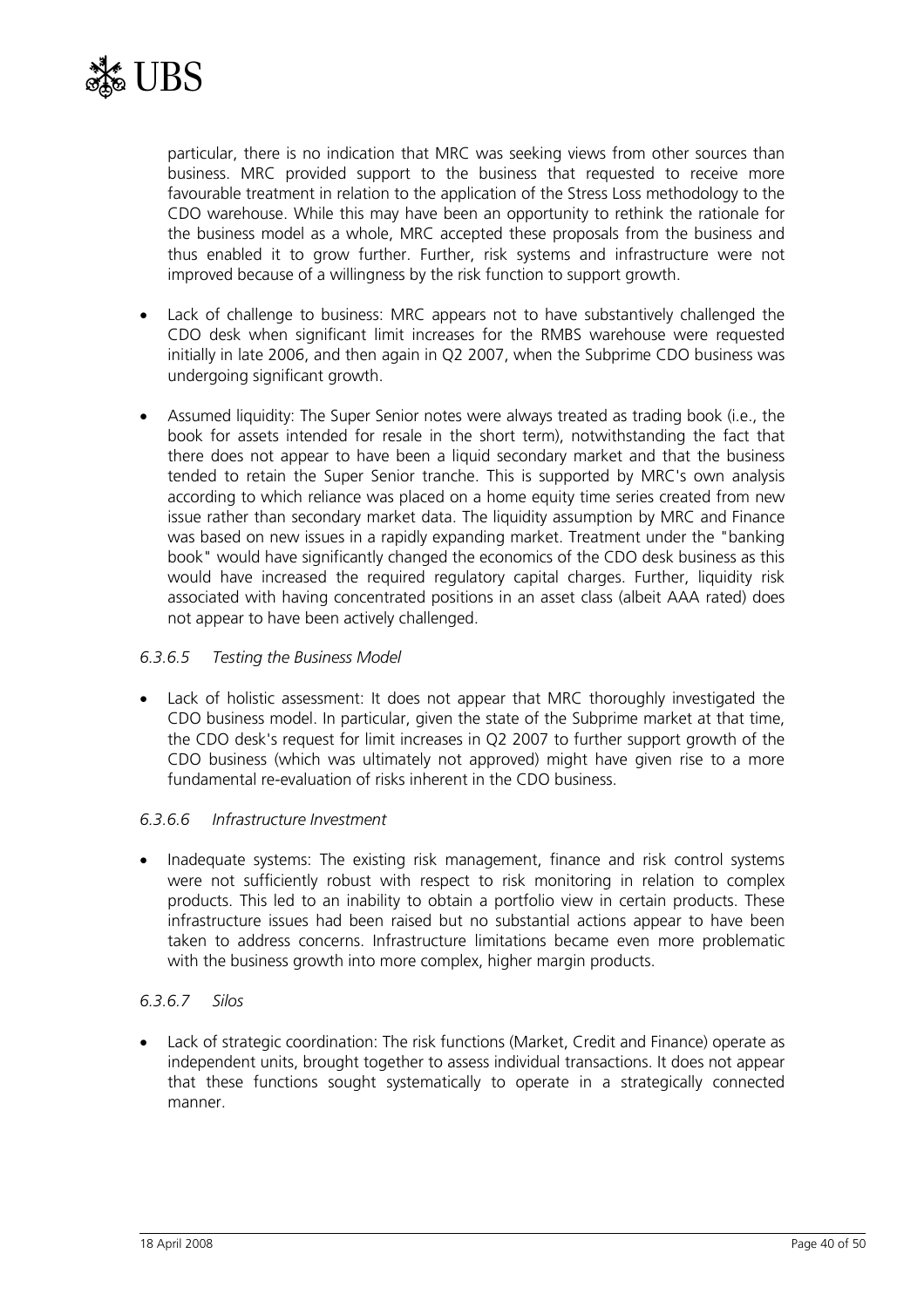particular, there is no indication that MRC was seeking views from other sources than business. MRC provided support to the business that requested to receive more favourable treatment in relation to the application of the Stress Loss methodology to the CDO warehouse. While this may have been an opportunity to rethink the rationale for the business model as a whole, MRC accepted these proposals from the business and thus enabled it to grow further. Further, risk systems and infrastructure were not improved because of a willingness by the risk function to support growth.

- Lack of challenge to business: MRC appears not to have substantively challenged the CDO desk when significant limit increases for the RMBS warehouse were requested initially in late 2006, and then again in Q2 2007, when the Subprime CDO business was undergoing significant growth.
- Assumed liquidity: The Super Senior notes were always treated as trading book (i.e., the book for assets intended for resale in the short term), notwithstanding the fact that there does not appear to have been a liquid secondary market and that the business tended to retain the Super Senior tranche. This is supported by MRC's own analysis according to which reliance was placed on a home equity time series created from new issue rather than secondary market data. The liquidity assumption by MRC and Finance was based on new issues in a rapidly expanding market. Treatment under the "banking book" would have significantly changed the economics of the CDO desk business as this would have increased the required regulatory capital charges. Further, liquidity risk associated with having concentrated positions in an asset class (albeit AAA rated) does not appear to have been actively challenged.

#### *6.3.6.5 Testing the Business Model*

- Lack of holistic assessment: It does not appear that MRC thoroughly investigated the CDO business model. In particular, given the state of the Subprime market at that time, the CDO desk's request for limit increases in Q2 2007 to further support growth of the CDO business (which was ultimately not approved) might have given rise to a more fundamental re-evaluation of risks inherent in the CDO business.

#### *6.3.6.6 Infrastructure Investment*

- Inadequate systems: The existing risk management, finance and risk control systems were not sufficiently robust with respect to risk monitoring in relation to complex products. This led to an inability to obtain a portfolio view in certain products. These infrastructure issues had been raised but no substantial actions appear to have been taken to address concerns. Infrastructure limitations became even more problematic with the business growth into more complex, higher margin products.

#### *6.3.6.7 Silos*

- Lack of strategic coordination: The risk functions (Market, Credit and Finance) operate as independent units, brought together to assess individual transactions. It does not appear that these functions sought systematically to operate in a strategically connected manner.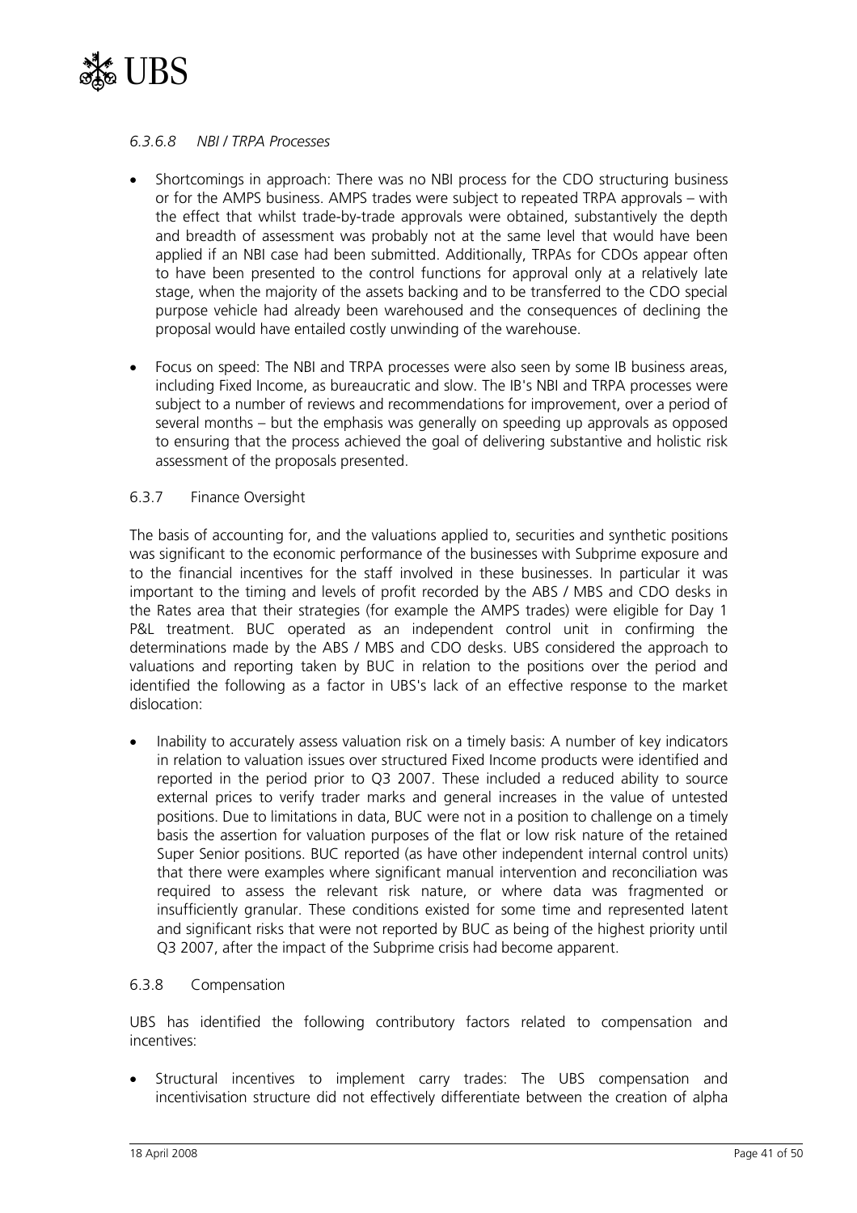#### *6.3.6.8 NBI / TRPA Processes*

- Shortcomings in approach: There was no NBI process for the CDO structuring business or for the AMPS business. AMPS trades were subject to repeated TRPA approvals – with the effect that whilst trade-by-trade approvals were obtained, substantively the depth and breadth of assessment was probably not at the same level that would have been applied if an NBI case had been submitted. Additionally, TRPAs for CDOs appear often to have been presented to the control functions for approval only at a relatively late stage, when the majority of the assets backing and to be transferred to the CDO special purpose vehicle had already been warehoused and the consequences of declining the proposal would have entailed costly unwinding of the warehouse.

- Focus on speed: The NBI and TRPA processes were also seen by some IB business areas, including Fixed Income, as bureaucratic and slow. The IB's NBI and TRPA processes were subject to a number of reviews and recommendations for improvement, over a period of several months – but the emphasis was generally on speeding up approvals as opposed to ensuring that the process achieved the goal of delivering substantive and holistic risk assessment of the proposals presented.

### 6.3.7 Finance Oversight

The basis of accounting for, and the valuations applied to, securities and synthetic positions was significant to the economic performance of the businesses with Subprime exposure and to the financial incentives for the staff involved in these businesses. In particular it was important to the timing and levels of profit recorded by the ABS / MBS and CDO desks in the Rates area that their strategies (for example the AMPS trades) were eligible for Day 1 P&L treatment. BUC operated as an independent control unit in confirming the determinations made by the ABS / MBS and CDO desks. UBS considered the approach to valuations and reporting taken by BUC in relation to the positions over the period and identified the following as a factor in UBS's lack of an effective response to the market dislocation:

- Inability to accurately assess valuation risk on a timely basis: A number of key indicators in relation to valuation issues over structured Fixed Income products were identified and reported in the period prior to Q3 2007. These included a reduced ability to source external prices to verify trader marks and general increases in the value of untested positions. Due to limitations in data, BUC were not in a position to challenge on a timely basis the assertion for valuation purposes of the flat or low risk nature of the retained Super Senior positions. BUC reported (as have other independent internal control units) that there were examples where significant manual intervention and reconciliation was required to assess the relevant risk nature, or where data was fragmented or insufficiently granular. These conditions existed for some time and represented latent and significant risks that were not reported by BUC as being of the highest priority until Q3 2007, after the impact of the Subprime crisis had become apparent.

### 6.3.8 Compensation

UBS has identified the following contributory factors related to compensation and incentives:

- Structural incentives to implement carry trades: The UBS compensation and incentivisation structure did not effectively differentiate between the creation of alpha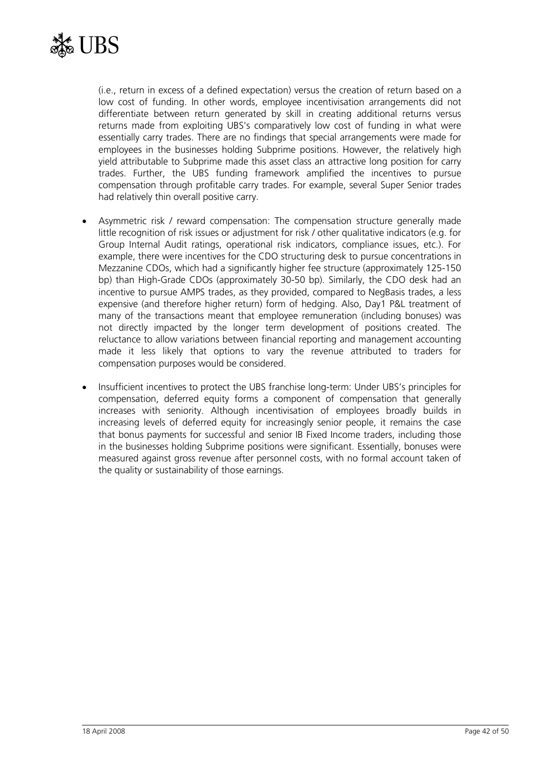(i.e., return in excess of a defined expectation) versus the creation of return based on a low cost of funding. In other words, employee incentivisation arrangements did not differentiate between return generated by skill in creating additional returns versus returns made from exploiting UBS's comparatively low cost of funding in what were essentially carry trades. There are no findings that special arrangements were made for employees in the businesses holding Subprime positions. However, the relatively high yield attributable to Subprime made this asset class an attractive long position for carry trades. Further, the UBS funding framework amplified the incentives to pursue compensation through profitable carry trades. For example, several Super Senior trades had relatively thin overall positive carry.

- Asymmetric risk / reward compensation: The compensation structure generally made little recognition of risk issues or adjustment for risk / other qualitative indicators (e.g. for Group Internal Audit ratings, operational risk indicators, compliance issues, etc.). For example, there were incentives for the CDO structuring desk to pursue concentrations in Mezzanine CDOs, which had a significantly higher fee structure (approximately 125-150 bp) than High-Grade CDOs (approximately 30-50 bp). Similarly, the CDO desk had an incentive to pursue AMPS trades, as they provided, compared to NegBasis trades, a less expensive (and therefore higher return) form of hedging. Also, Day1 P&L treatment of many of the transactions meant that employee remuneration (including bonuses) was not directly impacted by the longer term development of positions created. The reluctance to allow variations between financial reporting and management accounting made it less likely that options to vary the revenue attributed to traders for compensation purposes would be considered.

- Insufficient incentives to protect the UBS franchise long-term: Under UBS's principles for compensation, deferred equity forms a component of compensation that generally increases with seniority. Although incentivisation of employees broadly builds in increasing levels of deferred equity for increasingly senior people, it remains the case that bonus payments for successful and senior IB Fixed Income traders, including those in the businesses holding Subprime positions were significant. Essentially, bonuses were measured against gross revenue after personnel costs, with no formal account taken of the quality or sustainability of those earnings.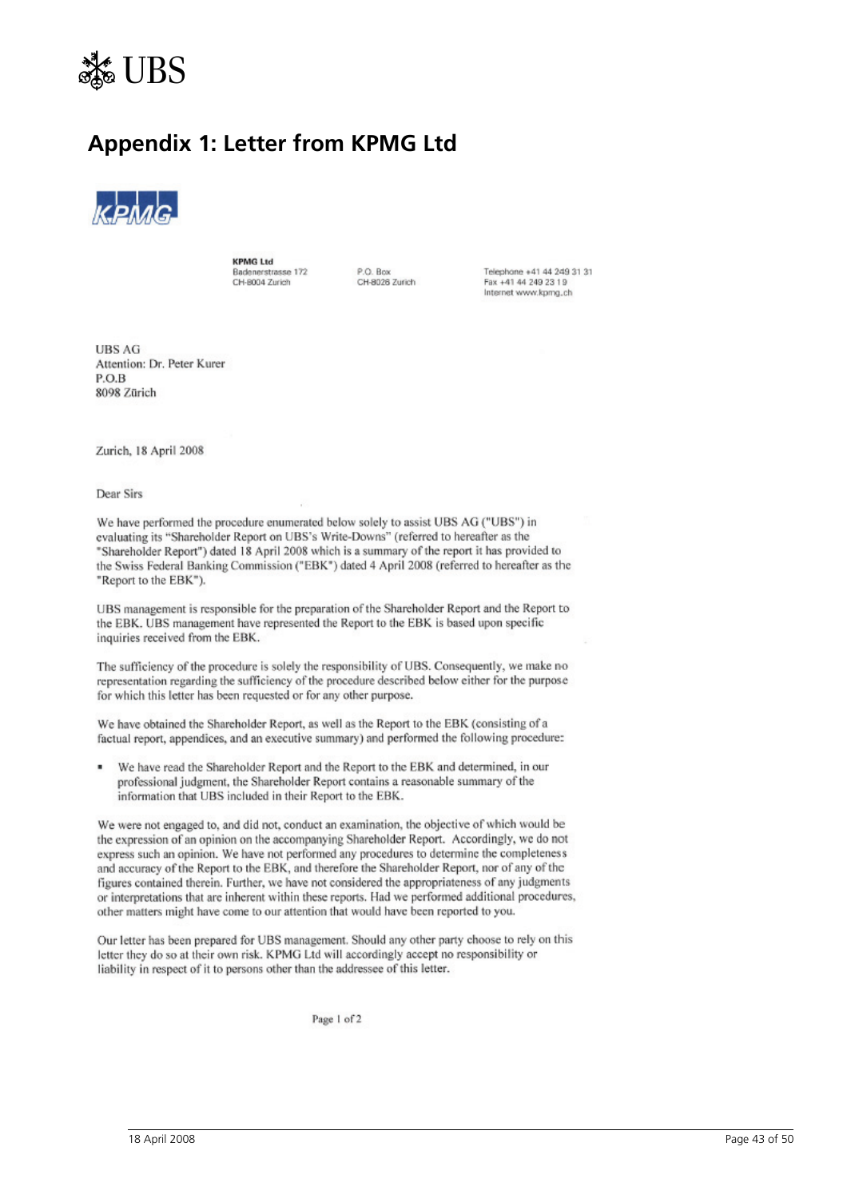# Appendix 1: Letter from KPMG Ltd

**KPMG Ltd**
Badenerstrasse 172
CH-8004 Zurich

P.O. Box
CH-8026 Zurich

Telephone +41 44 249 31 31
Fax +41 44 249 23 19
Internet www.kpmg.ch

UBS AG
Attention: Dr. Peter Kurer
P.O.B
8098 Zürich

Zurich, 18 April 2008

Dear Sirs

We have performed the procedure enumerated below solely to assist UBS AG ("UBS") in evaluating its "Shareholder Report on UBS's Write-Downs" (referred to hereafter as the "Shareholder Report") dated 18 April 2008 which is a summary of the report it has provided to the Swiss Federal Banking Commission ("EBK") dated 4 April 2008 (referred to hereafter as the "Report to the EBK").

UBS management is responsible for the preparation of the Shareholder Report and the Report to the EBK. UBS management have represented the Report to the EBK is based upon specific inquiries received from the EBK.

The sufficiency of the procedure is solely the responsibility of UBS. Consequently, we make no representation regarding the sufficiency of the procedure described below either for the purpose for which this letter has been requested or for any other purpose.

We have obtained the Shareholder Report, as well as the Report to the EBK (consisting of a factual report, appendices, and an executive summary) and performed the following procedure:

- We have read the Shareholder Report and the Report to the EBK and determined, in our professional judgment, the Shareholder Report contains a reasonable summary of the information that UBS included in their Report to the EBK.

We were not engaged to, and did not, conduct an examination, the objective of which would be the expression of an opinion on the accompanying Shareholder Report. Accordingly, we do not express such an opinion. We have not performed any procedures to determine the completeness and accuracy of the Report to the EBK, and therefore the Shareholder Report, nor of any of the figures contained therein. Further, we have not considered the appropriateness of any judgments or interpretations that are inherent within these reports. Had we performed additional procedures, other matters might have come to our attention that would have been reported to you.

Our letter has been prepared for UBS management. Should any other party choose to rely on this letter they do so at their own risk. KPMG Ltd will accordingly accept no responsibility or liability in respect of it to persons other than the addressee of this letter.

Page 1 of 2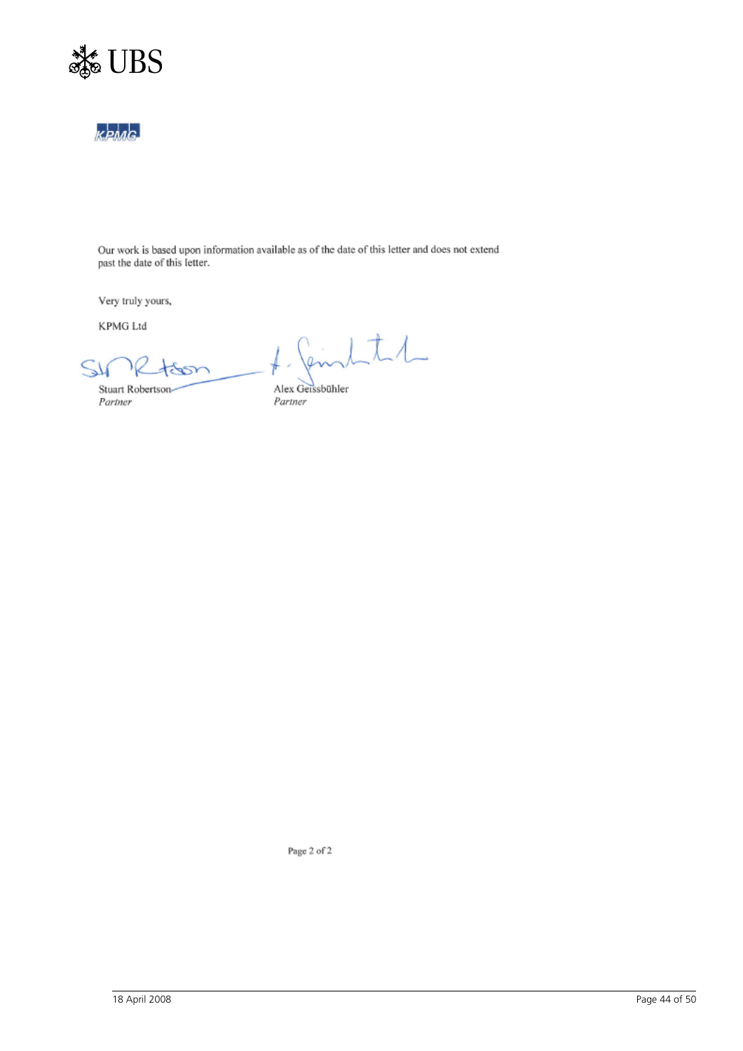Our work is based upon information available as of the date of this letter and does not extend past the date of this letter.

Very truly yours,

KPMG Ltd

Stuart Robertson  
*Partner*

Alex Geissbühler  
*Partner*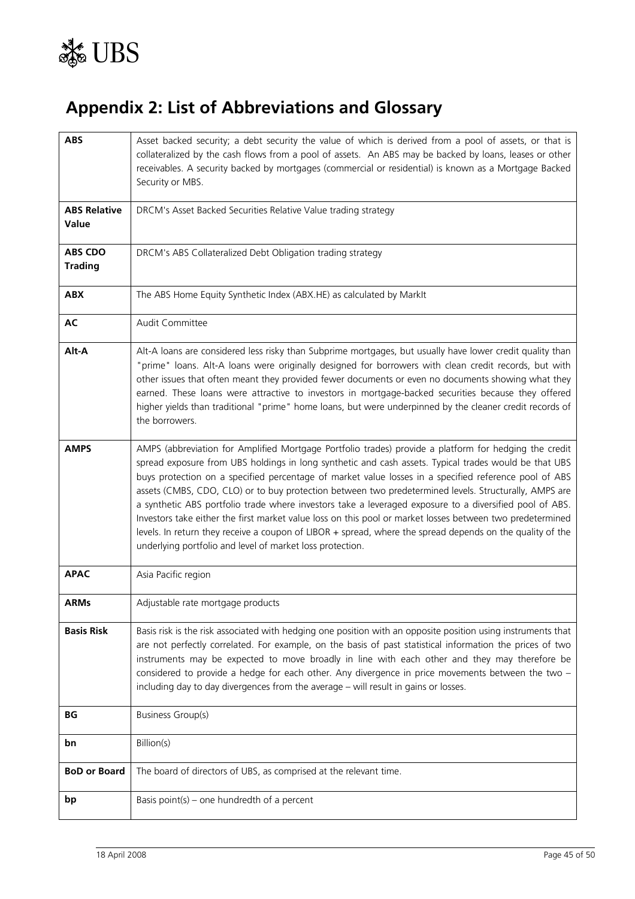# Appendix 2: List of Abbreviations and Glossary

| | |
|---|---|
| **ABS** | Asset backed security; a debt security the value of which is derived from a pool of assets, or that is collateralized by the cash flows from a pool of assets. An ABS may be backed by loans, leases or other receivables. A security backed by mortgages (commercial or residential) is known as a Mortgage Backed Security or MBS. |
| **ABS Relative Value** | DRCM's Asset Backed Securities Relative Value trading strategy |
| **ABS CDO Trading** | DRCM's ABS Collateralized Debt Obligation trading strategy |
| **ABX** | The ABS Home Equity Synthetic Index (ABX.HE) as calculated by MarkIt |
| **AC** | Audit Committee |
| **Alt-A** | Alt-A loans are considered less risky than Subprime mortgages, but usually have lower credit quality than "prime" loans. Alt-A loans were originally designed for borrowers with clean credit records, but with other issues that often meant they provided fewer documents or even no documents showing what they earned. These loans were attractive to investors in mortgage-backed securities because they offered higher yields than traditional "prime" home loans, but were underpinned by the cleaner credit records of the borrowers. |
| **AMPS** | AMPS (abbreviation for Amplified Mortgage Portfolio trades) provide a platform for hedging the credit spread exposure from UBS holdings in long synthetic and cash assets. Typical trades would be that UBS buys protection on a specified percentage of market value losses in a specified reference pool of ABS assets (CMBS, CDO, CLO) or to buy protection between two predetermined levels. Structurally, AMPS are a synthetic ABS portfolio trade where investors take a leveraged exposure to a diversified pool of ABS. Investors take either the first market value loss on this pool or market losses between two predetermined levels. In return they receive a coupon of LIBOR + spread, where the spread depends on the quality of the underlying portfolio and level of market loss protection. |
| **APAC** | Asia Pacific region |
| **ARMs** | Adjustable rate mortgage products |
| **Basis Risk** | Basis risk is the risk associated with hedging one position with an opposite position using instruments that are not perfectly correlated. For example, on the basis of past statistical information the prices of two instruments may be expected to move broadly in line with each other and they may therefore be considered to provide a hedge for each other. Any divergence in price movements between the two – including day to day divergences from the average – will result in gains or losses. |
| **BG** | Business Group(s) |
| **bn** | Billion(s) |
| **BoD or Board** | The board of directors of UBS, as comprised at the relevant time. |
| **bp** | Basis point(s) – one hundredth of a percent |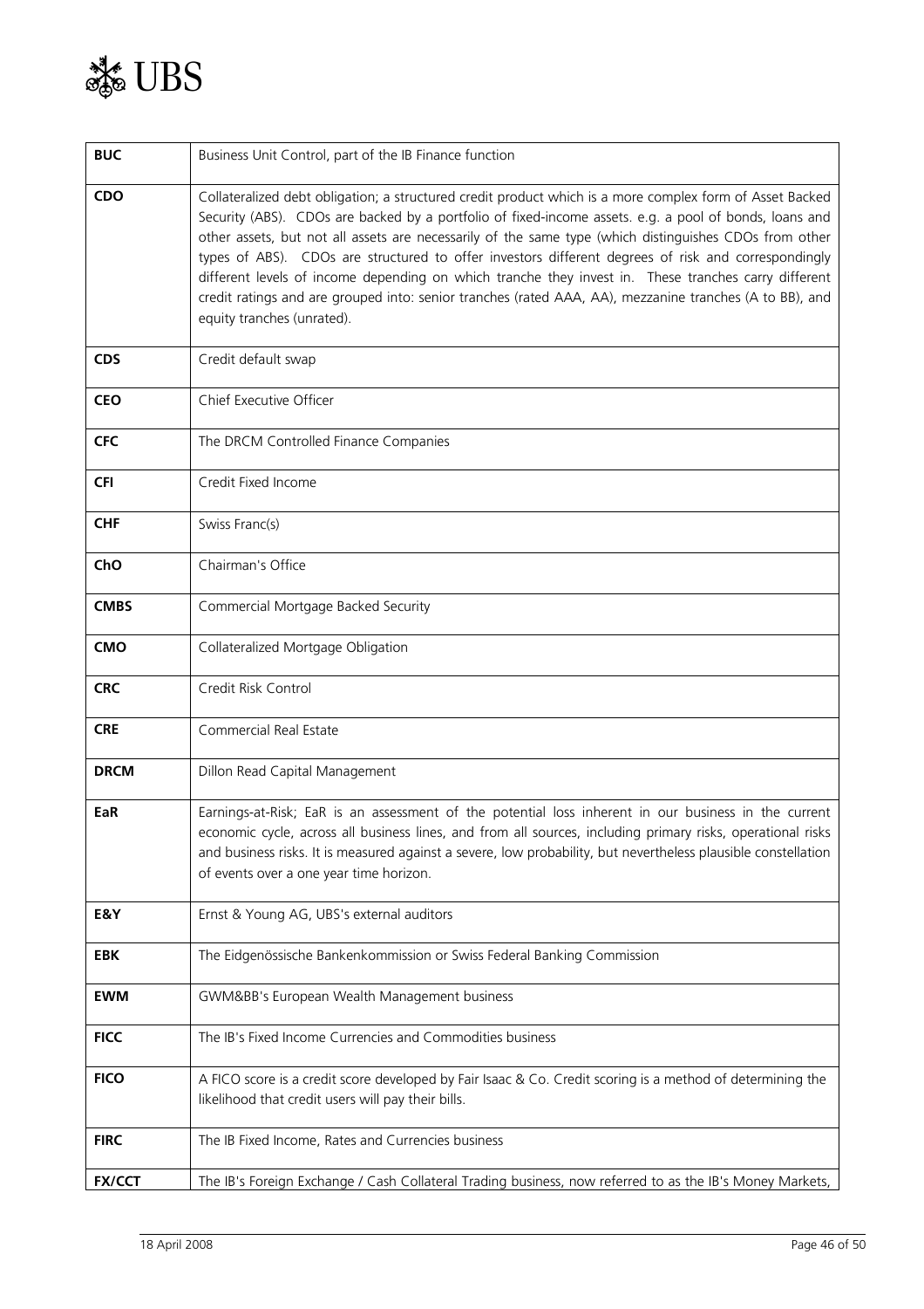| | |
|---|---|
| **BUC** | Business Unit Control, part of the IB Finance function |
| **CDO** | Collateralized debt obligation; a structured credit product which is a more complex form of Asset Backed Security (ABS). CDOs are backed by a portfolio of fixed-income assets. e.g. a pool of bonds, loans and other assets, but not all assets are necessarily of the same type (which distinguishes CDOs from other types of ABS). CDOs are structured to offer investors different degrees of risk and correspondingly different levels of income depending on which tranche they invest in. These tranches carry different credit ratings and are grouped into: senior tranches (rated AAA, AA), mezzanine tranches (A to BB), and equity tranches (unrated). |
| **CDS** | Credit default swap |
| **CEO** | Chief Executive Officer |
| **CFC** | The DRCM Controlled Finance Companies |
| **CFI** | Credit Fixed Income |
| **CHF** | Swiss Franc(s) |
| **ChO** | Chairman's Office |
| **CMBS** | Commercial Mortgage Backed Security |
| **CMO** | Collateralized Mortgage Obligation |
| **CRC** | Credit Risk Control |
| **CRE** | Commercial Real Estate |
| **DRCM** | Dillon Read Capital Management |
| **EaR** | Earnings-at-Risk; EaR is an assessment of the potential loss inherent in our business in the current economic cycle, across all business lines, and from all sources, including primary risks, operational risks and business risks. It is measured against a severe, low probability, but nevertheless plausible constellation of events over a one year time horizon. |
| **E&Y** | Ernst & Young AG, UBS's external auditors |
| **EBK** | The Eidgenössische Bankenkommission or Swiss Federal Banking Commission |
| **EWM** | GWM&BB's European Wealth Management business |
| **FICC** | The IB's Fixed Income Currencies and Commodities business |
| **FICO** | A FICO score is a credit score developed by Fair Isaac & Co. Credit scoring is a method of determining the likelihood that credit users will pay their bills. |
| **FIRC** | The IB Fixed Income, Rates and Currencies business |
| **FX/CCT** | The IB's Foreign Exchange / Cash Collateral Trading business, now referred to as the IB's Money Markets, |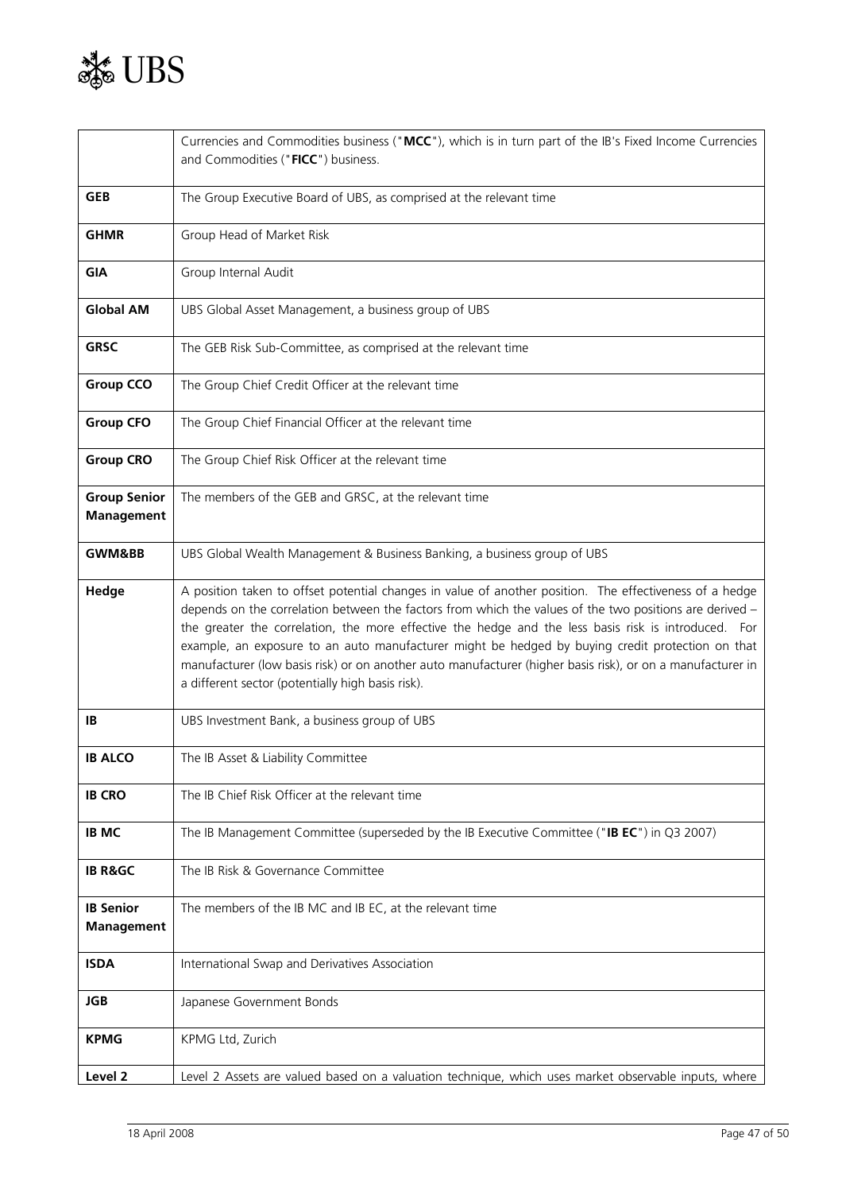| | |
|---|---|
| | Currencies and Commodities business ("**MCC**"), which is in turn part of the IB's Fixed Income Currencies and Commodities ("**FICC**") business. |
| **GEB** | The Group Executive Board of UBS, as comprised at the relevant time |
| **GHMR** | Group Head of Market Risk |
| **GIA** | Group Internal Audit |
| **Global AM** | UBS Global Asset Management, a business group of UBS |
| **GRSC** | The GEB Risk Sub-Committee, as comprised at the relevant time |
| **Group CCO** | The Group Chief Credit Officer at the relevant time |
| **Group CFO** | The Group Chief Financial Officer at the relevant time |
| **Group CRO** | The Group Chief Risk Officer at the relevant time |
| **Group Senior Management** | The members of the GEB and GRSC, at the relevant time |
| **GWM&BB** | UBS Global Wealth Management & Business Banking, a business group of UBS |
| **Hedge** | A position taken to offset potential changes in value of another position. The effectiveness of a hedge depends on the correlation between the factors from which the values of the two positions are derived – the greater the correlation, the more effective the hedge and the less basis risk is introduced. For example, an exposure to an auto manufacturer might be hedged by buying credit protection on that manufacturer (low basis risk) or on another auto manufacturer (higher basis risk), or on a manufacturer in a different sector (potentially high basis risk). |
| **IB** | UBS Investment Bank, a business group of UBS |
| **IB ALCO** | The IB Asset & Liability Committee |
| **IB CRO** | The IB Chief Risk Officer at the relevant time |
| **IB MC** | The IB Management Committee (superseded by the IB Executive Committee ("**IB EC**") in Q3 2007) |
| **IB R&GC** | The IB Risk & Governance Committee |
| **IB Senior Management** | The members of the IB MC and IB EC, at the relevant time |
| **ISDA** | International Swap and Derivatives Association |
| **JGB** | Japanese Government Bonds |
| **KPMG** | KPMG Ltd, Zurich |
| **Level 2** | Level 2 Assets are valued based on a valuation technique, which uses market observable inputs, where |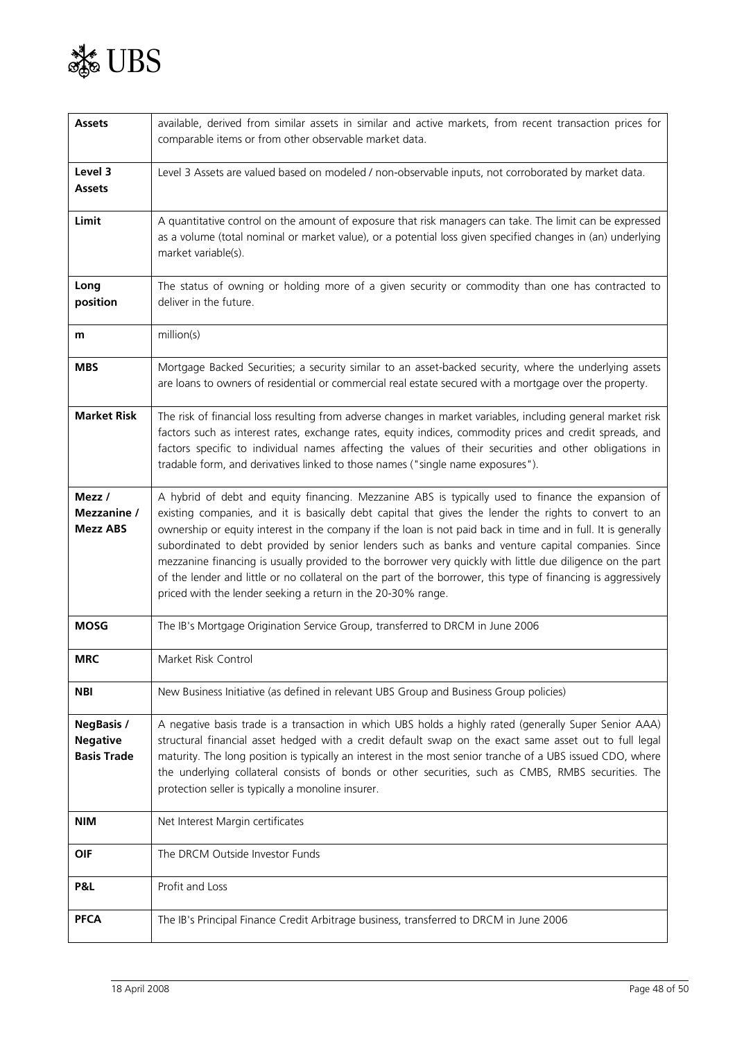| | |
|---|---|
| **Assets** | available, derived from similar assets in similar and active markets, from recent transaction prices for comparable items or from other observable market data. |
| **Level 3 Assets** | Level 3 Assets are valued based on modeled / non-observable inputs, not corroborated by market data. |
| **Limit** | A quantitative control on the amount of exposure that risk managers can take. The limit can be expressed as a volume (total nominal or market value), or a potential loss given specified changes in (an) underlying market variable(s). |
| **Long position** | The status of owning or holding more of a given security or commodity than one has contracted to deliver in the future. |
| **m** | million(s) |
| **MBS** | Mortgage Backed Securities; a security similar to an asset-backed security, where the underlying assets are loans to owners of residential or commercial real estate secured with a mortgage over the property. |
| **Market Risk** | The risk of financial loss resulting from adverse changes in market variables, including general market risk factors such as interest rates, exchange rates, equity indices, commodity prices and credit spreads, and factors specific to individual names affecting the values of their securities and other obligations in tradable form, and derivatives linked to those names ("single name exposures"). |
| **Mezz / Mezzanine / Mezz ABS** | A hybrid of debt and equity financing. Mezzanine ABS is typically used to finance the expansion of existing companies, and it is basically debt capital that gives the lender the rights to convert to an ownership or equity interest in the company if the loan is not paid back in time and in full. It is generally subordinated to debt provided by senior lenders such as banks and venture capital companies. Since mezzanine financing is usually provided to the borrower very quickly with little due diligence on the part of the lender and little or no collateral on the part of the borrower, this type of financing is aggressively priced with the lender seeking a return in the 20-30% range. |
| **MOSG** | The IB's Mortgage Origination Service Group, transferred to DRCM in June 2006 |
| **MRC** | Market Risk Control |
| **NBI** | New Business Initiative (as defined in relevant UBS Group and Business Group policies) |
| **NegBasis / Negative Basis Trade** | A negative basis trade is a transaction in which UBS holds a highly rated (generally Super Senior AAA) structural financial asset hedged with a credit default swap on the exact same asset out to full legal maturity. The long position is typically an interest in the most senior tranche of a UBS issued CDO, where the underlying collateral consists of bonds or other securities, such as CMBS, RMBS securities. The protection seller is typically a monoline insurer. |
| **NIM** | Net Interest Margin certificates |
| **OIF** | The DRCM Outside Investor Funds |
| **P&L** | Profit and Loss |
| **PFCA** | The IB's Principal Finance Credit Arbitrage business, transferred to DRCM in June 2006 |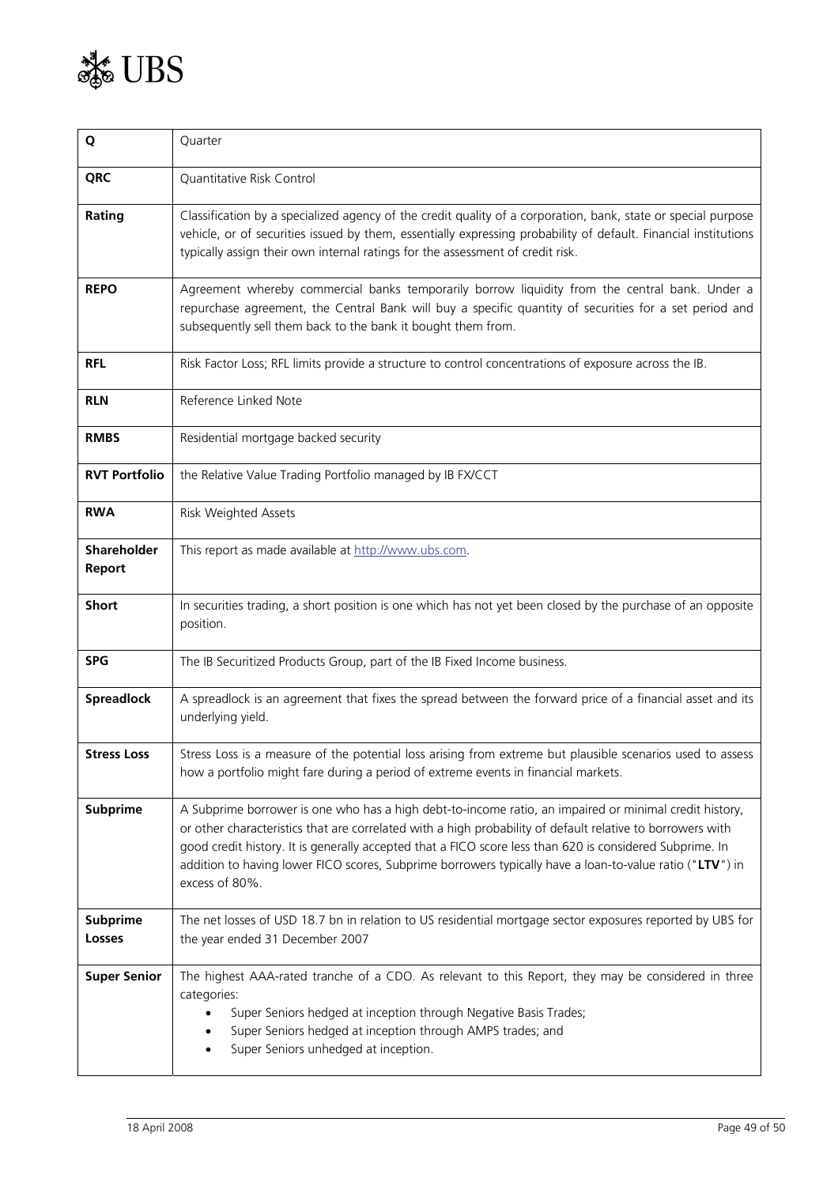| | |
|---|---|
| **Q** | Quarter |
| **QRC** | Quantitative Risk Control |
| **Rating** | Classification by a specialized agency of the credit quality of a corporation, bank, state or special purpose vehicle, or of securities issued by them, essentially expressing probability of default. Financial institutions typically assign their own internal ratings for the assessment of credit risk. |
| **REPO** | Agreement whereby commercial banks temporarily borrow liquidity from the central bank. Under a repurchase agreement, the Central Bank will buy a specific quantity of securities for a set period and subsequently sell them back to the bank it bought them from. |
| **RFL** | Risk Factor Loss; RFL limits provide a structure to control concentrations of exposure across the IB. |
| **RLN** | Reference Linked Note |
| **RMBS** | Residential mortgage backed security |
| **RVT Portfolio** | the Relative Value Trading Portfolio managed by IB FX/CCT |
| **RWA** | Risk Weighted Assets |
| **Shareholder Report** | This report as made available at http://www.ubs.com. |
| **Short** | In securities trading, a short position is one which has not yet been closed by the purchase of an opposite position. |
| **SPG** | The IB Securitized Products Group, part of the IB Fixed Income business. |
| **Spreadlock** | A spreadlock is an agreement that fixes the spread between the forward price of a financial asset and its underlying yield. |
| **Stress Loss** | Stress Loss is a measure of the potential loss arising from extreme but plausible scenarios used to assess how a portfolio might fare during a period of extreme events in financial markets. |
| **Subprime** | A Subprime borrower is one who has a high debt-to-income ratio, an impaired or minimal credit history, or other characteristics that are correlated with a high probability of default relative to borrowers with good credit history. It is generally accepted that a FICO score less than 620 is considered Subprime. In addition to having lower FICO scores, Subprime borrowers typically have a loan-to-value ratio ("**LTV**") in excess of 80%. |
| **Subprime Losses** | The net losses of USD 18.7 bn in relation to US residential mortgage sector exposures reported by UBS for the year ended 31 December 2007 |
| **Super Senior** | The highest AAA-rated tranche of a CDO. As relevant to this Report, they may be considered in three categories: <br>• Super Seniors hedged at inception through Negative Basis Trades; <br>• Super Seniors hedged at inception through AMPS trades; and <br>• Super Seniors unhedged at inception. |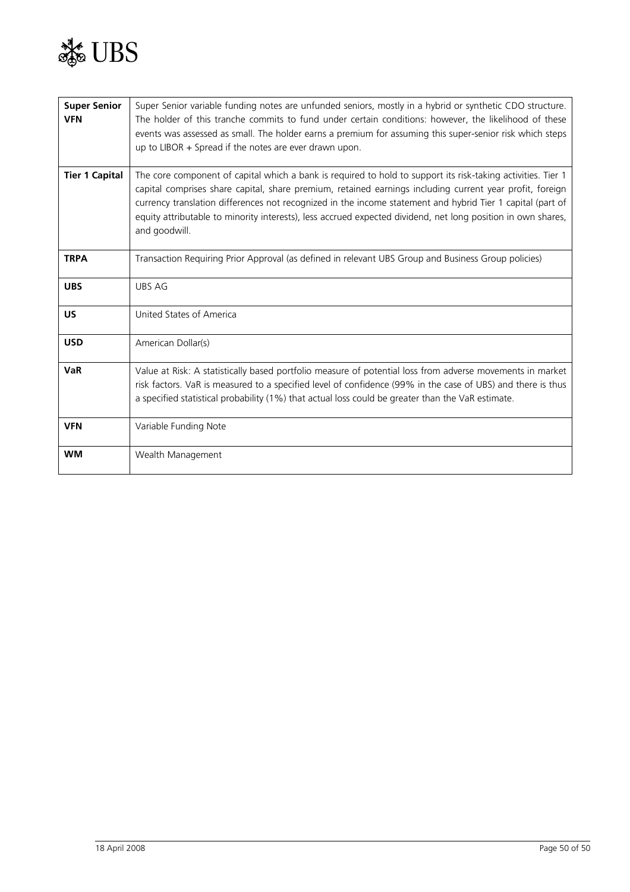| | |
|---|---|
| **Super Senior VFN** | Super Senior variable funding notes are unfunded seniors, mostly in a hybrid or synthetic CDO structure. The holder of this tranche commits to fund under certain conditions: however, the likelihood of these events was assessed as small. The holder earns a premium for assuming this super-senior risk which steps up to LIBOR + Spread if the notes are ever drawn upon. |
| **Tier 1 Capital** | The core component of capital which a bank is required to hold to support its risk-taking activities. Tier 1 capital comprises share capital, share premium, retained earnings including current year profit, foreign currency translation differences not recognized in the income statement and hybrid Tier 1 capital (part of equity attributable to minority interests), less accrued expected dividend, net long position in own shares, and goodwill. |
| **TRPA** | Transaction Requiring Prior Approval (as defined in relevant UBS Group and Business Group policies) |
| **UBS** | UBS AG |
| **US** | United States of America |
| **USD** | American Dollar(s) |
| **VaR** | Value at Risk: A statistically based portfolio measure of potential loss from adverse movements in market risk factors. VaR is measured to a specified level of confidence (99% in the case of UBS) and there is thus a specified statistical probability (1%) that actual loss could be greater than the VaR estimate. |
| **VFN** | Variable Funding Note |
| **WM** | Wealth Management |